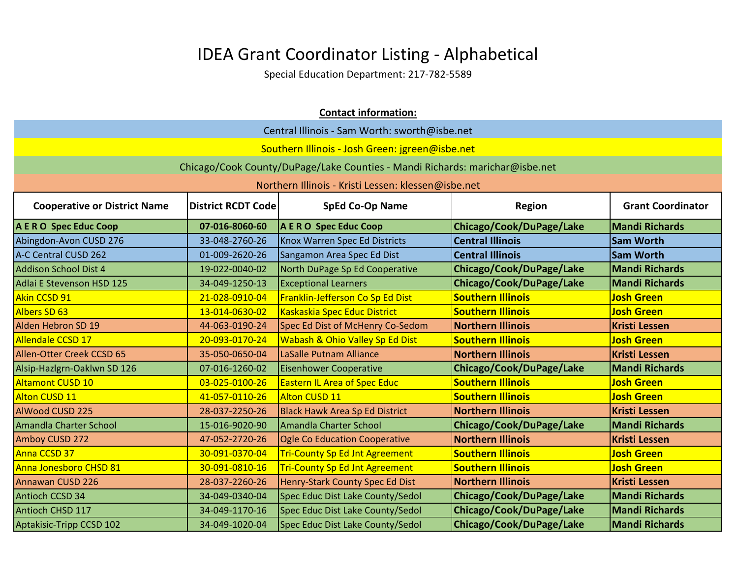# IDEA Grant Coordinator Listing - Alphabetical

Special Education Department: 217-782-5589

**Contact information:**

Central Illinois - Sam Worth: sworth@isbe.net

Southern Illinois - Josh Green: jgreen@isbe.net

Chicago/Cook County/DuPage/Lake Counties - Mandi Richards: marichar@isbe.net

Northern Illinois - Kristi Lessen: klessen@isbe.net

| Cooperative or District Name | District RCDT Code | SpEd Co-Op Name | Region | Grant Coordinator |
|---|---|---|---|---|
| **A E R O Spec Educ Coop** | **07-016-8060-60** | **A E R O Spec Educ Coop** | **Chicago/Cook/DuPage/Lake** | **Mandi Richards** |
| Abingdon-Avon CUSD 276 | 33-048-2760-26 | Knox Warren Spec Ed Districts | **Central Illinois** | **Sam Worth** |
| A-C Central CUSD 262 | 01-009-2620-26 | Sangamon Area Spec Ed Dist | **Central Illinois** | **Sam Worth** |
| Addison School Dist 4 | 19-022-0040-02 | North DuPage Sp Ed Cooperative | **Chicago/Cook/DuPage/Lake** | **Mandi Richards** |
| Adlai E Stevenson HSD 125 | 34-049-1250-13 | Exceptional Learners | **Chicago/Cook/DuPage/Lake** | **Mandi Richards** |
| Akin CCSD 91 | 21-028-0910-04 | Franklin-Jefferson Co Sp Ed Dist | **Southern Illinois** | **Josh Green** |
| Albers SD 63 | 13-014-0630-02 | Kaskaskia Spec Educ District | **Southern Illinois** | **Josh Green** |
| Alden Hebron SD 19 | 44-063-0190-24 | Spec Ed Dist of McHenry Co-Sedom | **Northern Illinois** | **Kristi Lessen** |
| Allendale CCSD 17 | 20-093-0170-24 | Wabash & Ohio Valley Sp Ed Dist | **Southern Illinois** | **Josh Green** |
| Allen-Otter Creek CCSD 65 | 35-050-0650-04 | LaSalle Putnam Alliance | **Northern Illinois** | **Kristi Lessen** |
| Alsip-Hazlgrn-Oaklwn SD 126 | 07-016-1260-02 | Eisenhower Cooperative | **Chicago/Cook/DuPage/Lake** | **Mandi Richards** |
| Altamont CUSD 10 | 03-025-0100-26 | Eastern IL Area of Spec Educ | **Southern Illinois** | **Josh Green** |
| Alton CUSD 11 | 41-057-0110-26 | Alton CUSD 11 | **Southern Illinois** | **Josh Green** |
| AlWood CUSD 225 | 28-037-2250-26 | Black Hawk Area Sp Ed District | **Northern Illinois** | **Kristi Lessen** |
| Amandla Charter School | 15-016-9020-90 | Amandla Charter School | **Chicago/Cook/DuPage/Lake** | **Mandi Richards** |
| Amboy CUSD 272 | 47-052-2720-26 | Ogle Co Education Cooperative | **Northern Illinois** | **Kristi Lessen** |
| Anna CCSD 37 | 30-091-0370-04 | Tri-County Sp Ed Jnt Agreement | **Southern Illinois** | **Josh Green** |
| Anna Jonesboro CHSD 81 | 30-091-0810-16 | Tri-County Sp Ed Jnt Agreement | **Southern Illinois** | **Josh Green** |
| Annawan CUSD 226 | 28-037-2260-26 | Henry-Stark County Spec Ed Dist | **Northern Illinois** | **Kristi Lessen** |
| Antioch CCSD 34 | 34-049-0340-04 | Spec Educ Dist Lake County/Sedol | **Chicago/Cook/DuPage/Lake** | **Mandi Richards** |
| Antioch CHSD 117 | 34-049-1170-16 | Spec Educ Dist Lake County/Sedol | **Chicago/Cook/DuPage/Lake** | **Mandi Richards** |
| Aptakisic-Tripp CCSD 102 | 34-049-1020-04 | Spec Educ Dist Lake County/Sedol | **Chicago/Cook/DuPage/Lake** | **Mandi Richards** |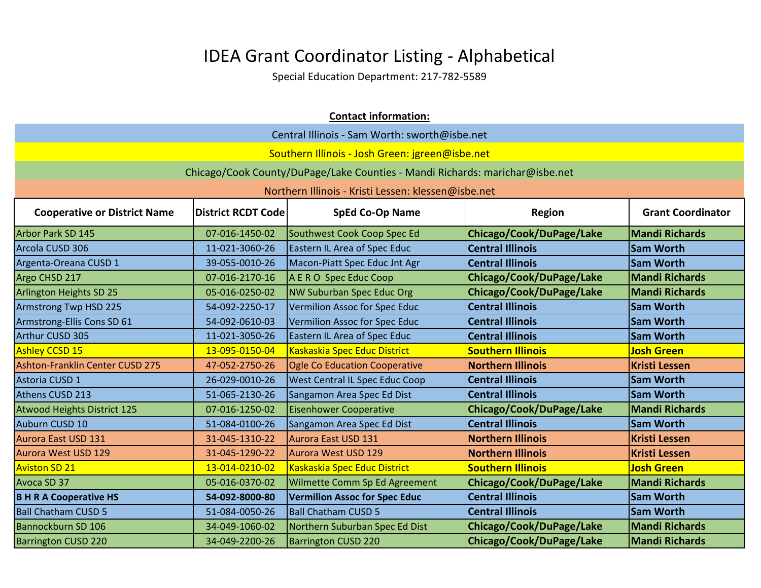# IDEA Grant Coordinator Listing - Alphabetical

Special Education Department: 217-782-5589

**Contact information:**

Central Illinois - Sam Worth: sworth@isbe.net

Southern Illinois - Josh Green: jgreen@isbe.net

Chicago/Cook County/DuPage/Lake Counties - Mandi Richards: marichar@isbe.net

Northern Illinois - Kristi Lessen: klessen@isbe.net

| Cooperative or District Name | District RCDT Code | SpEd Co-Op Name | Region | Grant Coordinator |
|---|---|---|---|---|
| Arbor Park SD 145 | 07-016-1450-02 | Southwest Cook Coop Spec Ed | **Chicago/Cook/DuPage/Lake** | **Mandi Richards** |
| Arcola CUSD 306 | 11-021-3060-26 | Eastern IL Area of Spec Educ | **Central Illinois** | **Sam Worth** |
| Argenta-Oreana CUSD 1 | 39-055-0010-26 | Macon-Piatt Spec Educ Jnt Agr | **Central Illinois** | **Sam Worth** |
| Argo CHSD 217 | 07-016-2170-16 | A E R O Spec Educ Coop | **Chicago/Cook/DuPage/Lake** | **Mandi Richards** |
| Arlington Heights SD 25 | 05-016-0250-02 | NW Suburban Spec Educ Org | **Chicago/Cook/DuPage/Lake** | **Mandi Richards** |
| Armstrong Twp HSD 225 | 54-092-2250-17 | Vermilion Assoc for Spec Educ | **Central Illinois** | **Sam Worth** |
| Armstrong-Ellis Cons SD 61 | 54-092-0610-03 | Vermilion Assoc for Spec Educ | **Central Illinois** | **Sam Worth** |
| Arthur CUSD 305 | 11-021-3050-26 | Eastern IL Area of Spec Educ | **Central Illinois** | **Sam Worth** |
| Ashley CCSD 15 | 13-095-0150-04 | Kaskaskia Spec Educ District | **Southern Illinois** | **Josh Green** |
| Ashton-Franklin Center CUSD 275 | 47-052-2750-26 | Ogle Co Education Cooperative | **Northern Illinois** | **Kristi Lessen** |
| Astoria CUSD 1 | 26-029-0010-26 | West Central IL Spec Educ Coop | **Central Illinois** | **Sam Worth** |
| Athens CUSD 213 | 51-065-2130-26 | Sangamon Area Spec Ed Dist | **Central Illinois** | **Sam Worth** |
| Atwood Heights District 125 | 07-016-1250-02 | Eisenhower Cooperative | **Chicago/Cook/DuPage/Lake** | **Mandi Richards** |
| Auburn CUSD 10 | 51-084-0100-26 | Sangamon Area Spec Ed Dist | **Central Illinois** | **Sam Worth** |
| Aurora East USD 131 | 31-045-1310-22 | Aurora East USD 131 | **Northern Illinois** | **Kristi Lessen** |
| Aurora West USD 129 | 31-045-1290-22 | Aurora West USD 129 | **Northern Illinois** | **Kristi Lessen** |
| Aviston SD 21 | 13-014-0210-02 | Kaskaskia Spec Educ District | **Southern Illinois** | **Josh Green** |
| Avoca SD 37 | 05-016-0370-02 | Wilmette Comm Sp Ed Agreement | **Chicago/Cook/DuPage/Lake** | **Mandi Richards** |
| **B H R A Cooperative HS** | **54-092-8000-80** | **Vermilion Assoc for Spec Educ** | **Central Illinois** | **Sam Worth** |
| Ball Chatham CUSD 5 | 51-084-0050-26 | Ball Chatham CUSD 5 | **Central Illinois** | **Sam Worth** |
| Bannockburn SD 106 | 34-049-1060-02 | Northern Suburban Spec Ed Dist | **Chicago/Cook/DuPage/Lake** | **Mandi Richards** |
| Barrington CUSD 220 | 34-049-2200-26 | Barrington CUSD 220 | **Chicago/Cook/DuPage/Lake** | **Mandi Richards** |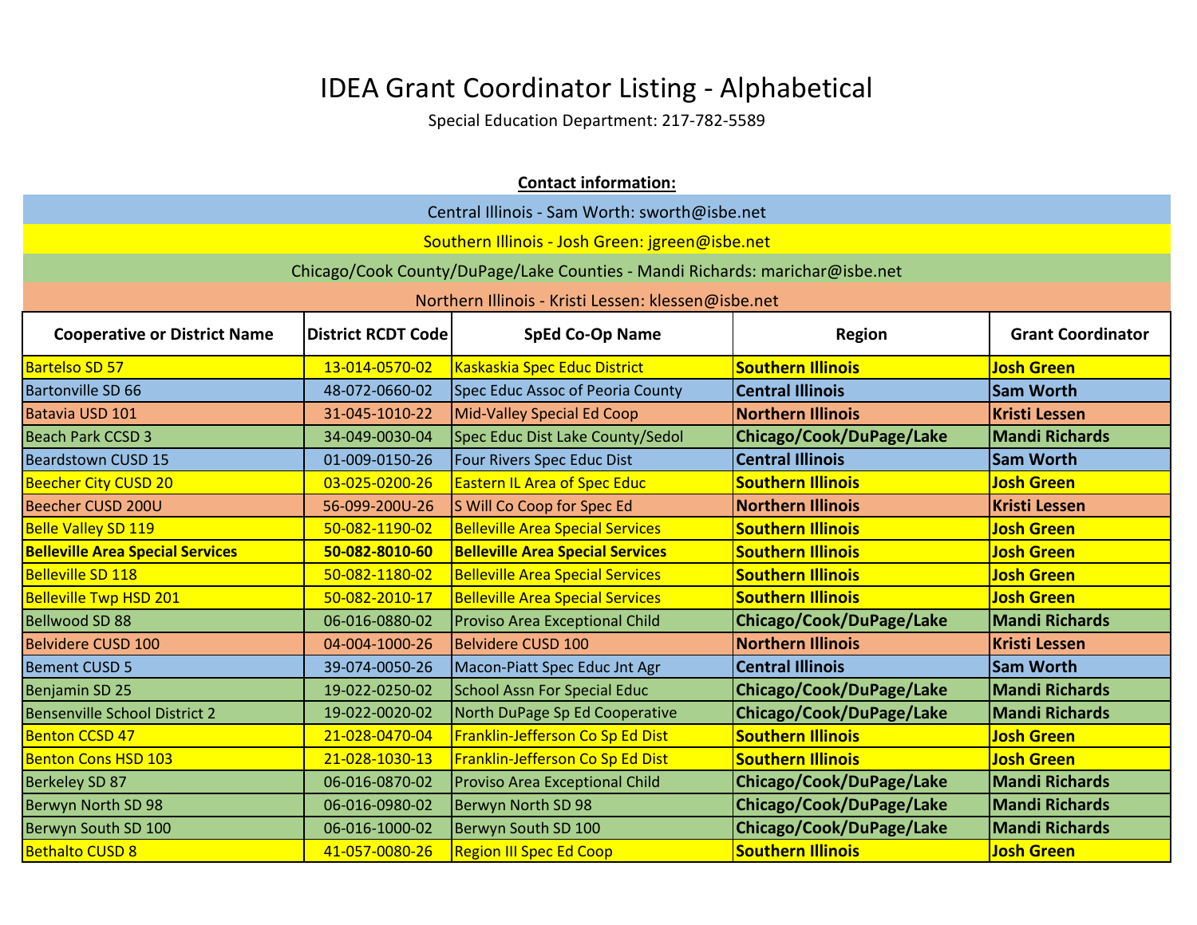# IDEA Grant Coordinator Listing - Alphabetical

Special Education Department: 217-782-5589

**Contact information:**

Central Illinois - Sam Worth: sworth@isbe.net

Southern Illinois - Josh Green: jgreen@isbe.net

Chicago/Cook County/DuPage/Lake Counties - Mandi Richards: marichar@isbe.net

Northern Illinois - Kristi Lessen: klessen@isbe.net

| Cooperative or District Name | District RCDT Code | SpEd Co-Op Name | Region | Grant Coordinator |
|---|---|---|---|---|
| Bartelso SD 57 | 13-014-0570-02 | Kaskaskia Spec Educ District | **Southern Illinois** | **Josh Green** |
| Bartonville SD 66 | 48-072-0660-02 | Spec Educ Assoc of Peoria County | **Central Illinois** | **Sam Worth** |
| Batavia USD 101 | 31-045-1010-22 | Mid-Valley Special Ed Coop | **Northern Illinois** | **Kristi Lessen** |
| Beach Park CCSD 3 | 34-049-0030-04 | Spec Educ Dist Lake County/Sedol | **Chicago/Cook/DuPage/Lake** | **Mandi Richards** |
| Beardstown CUSD 15 | 01-009-0150-26 | Four Rivers Spec Educ Dist | **Central Illinois** | **Sam Worth** |
| Beecher City CUSD 20 | 03-025-0200-26 | Eastern IL Area of Spec Educ | **Southern Illinois** | **Josh Green** |
| Beecher CUSD 200U | 56-099-200U-26 | S Will Co Coop for Spec Ed | **Northern Illinois** | **Kristi Lessen** |
| Belle Valley SD 119 | 50-082-1190-02 | Belleville Area Special Services | **Southern Illinois** | **Josh Green** |
| **Belleville Area Special Services** | **50-082-8010-60** | **Belleville Area Special Services** | **Southern Illinois** | **Josh Green** |
| Belleville SD 118 | 50-082-1180-02 | Belleville Area Special Services | **Southern Illinois** | **Josh Green** |
| Belleville Twp HSD 201 | 50-082-2010-17 | Belleville Area Special Services | **Southern Illinois** | **Josh Green** |
| Bellwood SD 88 | 06-016-0880-02 | Proviso Area Exceptional Child | **Chicago/Cook/DuPage/Lake** | **Mandi Richards** |
| Belvidere CUSD 100 | 04-004-1000-26 | Belvidere CUSD 100 | **Northern Illinois** | **Kristi Lessen** |
| Bement CUSD 5 | 39-074-0050-26 | Macon-Piatt Spec Educ Jnt Agr | **Central Illinois** | **Sam Worth** |
| Benjamin SD 25 | 19-022-0250-02 | School Assn For Special Educ | **Chicago/Cook/DuPage/Lake** | **Mandi Richards** |
| Bensenville School District 2 | 19-022-0020-02 | North DuPage Sp Ed Cooperative | **Chicago/Cook/DuPage/Lake** | **Mandi Richards** |
| Benton CCSD 47 | 21-028-0470-04 | Franklin-Jefferson Co Sp Ed Dist | **Southern Illinois** | **Josh Green** |
| Benton Cons HSD 103 | 21-028-1030-13 | Franklin-Jefferson Co Sp Ed Dist | **Southern Illinois** | **Josh Green** |
| Berkeley SD 87 | 06-016-0870-02 | Proviso Area Exceptional Child | **Chicago/Cook/DuPage/Lake** | **Mandi Richards** |
| Berwyn North SD 98 | 06-016-0980-02 | Berwyn North SD 98 | **Chicago/Cook/DuPage/Lake** | **Mandi Richards** |
| Berwyn South SD 100 | 06-016-1000-02 | Berwyn South SD 100 | **Chicago/Cook/DuPage/Lake** | **Mandi Richards** |
| Bethalto CUSD 8 | 41-057-0080-26 | Region III Spec Ed Coop | **Southern Illinois** | **Josh Green** |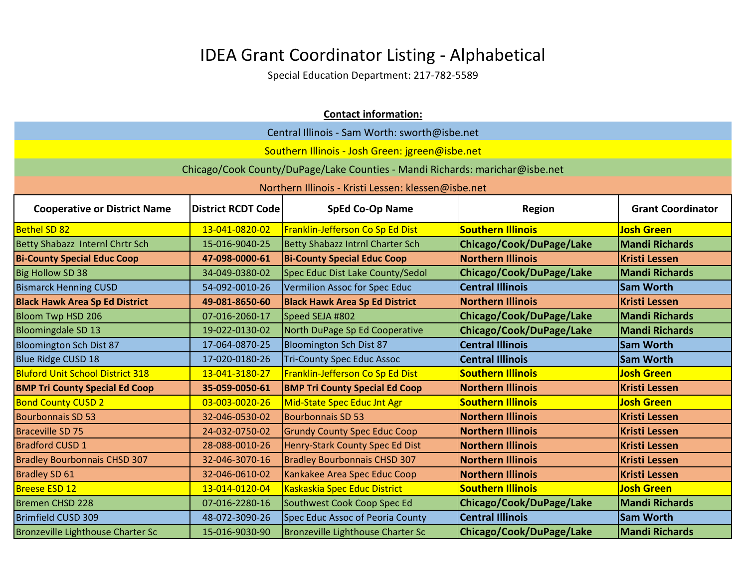# IDEA Grant Coordinator Listing - Alphabetical

Special Education Department: 217-782-5589

**Contact information:**

Central Illinois - Sam Worth: sworth@isbe.net

Southern Illinois - Josh Green: jgreen@isbe.net

Chicago/Cook County/DuPage/Lake Counties - Mandi Richards: marichar@isbe.net

Northern Illinois - Kristi Lessen: klessen@isbe.net

| Cooperative or District Name | District RCDT Code | SpEd Co-Op Name | Region | Grant Coordinator |
|---|---|---|---|---|
| Bethel SD 82 | 13-041-0820-02 | Franklin-Jefferson Co Sp Ed Dist | **Southern Illinois** | **Josh Green** |
| Betty Shabazz  Internl Chrtr Sch | 15-016-9040-25 | Betty Shabazz Intrnl Charter Sch | **Chicago/Cook/DuPage/Lake** | **Mandi Richards** |
| **Bi-County Special Educ Coop** | **47-098-0000-61** | **Bi-County Special Educ Coop** | **Northern Illinois** | **Kristi Lessen** |
| Big Hollow SD 38 | 34-049-0380-02 | Spec Educ Dist Lake County/Sedol | **Chicago/Cook/DuPage/Lake** | **Mandi Richards** |
| Bismarck Henning CUSD | 54-092-0010-26 | Vermilion Assoc for Spec Educ | **Central Illinois** | **Sam Worth** |
| **Black Hawk Area Sp Ed District** | **49-081-8650-60** | **Black Hawk Area Sp Ed District** | **Northern Illinois** | **Kristi Lessen** |
| Bloom Twp HSD 206 | 07-016-2060-17 | Speed SEJA #802 | **Chicago/Cook/DuPage/Lake** | **Mandi Richards** |
| Bloomingdale SD 13 | 19-022-0130-02 | North DuPage Sp Ed Cooperative | **Chicago/Cook/DuPage/Lake** | **Mandi Richards** |
| Bloomington Sch Dist 87 | 17-064-0870-25 | Bloomington Sch Dist 87 | **Central Illinois** | **Sam Worth** |
| Blue Ridge CUSD 18 | 17-020-0180-26 | Tri-County Spec Educ Assoc | **Central Illinois** | **Sam Worth** |
| Bluford Unit School District 318 | 13-041-3180-27 | Franklin-Jefferson Co Sp Ed Dist | **Southern Illinois** | **Josh Green** |
| **BMP Tri County Special Ed Coop** | **35-059-0050-61** | **BMP Tri County Special Ed Coop** | **Northern Illinois** | **Kristi Lessen** |
| Bond County CUSD 2 | 03-003-0020-26 | Mid-State Spec Educ Jnt Agr | **Southern Illinois** | **Josh Green** |
| Bourbonnais SD 53 | 32-046-0530-02 | Bourbonnais SD 53 | **Northern Illinois** | **Kristi Lessen** |
| Braceville SD 75 | 24-032-0750-02 | Grundy County Spec Educ Coop | **Northern Illinois** | **Kristi Lessen** |
| Bradford CUSD 1 | 28-088-0010-26 | Henry-Stark County Spec Ed Dist | **Northern Illinois** | **Kristi Lessen** |
| Bradley Bourbonnais CHSD 307 | 32-046-3070-16 | Bradley Bourbonnais CHSD 307 | **Northern Illinois** | **Kristi Lessen** |
| Bradley SD 61 | 32-046-0610-02 | Kankakee Area Spec Educ Coop | **Northern Illinois** | **Kristi Lessen** |
| Breese ESD 12 | 13-014-0120-04 | Kaskaskia Spec Educ District | **Southern Illinois** | **Josh Green** |
| Bremen CHSD 228 | 07-016-2280-16 | Southwest Cook Coop Spec Ed | **Chicago/Cook/DuPage/Lake** | **Mandi Richards** |
| Brimfield CUSD 309 | 48-072-3090-26 | Spec Educ Assoc of Peoria County | **Central Illinois** | **Sam Worth** |
| Bronzeville Lighthouse Charter Sc | 15-016-9030-90 | Bronzeville Lighthouse Charter Sc | **Chicago/Cook/DuPage/Lake** | **Mandi Richards** |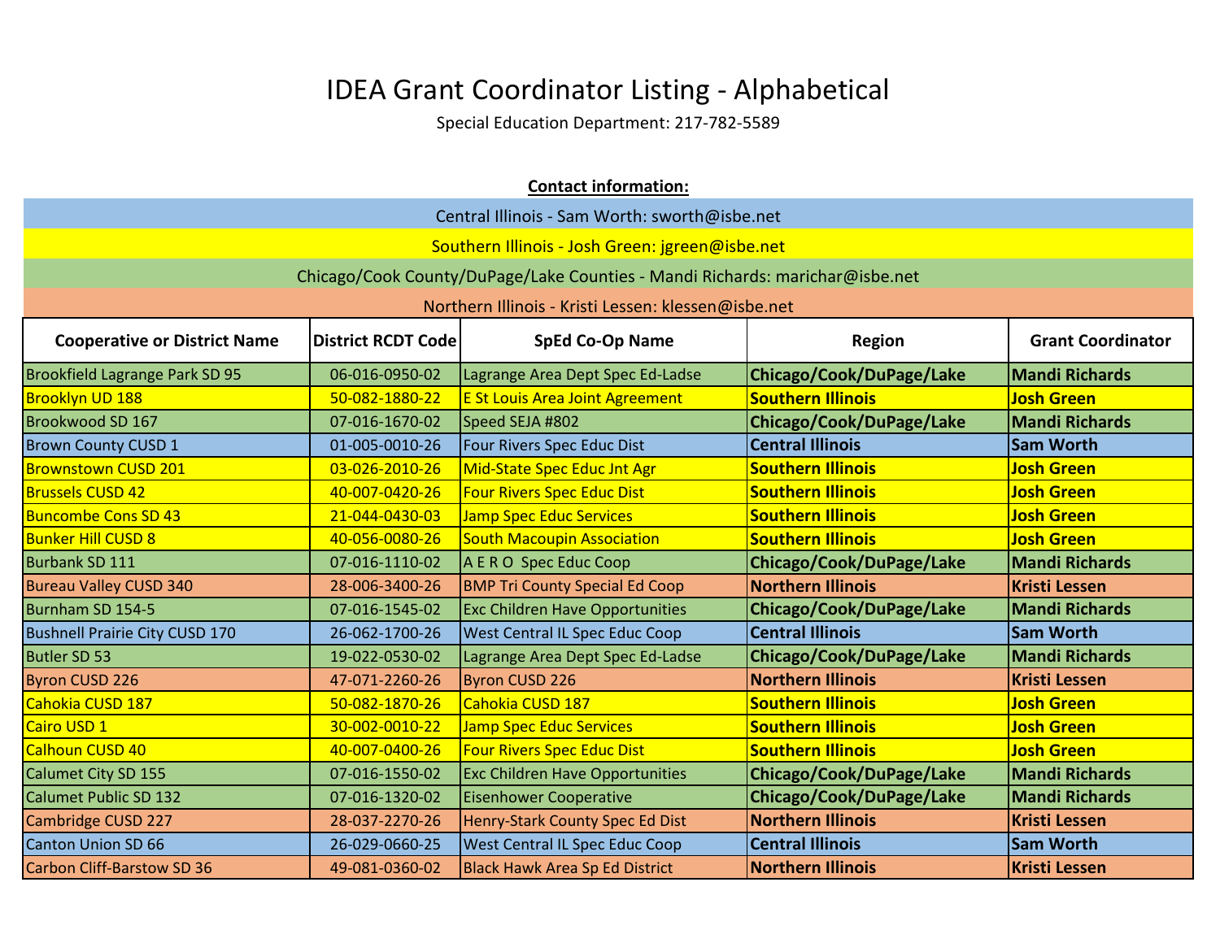# IDEA Grant Coordinator Listing - Alphabetical

Special Education Department: 217-782-5589

**Contact information:**

Central Illinois - Sam Worth: sworth@isbe.net

Southern Illinois - Josh Green: jgreen@isbe.net

Chicago/Cook County/DuPage/Lake Counties - Mandi Richards: marichar@isbe.net

Northern Illinois - Kristi Lessen: klessen@isbe.net

| Cooperative or District Name | District RCDT Code | SpEd Co-Op Name | Region | Grant Coordinator |
|---|---|---|---|---|
| Brookfield Lagrange Park SD 95 | 06-016-0950-02 | Lagrange Area Dept Spec Ed-Ladse | **Chicago/Cook/DuPage/Lake** | **Mandi Richards** |
| Brooklyn UD 188 | 50-082-1880-22 | E St Louis Area Joint Agreement | **Southern Illinois** | **Josh Green** |
| Brookwood SD 167 | 07-016-1670-02 | Speed SEJA #802 | **Chicago/Cook/DuPage/Lake** | **Mandi Richards** |
| Brown County CUSD 1 | 01-005-0010-26 | Four Rivers Spec Educ Dist | **Central Illinois** | **Sam Worth** |
| Brownstown CUSD 201 | 03-026-2010-26 | Mid-State Spec Educ Jnt Agr | **Southern Illinois** | **Josh Green** |
| Brussels CUSD 42 | 40-007-0420-26 | Four Rivers Spec Educ Dist | **Southern Illinois** | **Josh Green** |
| Buncombe Cons SD 43 | 21-044-0430-03 | Jamp Spec Educ Services | **Southern Illinois** | **Josh Green** |
| Bunker Hill CUSD 8 | 40-056-0080-26 | South Macoupin Association | **Southern Illinois** | **Josh Green** |
| Burbank SD 111 | 07-016-1110-02 | A E R O Spec Educ Coop | **Chicago/Cook/DuPage/Lake** | **Mandi Richards** |
| Bureau Valley CUSD 340 | 28-006-3400-26 | BMP Tri County Special Ed Coop | **Northern Illinois** | **Kristi Lessen** |
| Burnham SD 154-5 | 07-016-1545-02 | Exc Children Have Opportunities | **Chicago/Cook/DuPage/Lake** | **Mandi Richards** |
| Bushnell Prairie City CUSD 170 | 26-062-1700-26 | West Central IL Spec Educ Coop | **Central Illinois** | **Sam Worth** |
| Butler SD 53 | 19-022-0530-02 | Lagrange Area Dept Spec Ed-Ladse | **Chicago/Cook/DuPage/Lake** | **Mandi Richards** |
| Byron CUSD 226 | 47-071-2260-26 | Byron CUSD 226 | **Northern Illinois** | **Kristi Lessen** |
| Cahokia CUSD 187 | 50-082-1870-26 | Cahokia CUSD 187 | **Southern Illinois** | **Josh Green** |
| Cairo USD 1 | 30-002-0010-22 | Jamp Spec Educ Services | **Southern Illinois** | **Josh Green** |
| Calhoun CUSD 40 | 40-007-0400-26 | Four Rivers Spec Educ Dist | **Southern Illinois** | **Josh Green** |
| Calumet City SD 155 | 07-016-1550-02 | Exc Children Have Opportunities | **Chicago/Cook/DuPage/Lake** | **Mandi Richards** |
| Calumet Public SD 132 | 07-016-1320-02 | Eisenhower Cooperative | **Chicago/Cook/DuPage/Lake** | **Mandi Richards** |
| Cambridge CUSD 227 | 28-037-2270-26 | Henry-Stark County Spec Ed Dist | **Northern Illinois** | **Kristi Lessen** |
| Canton Union SD 66 | 26-029-0660-25 | West Central IL Spec Educ Coop | **Central Illinois** | **Sam Worth** |
| Carbon Cliff-Barstow SD 36 | 49-081-0360-02 | Black Hawk Area Sp Ed District | **Northern Illinois** | **Kristi Lessen** |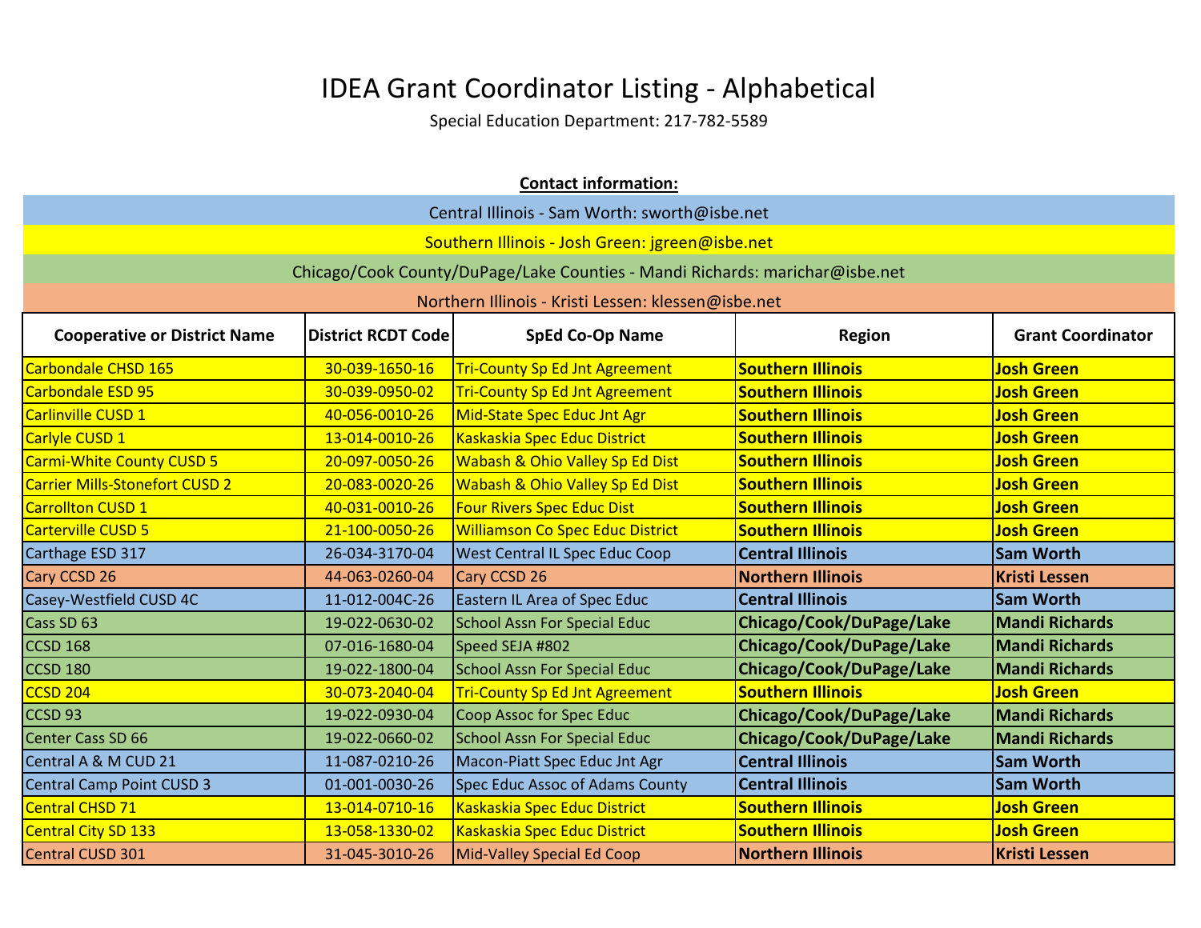# IDEA Grant Coordinator Listing - Alphabetical

Special Education Department: 217-782-5589

**Contact information:**

Central Illinois - Sam Worth: sworth@isbe.net

Southern Illinois - Josh Green: jgreen@isbe.net

Chicago/Cook County/DuPage/Lake Counties - Mandi Richards: marichar@isbe.net

Northern Illinois - Kristi Lessen: klessen@isbe.net

| Cooperative or District Name | District RCDT Code | SpEd Co-Op Name | Region | Grant Coordinator |
|---|---|---|---|---|
| Carbondale CHSD 165 | 30-039-1650-16 | Tri-County Sp Ed Jnt Agreement | **Southern Illinois** | **Josh Green** |
| Carbondale ESD 95 | 30-039-0950-02 | Tri-County Sp Ed Jnt Agreement | **Southern Illinois** | **Josh Green** |
| Carlinville CUSD 1 | 40-056-0010-26 | Mid-State Spec Educ Jnt Agr | **Southern Illinois** | **Josh Green** |
| Carlyle CUSD 1 | 13-014-0010-26 | Kaskaskia Spec Educ District | **Southern Illinois** | **Josh Green** |
| Carmi-White County CUSD 5 | 20-097-0050-26 | Wabash & Ohio Valley Sp Ed Dist | **Southern Illinois** | **Josh Green** |
| Carrier Mills-Stonefort CUSD 2 | 20-083-0020-26 | Wabash & Ohio Valley Sp Ed Dist | **Southern Illinois** | **Josh Green** |
| Carrollton CUSD 1 | 40-031-0010-26 | Four Rivers Spec Educ Dist | **Southern Illinois** | **Josh Green** |
| Carterville CUSD 5 | 21-100-0050-26 | Williamson Co Spec Educ District | **Southern Illinois** | **Josh Green** |
| Carthage ESD 317 | 26-034-3170-04 | West Central IL Spec Educ Coop | **Central Illinois** | **Sam Worth** |
| Cary CCSD 26 | 44-063-0260-04 | Cary CCSD 26 | **Northern Illinois** | **Kristi Lessen** |
| Casey-Westfield CUSD 4C | 11-012-004C-26 | Eastern IL Area of Spec Educ | **Central Illinois** | **Sam Worth** |
| Cass SD 63 | 19-022-0630-02 | School Assn For Special Educ | **Chicago/Cook/DuPage/Lake** | **Mandi Richards** |
| CCSD 168 | 07-016-1680-04 | Speed SEJA #802 | **Chicago/Cook/DuPage/Lake** | **Mandi Richards** |
| CCSD 180 | 19-022-1800-04 | School Assn For Special Educ | **Chicago/Cook/DuPage/Lake** | **Mandi Richards** |
| CCSD 204 | 30-073-2040-04 | Tri-County Sp Ed Jnt Agreement | **Southern Illinois** | **Josh Green** |
| CCSD 93 | 19-022-0930-04 | Coop Assoc for Spec Educ | **Chicago/Cook/DuPage/Lake** | **Mandi Richards** |
| Center Cass SD 66 | 19-022-0660-02 | School Assn For Special Educ | **Chicago/Cook/DuPage/Lake** | **Mandi Richards** |
| Central A & M CUD 21 | 11-087-0210-26 | Macon-Piatt Spec Educ Jnt Agr | **Central Illinois** | **Sam Worth** |
| Central Camp Point CUSD 3 | 01-001-0030-26 | Spec Educ Assoc of Adams County | **Central Illinois** | **Sam Worth** |
| Central CHSD 71 | 13-014-0710-16 | Kaskaskia Spec Educ District | **Southern Illinois** | **Josh Green** |
| Central City SD 133 | 13-058-1330-02 | Kaskaskia Spec Educ District | **Southern Illinois** | **Josh Green** |
| Central CUSD 301 | 31-045-3010-26 | Mid-Valley Special Ed Coop | **Northern Illinois** | **Kristi Lessen** |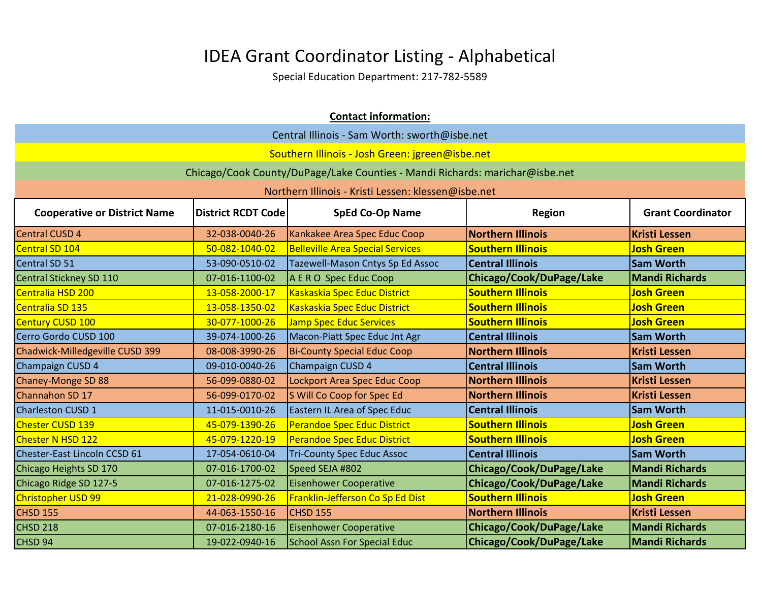# IDEA Grant Coordinator Listing - Alphabetical

Special Education Department: 217-782-5589

**Contact information:**

Central Illinois - Sam Worth: sworth@isbe.net

Southern Illinois - Josh Green: jgreen@isbe.net

Chicago/Cook County/DuPage/Lake Counties - Mandi Richards: marichar@isbe.net

Northern Illinois - Kristi Lessen: klessen@isbe.net

| Cooperative or District Name | District RCDT Code | SpEd Co-Op Name | Region | Grant Coordinator |
|---|---|---|---|---|
| Central CUSD 4 | 32-038-0040-26 | Kankakee Area Spec Educ Coop | **Northern Illinois** | **Kristi Lessen** |
| Central SD 104 | 50-082-1040-02 | Belleville Area Special Services | **Southern Illinois** | **Josh Green** |
| Central SD 51 | 53-090-0510-02 | Tazewell-Mason Cntys Sp Ed Assoc | **Central Illinois** | **Sam Worth** |
| Central Stickney SD 110 | 07-016-1100-02 | A E R O Spec Educ Coop | **Chicago/Cook/DuPage/Lake** | **Mandi Richards** |
| Centralia HSD 200 | 13-058-2000-17 | Kaskaskia Spec Educ District | **Southern Illinois** | **Josh Green** |
| Centralia SD 135 | 13-058-1350-02 | Kaskaskia Spec Educ District | **Southern Illinois** | **Josh Green** |
| Century CUSD 100 | 30-077-1000-26 | Jamp Spec Educ Services | **Southern Illinois** | **Josh Green** |
| Cerro Gordo CUSD 100 | 39-074-1000-26 | Macon-Piatt Spec Educ Jnt Agr | **Central Illinois** | **Sam Worth** |
| Chadwick-Milledgeville CUSD 399 | 08-008-3990-26 | Bi-County Special Educ Coop | **Northern Illinois** | **Kristi Lessen** |
| Champaign CUSD 4 | 09-010-0040-26 | Champaign CUSD 4 | **Central Illinois** | **Sam Worth** |
| Chaney-Monge SD 88 | 56-099-0880-02 | Lockport Area Spec Educ Coop | **Northern Illinois** | **Kristi Lessen** |
| Channahon SD 17 | 56-099-0170-02 | S Will Co Coop for Spec Ed | **Northern Illinois** | **Kristi Lessen** |
| Charleston CUSD 1 | 11-015-0010-26 | Eastern IL Area of Spec Educ | **Central Illinois** | **Sam Worth** |
| Chester CUSD 139 | 45-079-1390-26 | Perandoe Spec Educ District | **Southern Illinois** | **Josh Green** |
| Chester N HSD 122 | 45-079-1220-19 | Perandoe Spec Educ District | **Southern Illinois** | **Josh Green** |
| Chester-East Lincoln CCSD 61 | 17-054-0610-04 | Tri-County Spec Educ Assoc | **Central Illinois** | **Sam Worth** |
| Chicago Heights SD 170 | 07-016-1700-02 | Speed SEJA #802 | **Chicago/Cook/DuPage/Lake** | **Mandi Richards** |
| Chicago Ridge SD 127-5 | 07-016-1275-02 | Eisenhower Cooperative | **Chicago/Cook/DuPage/Lake** | **Mandi Richards** |
| Christopher USD 99 | 21-028-0990-26 | Franklin-Jefferson Co Sp Ed Dist | **Southern Illinois** | **Josh Green** |
| CHSD 155 | 44-063-1550-16 | CHSD 155 | **Northern Illinois** | **Kristi Lessen** |
| CHSD 218 | 07-016-2180-16 | Eisenhower Cooperative | **Chicago/Cook/DuPage/Lake** | **Mandi Richards** |
| CHSD 94 | 19-022-0940-16 | School Assn For Special Educ | **Chicago/Cook/DuPage/Lake** | **Mandi Richards** |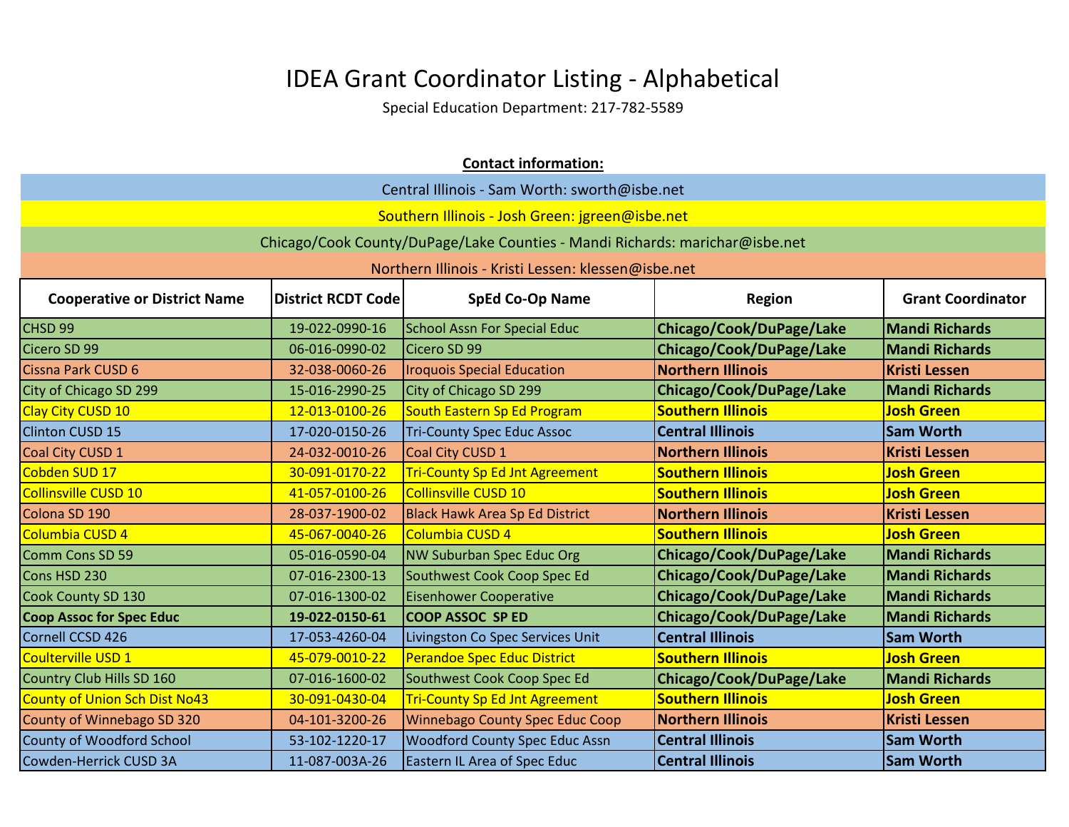# IDEA Grant Coordinator Listing - Alphabetical

Special Education Department: 217-782-5589

**Contact information:**

Central Illinois - Sam Worth: sworth@isbe.net

Southern Illinois - Josh Green: jgreen@isbe.net

Chicago/Cook County/DuPage/Lake Counties - Mandi Richards: marichar@isbe.net

Northern Illinois - Kristi Lessen: klessen@isbe.net

| Cooperative or District Name | District RCDT Code | SpEd Co-Op Name | Region | Grant Coordinator |
|---|---|---|---|---|
| CHSD 99 | 19-022-0990-16 | School Assn For Special Educ | **Chicago/Cook/DuPage/Lake** | **Mandi Richards** |
| Cicero SD 99 | 06-016-0990-02 | Cicero SD 99 | **Chicago/Cook/DuPage/Lake** | **Mandi Richards** |
| Cissna Park CUSD 6 | 32-038-0060-26 | Iroquois Special Education | **Northern Illinois** | **Kristi Lessen** |
| City of Chicago SD 299 | 15-016-2990-25 | City of Chicago SD 299 | **Chicago/Cook/DuPage/Lake** | **Mandi Richards** |
| Clay City CUSD 10 | 12-013-0100-26 | South Eastern Sp Ed Program | **Southern Illinois** | **Josh Green** |
| Clinton CUSD 15 | 17-020-0150-26 | Tri-County Spec Educ Assoc | **Central Illinois** | **Sam Worth** |
| Coal City CUSD 1 | 24-032-0010-26 | Coal City CUSD 1 | **Northern Illinois** | **Kristi Lessen** |
| Cobden SUD 17 | 30-091-0170-22 | Tri-County Sp Ed Jnt Agreement | **Southern Illinois** | **Josh Green** |
| Collinsville CUSD 10 | 41-057-0100-26 | Collinsville CUSD 10 | **Southern Illinois** | **Josh Green** |
| Colona SD 190 | 28-037-1900-02 | Black Hawk Area Sp Ed District | **Northern Illinois** | **Kristi Lessen** |
| Columbia CUSD 4 | 45-067-0040-26 | Columbia CUSD 4 | **Southern Illinois** | **Josh Green** |
| Comm Cons SD 59 | 05-016-0590-04 | NW Suburban Spec Educ Org | **Chicago/Cook/DuPage/Lake** | **Mandi Richards** |
| Cons HSD 230 | 07-016-2300-13 | Southwest Cook Coop Spec Ed | **Chicago/Cook/DuPage/Lake** | **Mandi Richards** |
| Cook County SD 130 | 07-016-1300-02 | Eisenhower Cooperative | **Chicago/Cook/DuPage/Lake** | **Mandi Richards** |
| **Coop Assoc for Spec Educ** | **19-022-0150-61** | **COOP ASSOC SP ED** | **Chicago/Cook/DuPage/Lake** | **Mandi Richards** |
| Cornell CCSD 426 | 17-053-4260-04 | Livingston Co Spec Services Unit | **Central Illinois** | **Sam Worth** |
| Coulterville USD 1 | 45-079-0010-22 | Perandoe Spec Educ District | **Southern Illinois** | **Josh Green** |
| Country Club Hills SD 160 | 07-016-1600-02 | Southwest Cook Coop Spec Ed | **Chicago/Cook/DuPage/Lake** | **Mandi Richards** |
| County of Union Sch Dist No43 | 30-091-0430-04 | Tri-County Sp Ed Jnt Agreement | **Southern Illinois** | **Josh Green** |
| County of Winnebago SD 320 | 04-101-3200-26 | Winnebago County Spec Educ Coop | **Northern Illinois** | **Kristi Lessen** |
| County of Woodford School | 53-102-1220-17 | Woodford County Spec Educ Assn | **Central Illinois** | **Sam Worth** |
| Cowden-Herrick CUSD 3A | 11-087-003A-26 | Eastern IL Area of Spec Educ | **Central Illinois** | **Sam Worth** |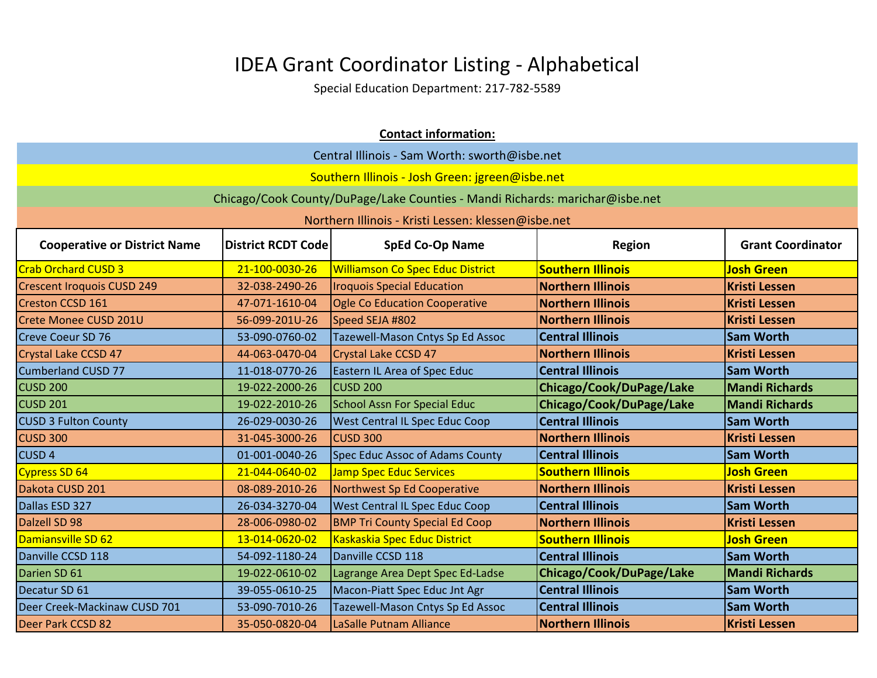# IDEA Grant Coordinator Listing - Alphabetical

Special Education Department: 217-782-5589

**Contact information:**

Central Illinois - Sam Worth: sworth@isbe.net

Southern Illinois - Josh Green: jgreen@isbe.net

Chicago/Cook County/DuPage/Lake Counties - Mandi Richards: marichar@isbe.net

Northern Illinois - Kristi Lessen: klessen@isbe.net

| Cooperative or District Name | District RCDT Code | SpEd Co-Op Name | Region | Grant Coordinator |
|---|---|---|---|---|
| Crab Orchard CUSD 3 | 21-100-0030-26 | Williamson Co Spec Educ District | **Southern Illinois** | **Josh Green** |
| Crescent Iroquois CUSD 249 | 32-038-2490-26 | Iroquois Special Education | **Northern Illinois** | **Kristi Lessen** |
| Creston CCSD 161 | 47-071-1610-04 | Ogle Co Education Cooperative | **Northern Illinois** | **Kristi Lessen** |
| Crete Monee CUSD 201U | 56-099-201U-26 | Speed SEJA #802 | **Northern Illinois** | **Kristi Lessen** |
| Creve Coeur SD 76 | 53-090-0760-02 | Tazewell-Mason Cntys Sp Ed Assoc | **Central Illinois** | **Sam Worth** |
| Crystal Lake CCSD 47 | 44-063-0470-04 | Crystal Lake CCSD 47 | **Northern Illinois** | **Kristi Lessen** |
| Cumberland CUSD 77 | 11-018-0770-26 | Eastern IL Area of Spec Educ | **Central Illinois** | **Sam Worth** |
| CUSD 200 | 19-022-2000-26 | CUSD 200 | **Chicago/Cook/DuPage/Lake** | **Mandi Richards** |
| CUSD 201 | 19-022-2010-26 | School Assn For Special Educ | **Chicago/Cook/DuPage/Lake** | **Mandi Richards** |
| CUSD 3 Fulton County | 26-029-0030-26 | West Central IL Spec Educ Coop | **Central Illinois** | **Sam Worth** |
| CUSD 300 | 31-045-3000-26 | CUSD 300 | **Northern Illinois** | **Kristi Lessen** |
| CUSD 4 | 01-001-0040-26 | Spec Educ Assoc of Adams County | **Central Illinois** | **Sam Worth** |
| Cypress SD 64 | 21-044-0640-02 | Jamp Spec Educ Services | **Southern Illinois** | **Josh Green** |
| Dakota CUSD 201 | 08-089-2010-26 | Northwest Sp Ed Cooperative | **Northern Illinois** | **Kristi Lessen** |
| Dallas ESD 327 | 26-034-3270-04 | West Central IL Spec Educ Coop | **Central Illinois** | **Sam Worth** |
| Dalzell SD 98 | 28-006-0980-02 | BMP Tri County Special Ed Coop | **Northern Illinois** | **Kristi Lessen** |
| Damiansville SD 62 | 13-014-0620-02 | Kaskaskia Spec Educ District | **Southern Illinois** | **Josh Green** |
| Danville CCSD 118 | 54-092-1180-24 | Danville CCSD 118 | **Central Illinois** | **Sam Worth** |
| Darien SD 61 | 19-022-0610-02 | Lagrange Area Dept Spec Ed-Ladse | **Chicago/Cook/DuPage/Lake** | **Mandi Richards** |
| Decatur SD 61 | 39-055-0610-25 | Macon-Piatt Spec Educ Jnt Agr | **Central Illinois** | **Sam Worth** |
| Deer Creek-Mackinaw CUSD 701 | 53-090-7010-26 | Tazewell-Mason Cntys Sp Ed Assoc | **Central Illinois** | **Sam Worth** |
| Deer Park CCSD 82 | 35-050-0820-04 | LaSalle Putnam Alliance | **Northern Illinois** | **Kristi Lessen** |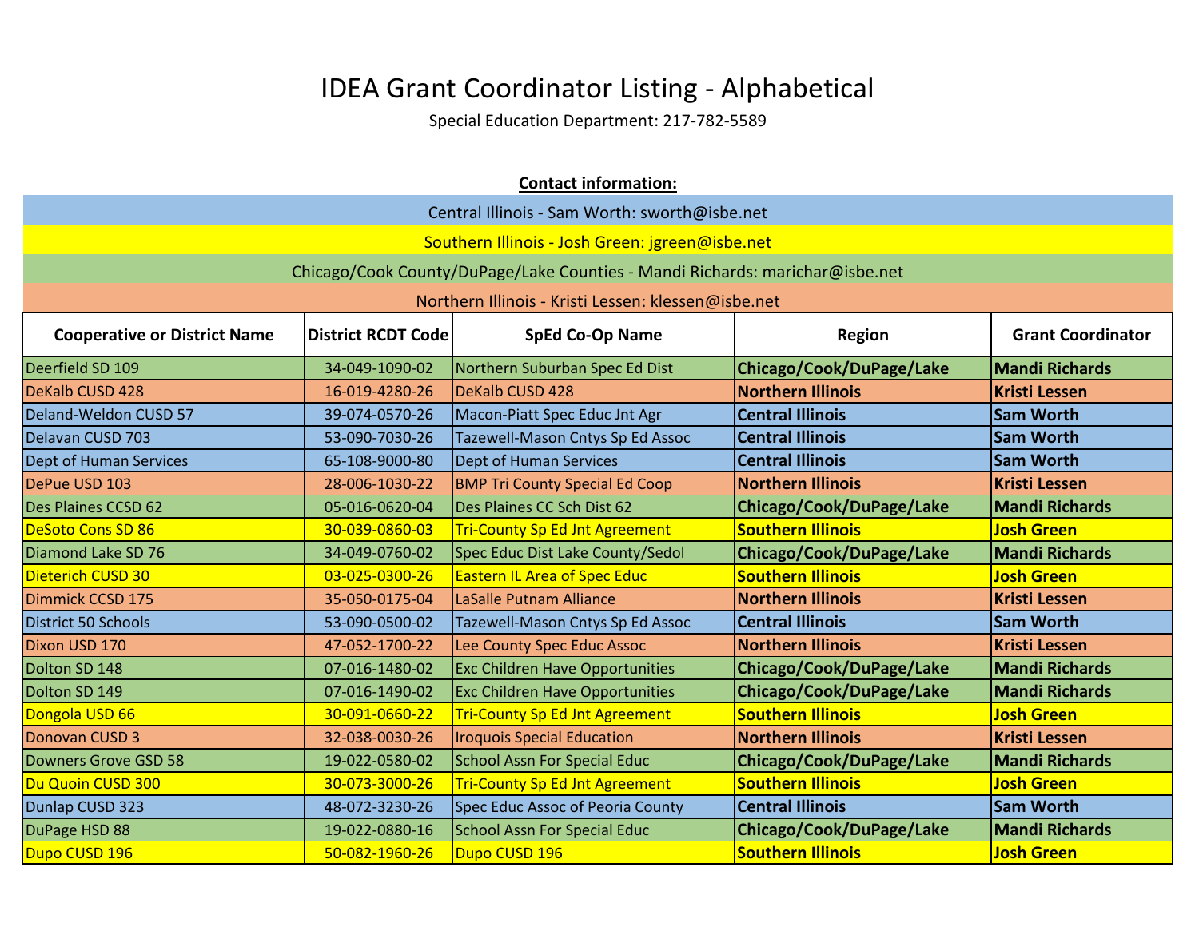# IDEA Grant Coordinator Listing - Alphabetical

Special Education Department: 217-782-5589

**Contact information:**

Central Illinois - Sam Worth: sworth@isbe.net

Southern Illinois - Josh Green: jgreen@isbe.net

Chicago/Cook County/DuPage/Lake Counties - Mandi Richards: marichar@isbe.net

Northern Illinois - Kristi Lessen: klessen@isbe.net

| Cooperative or District Name | District RCDT Code | SpEd Co-Op Name | Region | Grant Coordinator |
|---|---|---|---|---|
| Deerfield SD 109 | 34-049-1090-02 | Northern Suburban Spec Ed Dist | **Chicago/Cook/DuPage/Lake** | **Mandi Richards** |
| DeKalb CUSD 428 | 16-019-4280-26 | DeKalb CUSD 428 | **Northern Illinois** | **Kristi Lessen** |
| Deland-Weldon CUSD 57 | 39-074-0570-26 | Macon-Piatt Spec Educ Jnt Agr | **Central Illinois** | **Sam Worth** |
| Delavan CUSD 703 | 53-090-7030-26 | Tazewell-Mason Cntys Sp Ed Assoc | **Central Illinois** | **Sam Worth** |
| Dept of Human Services | 65-108-9000-80 | Dept of Human Services | **Central Illinois** | **Sam Worth** |
| DePue USD 103 | 28-006-1030-22 | BMP Tri County Special Ed Coop | **Northern Illinois** | **Kristi Lessen** |
| Des Plaines CCSD 62 | 05-016-0620-04 | Des Plaines CC Sch Dist 62 | **Chicago/Cook/DuPage/Lake** | **Mandi Richards** |
| DeSoto Cons SD 86 | 30-039-0860-03 | Tri-County Sp Ed Jnt Agreement | **Southern Illinois** | **Josh Green** |
| Diamond Lake SD 76 | 34-049-0760-02 | Spec Educ Dist Lake County/Sedol | **Chicago/Cook/DuPage/Lake** | **Mandi Richards** |
| Dieterich CUSD 30 | 03-025-0300-26 | Eastern IL Area of Spec Educ | **Southern Illinois** | **Josh Green** |
| Dimmick CCSD 175 | 35-050-0175-04 | LaSalle Putnam Alliance | **Northern Illinois** | **Kristi Lessen** |
| District 50 Schools | 53-090-0500-02 | Tazewell-Mason Cntys Sp Ed Assoc | **Central Illinois** | **Sam Worth** |
| Dixon USD 170 | 47-052-1700-22 | Lee County Spec Educ Assoc | **Northern Illinois** | **Kristi Lessen** |
| Dolton SD 148 | 07-016-1480-02 | Exc Children Have Opportunities | **Chicago/Cook/DuPage/Lake** | **Mandi Richards** |
| Dolton SD 149 | 07-016-1490-02 | Exc Children Have Opportunities | **Chicago/Cook/DuPage/Lake** | **Mandi Richards** |
| Dongola USD 66 | 30-091-0660-22 | Tri-County Sp Ed Jnt Agreement | **Southern Illinois** | **Josh Green** |
| Donovan CUSD 3 | 32-038-0030-26 | Iroquois Special Education | **Northern Illinois** | **Kristi Lessen** |
| Downers Grove GSD 58 | 19-022-0580-02 | School Assn For Special Educ | **Chicago/Cook/DuPage/Lake** | **Mandi Richards** |
| Du Quoin CUSD 300 | 30-073-3000-26 | Tri-County Sp Ed Jnt Agreement | **Southern Illinois** | **Josh Green** |
| Dunlap CUSD 323 | 48-072-3230-26 | Spec Educ Assoc of Peoria County | **Central Illinois** | **Sam Worth** |
| DuPage HSD 88 | 19-022-0880-16 | School Assn For Special Educ | **Chicago/Cook/DuPage/Lake** | **Mandi Richards** |
| Dupo CUSD 196 | 50-082-1960-26 | Dupo CUSD 196 | **Southern Illinois** | **Josh Green** |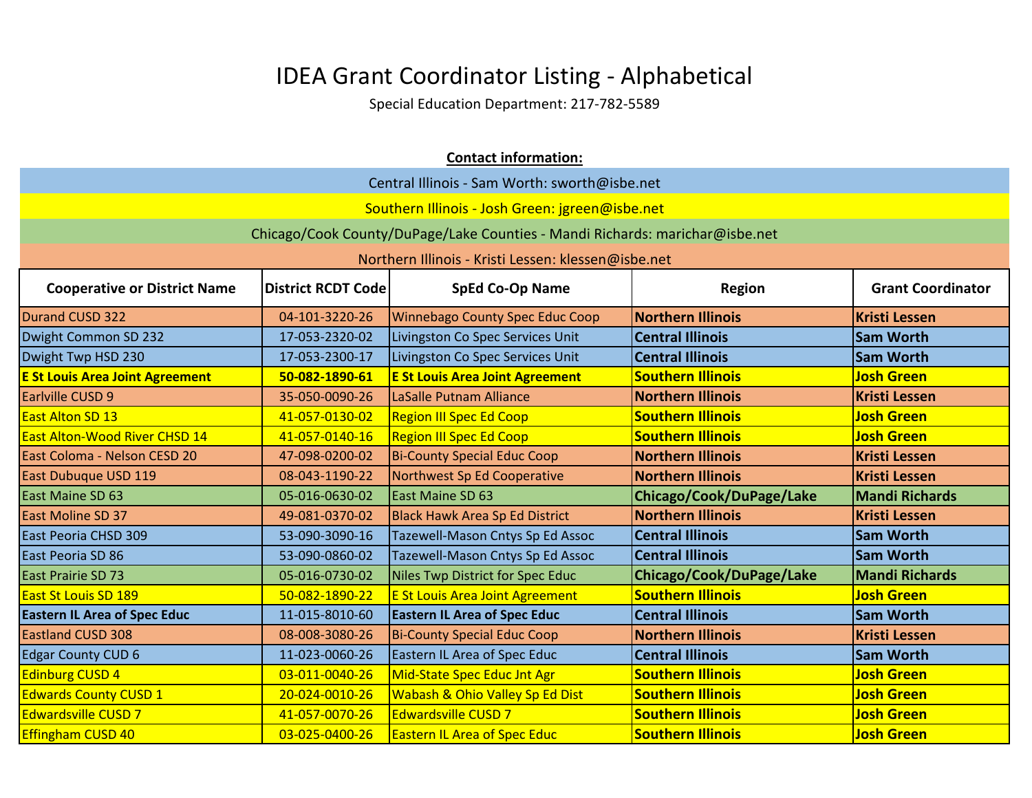# IDEA Grant Coordinator Listing - Alphabetical

Special Education Department: 217-782-5589

**Contact information:**

Central Illinois - Sam Worth: sworth@isbe.net

Southern Illinois - Josh Green: jgreen@isbe.net

Chicago/Cook County/DuPage/Lake Counties - Mandi Richards: marichar@isbe.net

Northern Illinois - Kristi Lessen: klessen@isbe.net

| Cooperative or District Name | District RCDT Code | SpEd Co-Op Name | Region | Grant Coordinator |
|---|---|---|---|---|
| Durand CUSD 322 | 04-101-3220-26 | Winnebago County Spec Educ Coop | **Northern Illinois** | **Kristi Lessen** |
| Dwight Common SD 232 | 17-053-2320-02 | Livingston Co Spec Services Unit | **Central Illinois** | **Sam Worth** |
| Dwight Twp HSD 230 | 17-053-2300-17 | Livingston Co Spec Services Unit | **Central Illinois** | **Sam Worth** |
| **E St Louis Area Joint Agreement** | **50-082-1890-61** | **E St Louis Area Joint Agreement** | **Southern Illinois** | **Josh Green** |
| Earlville CUSD 9 | 35-050-0090-26 | LaSalle Putnam Alliance | **Northern Illinois** | **Kristi Lessen** |
| East Alton SD 13 | 41-057-0130-02 | Region III Spec Ed Coop | **Southern Illinois** | **Josh Green** |
| East Alton-Wood River CHSD 14 | 41-057-0140-16 | Region III Spec Ed Coop | **Southern Illinois** | **Josh Green** |
| East Coloma - Nelson CESD 20 | 47-098-0200-02 | Bi-County Special Educ Coop | **Northern Illinois** | **Kristi Lessen** |
| East Dubuque USD 119 | 08-043-1190-22 | Northwest Sp Ed Cooperative | **Northern Illinois** | **Kristi Lessen** |
| East Maine SD 63 | 05-016-0630-02 | East Maine SD 63 | **Chicago/Cook/DuPage/Lake** | **Mandi Richards** |
| East Moline SD 37 | 49-081-0370-02 | Black Hawk Area Sp Ed District | **Northern Illinois** | **Kristi Lessen** |
| East Peoria CHSD 309 | 53-090-3090-16 | Tazewell-Mason Cntys Sp Ed Assoc | **Central Illinois** | **Sam Worth** |
| East Peoria SD 86 | 53-090-0860-02 | Tazewell-Mason Cntys Sp Ed Assoc | **Central Illinois** | **Sam Worth** |
| East Prairie SD 73 | 05-016-0730-02 | Niles Twp District for Spec Educ | **Chicago/Cook/DuPage/Lake** | **Mandi Richards** |
| East St Louis SD 189 | 50-082-1890-22 | E St Louis Area Joint Agreement | **Southern Illinois** | **Josh Green** |
| **Eastern IL Area of Spec Educ** | 11-015-8010-60 | **Eastern IL Area of Spec Educ** | **Central Illinois** | **Sam Worth** |
| Eastland CUSD 308 | 08-008-3080-26 | Bi-County Special Educ Coop | **Northern Illinois** | **Kristi Lessen** |
| Edgar County CUD 6 | 11-023-0060-26 | Eastern IL Area of Spec Educ | **Central Illinois** | **Sam Worth** |
| Edinburg CUSD 4 | 03-011-0040-26 | Mid-State Spec Educ Jnt Agr | **Southern Illinois** | **Josh Green** |
| Edwards County CUSD 1 | 20-024-0010-26 | Wabash & Ohio Valley Sp Ed Dist | **Southern Illinois** | **Josh Green** |
| Edwardsville CUSD 7 | 41-057-0070-26 | Edwardsville CUSD 7 | **Southern Illinois** | **Josh Green** |
| Effingham CUSD 40 | 03-025-0400-26 | Eastern IL Area of Spec Educ | **Southern Illinois** | **Josh Green** |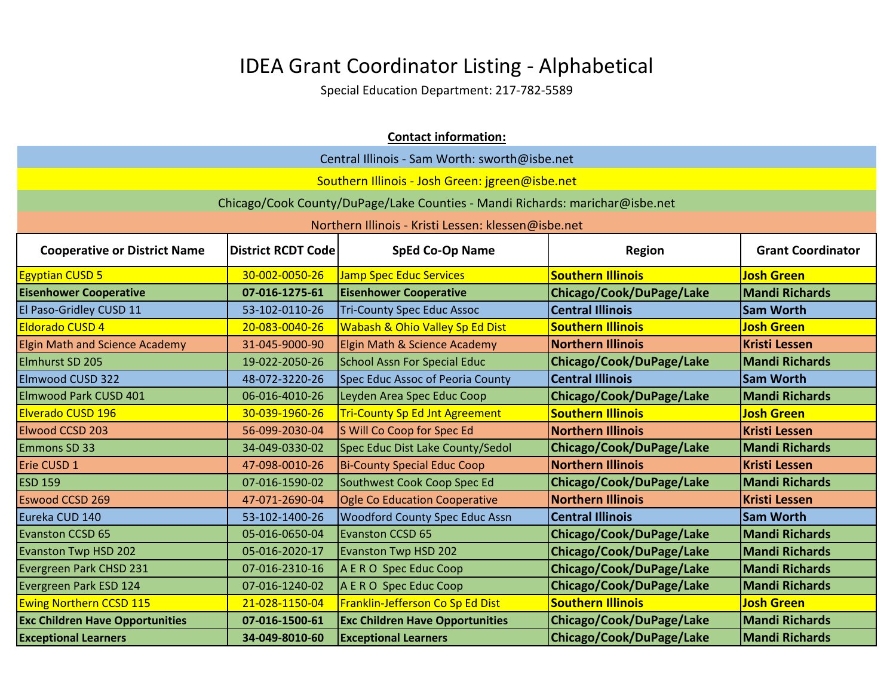# IDEA Grant Coordinator Listing - Alphabetical

Special Education Department: 217-782-5589

**Contact information:**

Central Illinois - Sam Worth: sworth@isbe.net

Southern Illinois - Josh Green: jgreen@isbe.net

Chicago/Cook County/DuPage/Lake Counties - Mandi Richards: marichar@isbe.net

Northern Illinois - Kristi Lessen: klessen@isbe.net

| Cooperative or District Name | District RCDT Code | SpEd Co-Op Name | Region | Grant Coordinator |
|---|---|---|---|---|
| Egyptian CUSD 5 | 30-002-0050-26 | Jamp Spec Educ Services | **Southern Illinois** | **Josh Green** |
| **Eisenhower Cooperative** | **07-016-1275-61** | **Eisenhower Cooperative** | **Chicago/Cook/DuPage/Lake** | **Mandi Richards** |
| El Paso-Gridley CUSD 11 | 53-102-0110-26 | Tri-County Spec Educ Assoc | **Central Illinois** | **Sam Worth** |
| Eldorado CUSD 4 | 20-083-0040-26 | Wabash & Ohio Valley Sp Ed Dist | **Southern Illinois** | **Josh Green** |
| Elgin Math and Science Academy | 31-045-9000-90 | Elgin Math & Science Academy | **Northern Illinois** | **Kristi Lessen** |
| Elmhurst SD 205 | 19-022-2050-26 | School Assn For Special Educ | **Chicago/Cook/DuPage/Lake** | **Mandi Richards** |
| Elmwood CUSD 322 | 48-072-3220-26 | Spec Educ Assoc of Peoria County | **Central Illinois** | **Sam Worth** |
| Elmwood Park CUSD 401 | 06-016-4010-26 | Leyden Area Spec Educ Coop | **Chicago/Cook/DuPage/Lake** | **Mandi Richards** |
| Elverado CUSD 196 | 30-039-1960-26 | Tri-County Sp Ed Jnt Agreement | **Southern Illinois** | **Josh Green** |
| Elwood CCSD 203 | 56-099-2030-04 | S Will Co Coop for Spec Ed | **Northern Illinois** | **Kristi Lessen** |
| Emmons SD 33 | 34-049-0330-02 | Spec Educ Dist Lake County/Sedol | **Chicago/Cook/DuPage/Lake** | **Mandi Richards** |
| Erie CUSD 1 | 47-098-0010-26 | Bi-County Special Educ Coop | **Northern Illinois** | **Kristi Lessen** |
| ESD 159 | 07-016-1590-02 | Southwest Cook Coop Spec Ed | **Chicago/Cook/DuPage/Lake** | **Mandi Richards** |
| Eswood CCSD 269 | 47-071-2690-04 | Ogle Co Education Cooperative | **Northern Illinois** | **Kristi Lessen** |
| Eureka CUD 140 | 53-102-1400-26 | Woodford County Spec Educ Assn | **Central Illinois** | **Sam Worth** |
| Evanston CCSD 65 | 05-016-0650-04 | Evanston CCSD 65 | **Chicago/Cook/DuPage/Lake** | **Mandi Richards** |
| Evanston Twp HSD 202 | 05-016-2020-17 | Evanston Twp HSD 202 | **Chicago/Cook/DuPage/Lake** | **Mandi Richards** |
| Evergreen Park CHSD 231 | 07-016-2310-16 | A E R O Spec Educ Coop | **Chicago/Cook/DuPage/Lake** | **Mandi Richards** |
| Evergreen Park ESD 124 | 07-016-1240-02 | A E R O Spec Educ Coop | **Chicago/Cook/DuPage/Lake** | **Mandi Richards** |
| Ewing Northern CCSD 115 | 21-028-1150-04 | Franklin-Jefferson Co Sp Ed Dist | **Southern Illinois** | **Josh Green** |
| **Exc Children Have Opportunities** | **07-016-1500-61** | **Exc Children Have Opportunities** | **Chicago/Cook/DuPage/Lake** | **Mandi Richards** |
| **Exceptional Learners** | **34-049-8010-60** | **Exceptional Learners** | **Chicago/Cook/DuPage/Lake** | **Mandi Richards** |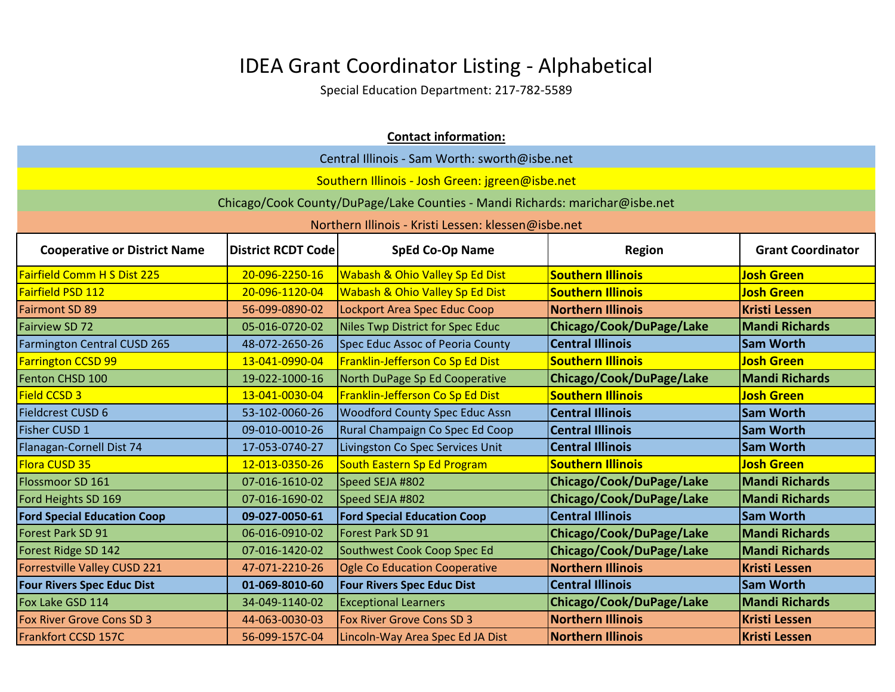# IDEA Grant Coordinator Listing - Alphabetical

Special Education Department: 217-782-5589

**Contact information:**

Central Illinois - Sam Worth: sworth@isbe.net

Southern Illinois - Josh Green: jgreen@isbe.net

Chicago/Cook County/DuPage/Lake Counties - Mandi Richards: marichar@isbe.net

Northern Illinois - Kristi Lessen: klessen@isbe.net

| Cooperative or District Name | District RCDT Code | SpEd Co-Op Name | Region | Grant Coordinator |
|---|---|---|---|---|
| Fairfield Comm H S Dist 225 | 20-096-2250-16 | Wabash & Ohio Valley Sp Ed Dist | **Southern Illinois** | **Josh Green** |
| Fairfield PSD 112 | 20-096-1120-04 | Wabash & Ohio Valley Sp Ed Dist | **Southern Illinois** | **Josh Green** |
| Fairmont SD 89 | 56-099-0890-02 | Lockport Area Spec Educ Coop | **Northern Illinois** | **Kristi Lessen** |
| Fairview SD 72 | 05-016-0720-02 | Niles Twp District for Spec Educ | **Chicago/Cook/DuPage/Lake** | **Mandi Richards** |
| Farmington Central CUSD 265 | 48-072-2650-26 | Spec Educ Assoc of Peoria County | **Central Illinois** | **Sam Worth** |
| Farrington CCSD 99 | 13-041-0990-04 | Franklin-Jefferson Co Sp Ed Dist | **Southern Illinois** | **Josh Green** |
| Fenton CHSD 100 | 19-022-1000-16 | North DuPage Sp Ed Cooperative | **Chicago/Cook/DuPage/Lake** | **Mandi Richards** |
| Field CCSD 3 | 13-041-0030-04 | Franklin-Jefferson Co Sp Ed Dist | **Southern Illinois** | **Josh Green** |
| Fieldcrest CUSD 6 | 53-102-0060-26 | Woodford County Spec Educ Assn | **Central Illinois** | **Sam Worth** |
| Fisher CUSD 1 | 09-010-0010-26 | Rural Champaign Co Spec Ed Coop | **Central Illinois** | **Sam Worth** |
| Flanagan-Cornell Dist 74 | 17-053-0740-27 | Livingston Co Spec Services Unit | **Central Illinois** | **Sam Worth** |
| Flora CUSD 35 | 12-013-0350-26 | South Eastern Sp Ed Program | **Southern Illinois** | **Josh Green** |
| Flossmoor SD 161 | 07-016-1610-02 | Speed SEJA #802 | **Chicago/Cook/DuPage/Lake** | **Mandi Richards** |
| Ford Heights SD 169 | 07-016-1690-02 | Speed SEJA #802 | **Chicago/Cook/DuPage/Lake** | **Mandi Richards** |
| **Ford Special Education Coop** | **09-027-0050-61** | **Ford Special Education Coop** | **Central Illinois** | **Sam Worth** |
| Forest Park SD 91 | 06-016-0910-02 | Forest Park SD 91 | **Chicago/Cook/DuPage/Lake** | **Mandi Richards** |
| Forest Ridge SD 142 | 07-016-1420-02 | Southwest Cook Coop Spec Ed | **Chicago/Cook/DuPage/Lake** | **Mandi Richards** |
| Forrestville Valley CUSD 221 | 47-071-2210-26 | Ogle Co Education Cooperative | **Northern Illinois** | **Kristi Lessen** |
| **Four Rivers Spec Educ Dist** | **01-069-8010-60** | **Four Rivers Spec Educ Dist** | **Central Illinois** | **Sam Worth** |
| Fox Lake GSD 114 | 34-049-1140-02 | Exceptional Learners | **Chicago/Cook/DuPage/Lake** | **Mandi Richards** |
| Fox River Grove Cons SD 3 | 44-063-0030-03 | Fox River Grove Cons SD 3 | **Northern Illinois** | **Kristi Lessen** |
| Frankfort CCSD 157C | 56-099-157C-04 | Lincoln-Way Area Spec Ed JA Dist | **Northern Illinois** | **Kristi Lessen** |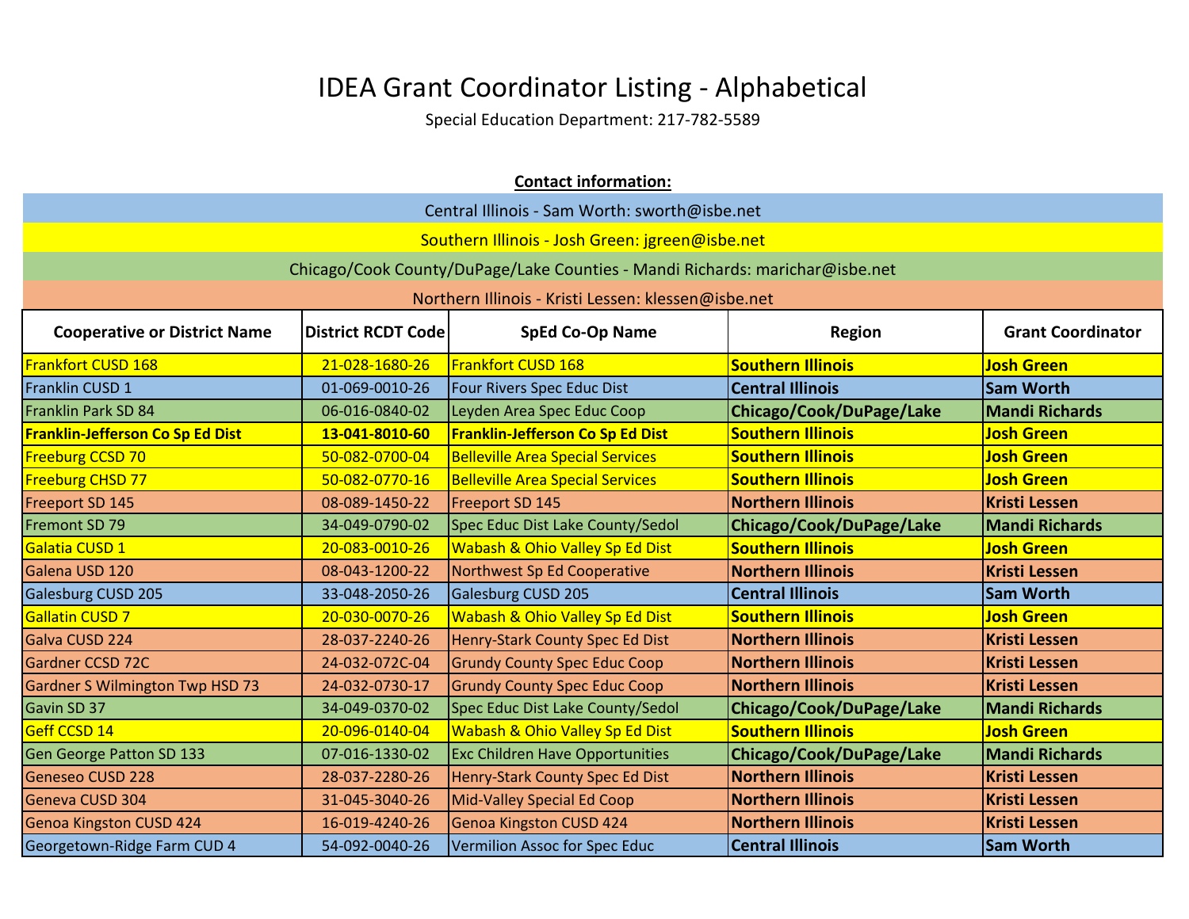# IDEA Grant Coordinator Listing - Alphabetical

Special Education Department: 217-782-5589

**Contact information:**

Central Illinois - Sam Worth: sworth@isbe.net

Southern Illinois - Josh Green: jgreen@isbe.net

Chicago/Cook County/DuPage/Lake Counties - Mandi Richards: marichar@isbe.net

Northern Illinois - Kristi Lessen: klessen@isbe.net

| Cooperative or District Name | District RCDT Code | SpEd Co-Op Name | Region | Grant Coordinator |
|---|---|---|---|---|
| Frankfort CUSD 168 | 21-028-1680-26 | Frankfort CUSD 168 | **Southern Illinois** | **Josh Green** |
| Franklin CUSD 1 | 01-069-0010-26 | Four Rivers Spec Educ Dist | **Central Illinois** | **Sam Worth** |
| Franklin Park SD 84 | 06-016-0840-02 | Leyden Area Spec Educ Coop | **Chicago/Cook/DuPage/Lake** | **Mandi Richards** |
| **Franklin-Jefferson Co Sp Ed Dist** | **13-041-8010-60** | **Franklin-Jefferson Co Sp Ed Dist** | **Southern Illinois** | **Josh Green** |
| Freeburg CCSD 70 | 50-082-0700-04 | Belleville Area Special Services | **Southern Illinois** | **Josh Green** |
| Freeburg CHSD 77 | 50-082-0770-16 | Belleville Area Special Services | **Southern Illinois** | **Josh Green** |
| Freeport SD 145 | 08-089-1450-22 | Freeport SD 145 | **Northern Illinois** | **Kristi Lessen** |
| Fremont SD 79 | 34-049-0790-02 | Spec Educ Dist Lake County/Sedol | **Chicago/Cook/DuPage/Lake** | **Mandi Richards** |
| Galatia CUSD 1 | 20-083-0010-26 | Wabash & Ohio Valley Sp Ed Dist | **Southern Illinois** | **Josh Green** |
| Galena USD 120 | 08-043-1200-22 | Northwest Sp Ed Cooperative | **Northern Illinois** | **Kristi Lessen** |
| Galesburg CUSD 205 | 33-048-2050-26 | Galesburg CUSD 205 | **Central Illinois** | **Sam Worth** |
| Gallatin CUSD 7 | 20-030-0070-26 | Wabash & Ohio Valley Sp Ed Dist | **Southern Illinois** | **Josh Green** |
| Galva CUSD 224 | 28-037-2240-26 | Henry-Stark County Spec Ed Dist | **Northern Illinois** | **Kristi Lessen** |
| Gardner CCSD 72C | 24-032-072C-04 | Grundy County Spec Educ Coop | **Northern Illinois** | **Kristi Lessen** |
| Gardner S Wilmington Twp HSD 73 | 24-032-0730-17 | Grundy County Spec Educ Coop | **Northern Illinois** | **Kristi Lessen** |
| Gavin SD 37 | 34-049-0370-02 | Spec Educ Dist Lake County/Sedol | **Chicago/Cook/DuPage/Lake** | **Mandi Richards** |
| Geff CCSD 14 | 20-096-0140-04 | Wabash & Ohio Valley Sp Ed Dist | **Southern Illinois** | **Josh Green** |
| Gen George Patton SD 133 | 07-016-1330-02 | Exc Children Have Opportunities | **Chicago/Cook/DuPage/Lake** | **Mandi Richards** |
| Geneseo CUSD 228 | 28-037-2280-26 | Henry-Stark County Spec Ed Dist | **Northern Illinois** | **Kristi Lessen** |
| Geneva CUSD 304 | 31-045-3040-26 | Mid-Valley Special Ed Coop | **Northern Illinois** | **Kristi Lessen** |
| Genoa Kingston CUSD 424 | 16-019-4240-26 | Genoa Kingston CUSD 424 | **Northern Illinois** | **Kristi Lessen** |
| Georgetown-Ridge Farm CUD 4 | 54-092-0040-26 | Vermilion Assoc for Spec Educ | **Central Illinois** | **Sam Worth** |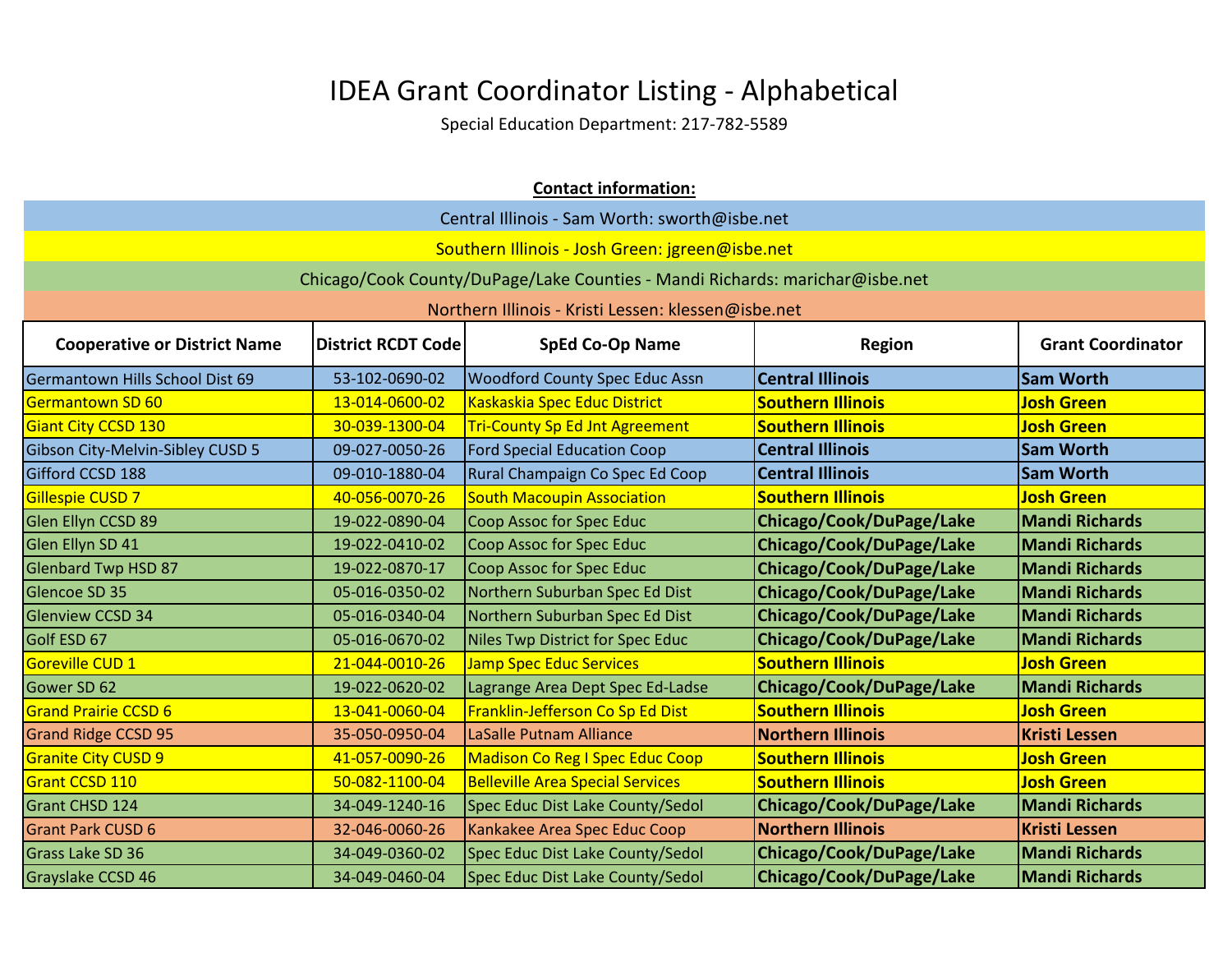# IDEA Grant Coordinator Listing - Alphabetical

Special Education Department: 217-782-5589

**Contact information:**

Central Illinois - Sam Worth: sworth@isbe.net

Southern Illinois - Josh Green: jgreen@isbe.net

Chicago/Cook County/DuPage/Lake Counties - Mandi Richards: marichar@isbe.net

Northern Illinois - Kristi Lessen: klessen@isbe.net

| Cooperative or District Name | District RCDT Code | SpEd Co-Op Name | Region | Grant Coordinator |
|---|---|---|---|---|
| Germantown Hills School Dist 69 | 53-102-0690-02 | Woodford County Spec Educ Assn | **Central Illinois** | **Sam Worth** |
| Germantown SD 60 | 13-014-0600-02 | Kaskaskia Spec Educ District | **Southern Illinois** | **Josh Green** |
| Giant City CCSD 130 | 30-039-1300-04 | Tri-County Sp Ed Jnt Agreement | **Southern Illinois** | **Josh Green** |
| Gibson City-Melvin-Sibley CUSD 5 | 09-027-0050-26 | Ford Special Education Coop | **Central Illinois** | **Sam Worth** |
| Gifford CCSD 188 | 09-010-1880-04 | Rural Champaign Co Spec Ed Coop | **Central Illinois** | **Sam Worth** |
| Gillespie CUSD 7 | 40-056-0070-26 | South Macoupin Association | **Southern Illinois** | **Josh Green** |
| Glen Ellyn CCSD 89 | 19-022-0890-04 | Coop Assoc for Spec Educ | **Chicago/Cook/DuPage/Lake** | **Mandi Richards** |
| Glen Ellyn SD 41 | 19-022-0410-02 | Coop Assoc for Spec Educ | **Chicago/Cook/DuPage/Lake** | **Mandi Richards** |
| Glenbard Twp HSD 87 | 19-022-0870-17 | Coop Assoc for Spec Educ | **Chicago/Cook/DuPage/Lake** | **Mandi Richards** |
| Glencoe SD 35 | 05-016-0350-02 | Northern Suburban Spec Ed Dist | **Chicago/Cook/DuPage/Lake** | **Mandi Richards** |
| Glenview CCSD 34 | 05-016-0340-04 | Northern Suburban Spec Ed Dist | **Chicago/Cook/DuPage/Lake** | **Mandi Richards** |
| Golf ESD 67 | 05-016-0670-02 | Niles Twp District for Spec Educ | **Chicago/Cook/DuPage/Lake** | **Mandi Richards** |
| Goreville CUD 1 | 21-044-0010-26 | Jamp Spec Educ Services | **Southern Illinois** | **Josh Green** |
| Gower SD 62 | 19-022-0620-02 | Lagrange Area Dept Spec Ed-Ladse | **Chicago/Cook/DuPage/Lake** | **Mandi Richards** |
| Grand Prairie CCSD 6 | 13-041-0060-04 | Franklin-Jefferson Co Sp Ed Dist | **Southern Illinois** | **Josh Green** |
| Grand Ridge CCSD 95 | 35-050-0950-04 | LaSalle Putnam Alliance | **Northern Illinois** | **Kristi Lessen** |
| Granite City CUSD 9 | 41-057-0090-26 | Madison Co Reg I Spec Educ Coop | **Southern Illinois** | **Josh Green** |
| Grant CCSD 110 | 50-082-1100-04 | Belleville Area Special Services | **Southern Illinois** | **Josh Green** |
| Grant CHSD 124 | 34-049-1240-16 | Spec Educ Dist Lake County/Sedol | **Chicago/Cook/DuPage/Lake** | **Mandi Richards** |
| Grant Park CUSD 6 | 32-046-0060-26 | Kankakee Area Spec Educ Coop | **Northern Illinois** | **Kristi Lessen** |
| Grass Lake SD 36 | 34-049-0360-02 | Spec Educ Dist Lake County/Sedol | **Chicago/Cook/DuPage/Lake** | **Mandi Richards** |
| Grayslake CCSD 46 | 34-049-0460-04 | Spec Educ Dist Lake County/Sedol | **Chicago/Cook/DuPage/Lake** | **Mandi Richards** |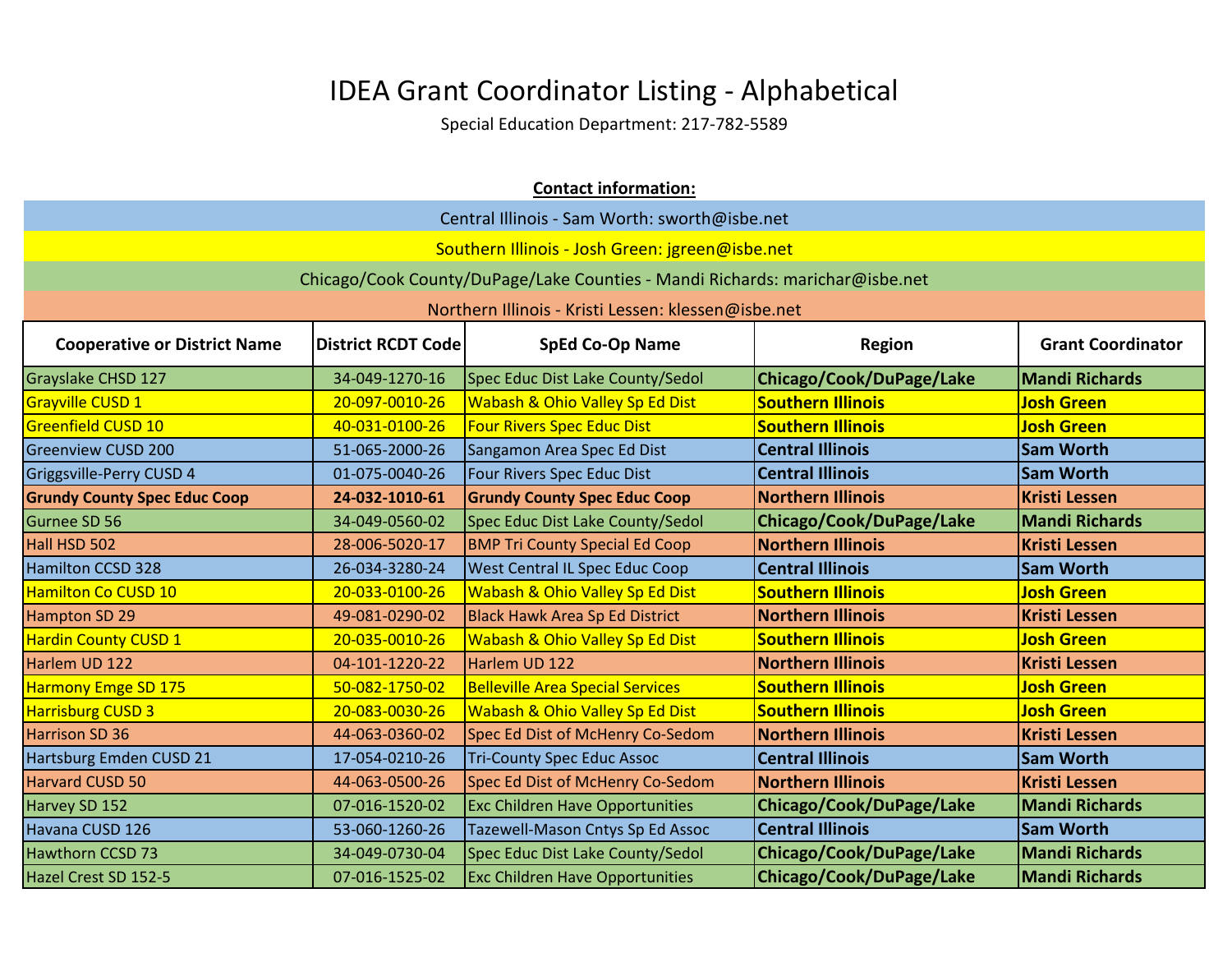# IDEA Grant Coordinator Listing - Alphabetical

Special Education Department: 217-782-5589

**Contact information:**

Central Illinois - Sam Worth: sworth@isbe.net

Southern Illinois - Josh Green: jgreen@isbe.net

Chicago/Cook County/DuPage/Lake Counties - Mandi Richards: marichar@isbe.net

Northern Illinois - Kristi Lessen: klessen@isbe.net

| Cooperative or District Name | District RCDT Code | SpEd Co-Op Name | Region | Grant Coordinator |
|---|---|---|---|---|
| Grayslake CHSD 127 | 34-049-1270-16 | Spec Educ Dist Lake County/Sedol | **Chicago/Cook/DuPage/Lake** | **Mandi Richards** |
| Grayville CUSD 1 | 20-097-0010-26 | Wabash & Ohio Valley Sp Ed Dist | **Southern Illinois** | **Josh Green** |
| Greenfield CUSD 10 | 40-031-0100-26 | Four Rivers Spec Educ Dist | **Southern Illinois** | **Josh Green** |
| Greenview CUSD 200 | 51-065-2000-26 | Sangamon Area Spec Ed Dist | **Central Illinois** | **Sam Worth** |
| Griggsville-Perry CUSD 4 | 01-075-0040-26 | Four Rivers Spec Educ Dist | **Central Illinois** | **Sam Worth** |
| **Grundy County Spec Educ Coop** | **24-032-1010-61** | **Grundy County Spec Educ Coop** | **Northern Illinois** | **Kristi Lessen** |
| Gurnee SD 56 | 34-049-0560-02 | Spec Educ Dist Lake County/Sedol | **Chicago/Cook/DuPage/Lake** | **Mandi Richards** |
| Hall HSD 502 | 28-006-5020-17 | BMP Tri County Special Ed Coop | **Northern Illinois** | **Kristi Lessen** |
| Hamilton CCSD 328 | 26-034-3280-24 | West Central IL Spec Educ Coop | **Central Illinois** | **Sam Worth** |
| Hamilton Co CUSD 10 | 20-033-0100-26 | Wabash & Ohio Valley Sp Ed Dist | **Southern Illinois** | **Josh Green** |
| Hampton SD 29 | 49-081-0290-02 | Black Hawk Area Sp Ed District | **Northern Illinois** | **Kristi Lessen** |
| Hardin County CUSD 1 | 20-035-0010-26 | Wabash & Ohio Valley Sp Ed Dist | **Southern Illinois** | **Josh Green** |
| Harlem UD 122 | 04-101-1220-22 | Harlem UD 122 | **Northern Illinois** | **Kristi Lessen** |
| Harmony Emge SD 175 | 50-082-1750-02 | Belleville Area Special Services | **Southern Illinois** | **Josh Green** |
| Harrisburg CUSD 3 | 20-083-0030-26 | Wabash & Ohio Valley Sp Ed Dist | **Southern Illinois** | **Josh Green** |
| Harrison SD 36 | 44-063-0360-02 | Spec Ed Dist of McHenry Co-Sedom | **Northern Illinois** | **Kristi Lessen** |
| Hartsburg Emden CUSD 21 | 17-054-0210-26 | Tri-County Spec Educ Assoc | **Central Illinois** | **Sam Worth** |
| Harvard CUSD 50 | 44-063-0500-26 | Spec Ed Dist of McHenry Co-Sedom | **Northern Illinois** | **Kristi Lessen** |
| Harvey SD 152 | 07-016-1520-02 | Exc Children Have Opportunities | **Chicago/Cook/DuPage/Lake** | **Mandi Richards** |
| Havana CUSD 126 | 53-060-1260-26 | Tazewell-Mason Cntys Sp Ed Assoc | **Central Illinois** | **Sam Worth** |
| Hawthorn CCSD 73 | 34-049-0730-04 | Spec Educ Dist Lake County/Sedol | **Chicago/Cook/DuPage/Lake** | **Mandi Richards** |
| Hazel Crest SD 152-5 | 07-016-1525-02 | Exc Children Have Opportunities | **Chicago/Cook/DuPage/Lake** | **Mandi Richards** |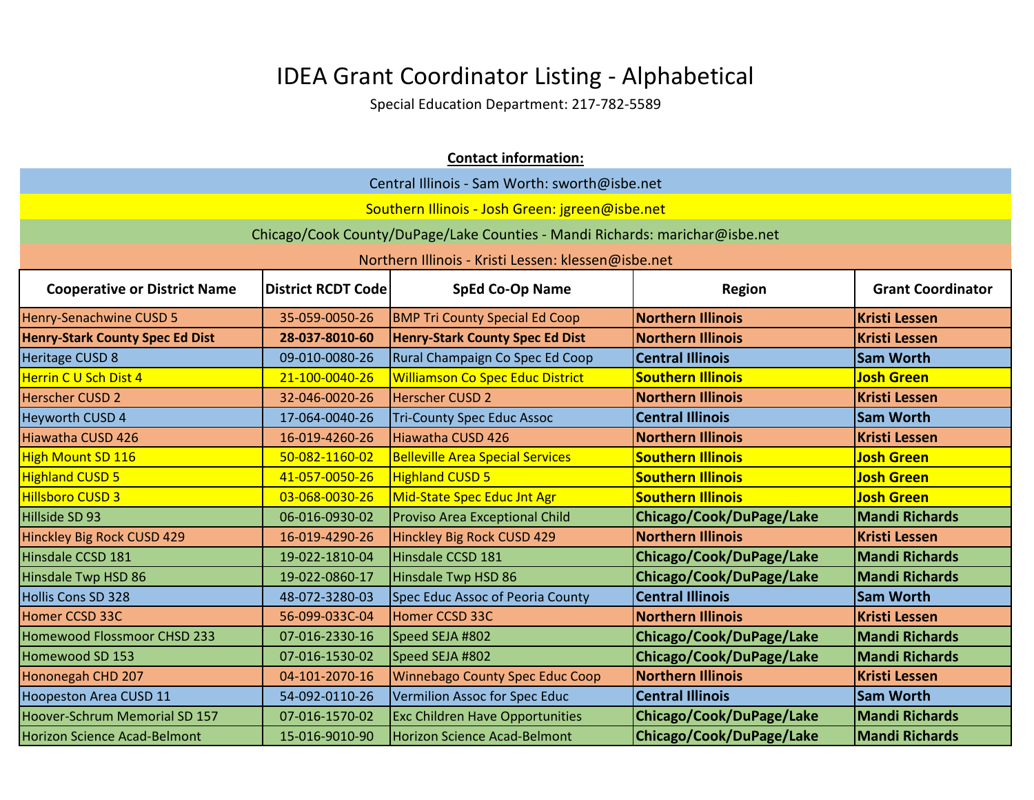# IDEA Grant Coordinator Listing - Alphabetical

Special Education Department: 217-782-5589

**Contact information:**

Central Illinois - Sam Worth: sworth@isbe.net

Southern Illinois - Josh Green: jgreen@isbe.net

Chicago/Cook County/DuPage/Lake Counties - Mandi Richards: marichar@isbe.net

Northern Illinois - Kristi Lessen: klessen@isbe.net

| Cooperative or District Name | District RCDT Code | SpEd Co-Op Name | Region | Grant Coordinator |
|---|---|---|---|---|
| Henry-Senachwine CUSD 5 | 35-059-0050-26 | BMP Tri County Special Ed Coop | **Northern Illinois** | **Kristi Lessen** |
| **Henry-Stark County Spec Ed Dist** | **28-037-8010-60** | **Henry-Stark County Spec Ed Dist** | **Northern Illinois** | **Kristi Lessen** |
| Heritage CUSD 8 | 09-010-0080-26 | Rural Champaign Co Spec Ed Coop | **Central Illinois** | **Sam Worth** |
| Herrin C U Sch Dist 4 | 21-100-0040-26 | Williamson Co Spec Educ District | **Southern Illinois** | **Josh Green** |
| Herscher CUSD 2 | 32-046-0020-26 | Herscher CUSD 2 | **Northern Illinois** | **Kristi Lessen** |
| Heyworth CUSD 4 | 17-064-0040-26 | Tri-County Spec Educ Assoc | **Central Illinois** | **Sam Worth** |
| Hiawatha CUSD 426 | 16-019-4260-26 | Hiawatha CUSD 426 | **Northern Illinois** | **Kristi Lessen** |
| High Mount SD 116 | 50-082-1160-02 | Belleville Area Special Services | **Southern Illinois** | **Josh Green** |
| Highland CUSD 5 | 41-057-0050-26 | Highland CUSD 5 | **Southern Illinois** | **Josh Green** |
| Hillsboro CUSD 3 | 03-068-0030-26 | Mid-State Spec Educ Jnt Agr | **Southern Illinois** | **Josh Green** |
| Hillside SD 93 | 06-016-0930-02 | Proviso Area Exceptional Child | **Chicago/Cook/DuPage/Lake** | **Mandi Richards** |
| Hinckley Big Rock CUSD 429 | 16-019-4290-26 | Hinckley Big Rock CUSD 429 | **Northern Illinois** | **Kristi Lessen** |
| Hinsdale CCSD 181 | 19-022-1810-04 | Hinsdale CCSD 181 | **Chicago/Cook/DuPage/Lake** | **Mandi Richards** |
| Hinsdale Twp HSD 86 | 19-022-0860-17 | Hinsdale Twp HSD 86 | **Chicago/Cook/DuPage/Lake** | **Mandi Richards** |
| Hollis Cons SD 328 | 48-072-3280-03 | Spec Educ Assoc of Peoria County | **Central Illinois** | **Sam Worth** |
| Homer CCSD 33C | 56-099-033C-04 | Homer CCSD 33C | **Northern Illinois** | **Kristi Lessen** |
| Homewood Flossmoor CHSD 233 | 07-016-2330-16 | Speed SEJA #802 | **Chicago/Cook/DuPage/Lake** | **Mandi Richards** |
| Homewood SD 153 | 07-016-1530-02 | Speed SEJA #802 | **Chicago/Cook/DuPage/Lake** | **Mandi Richards** |
| Hononegah CHD 207 | 04-101-2070-16 | Winnebago County Spec Educ Coop | **Northern Illinois** | **Kristi Lessen** |
| Hoopeston Area CUSD 11 | 54-092-0110-26 | Vermilion Assoc for Spec Educ | **Central Illinois** | **Sam Worth** |
| Hoover-Schrum Memorial SD 157 | 07-016-1570-02 | Exc Children Have Opportunities | **Chicago/Cook/DuPage/Lake** | **Mandi Richards** |
| Horizon Science Acad-Belmont | 15-016-9010-90 | Horizon Science Acad-Belmont | **Chicago/Cook/DuPage/Lake** | **Mandi Richards** |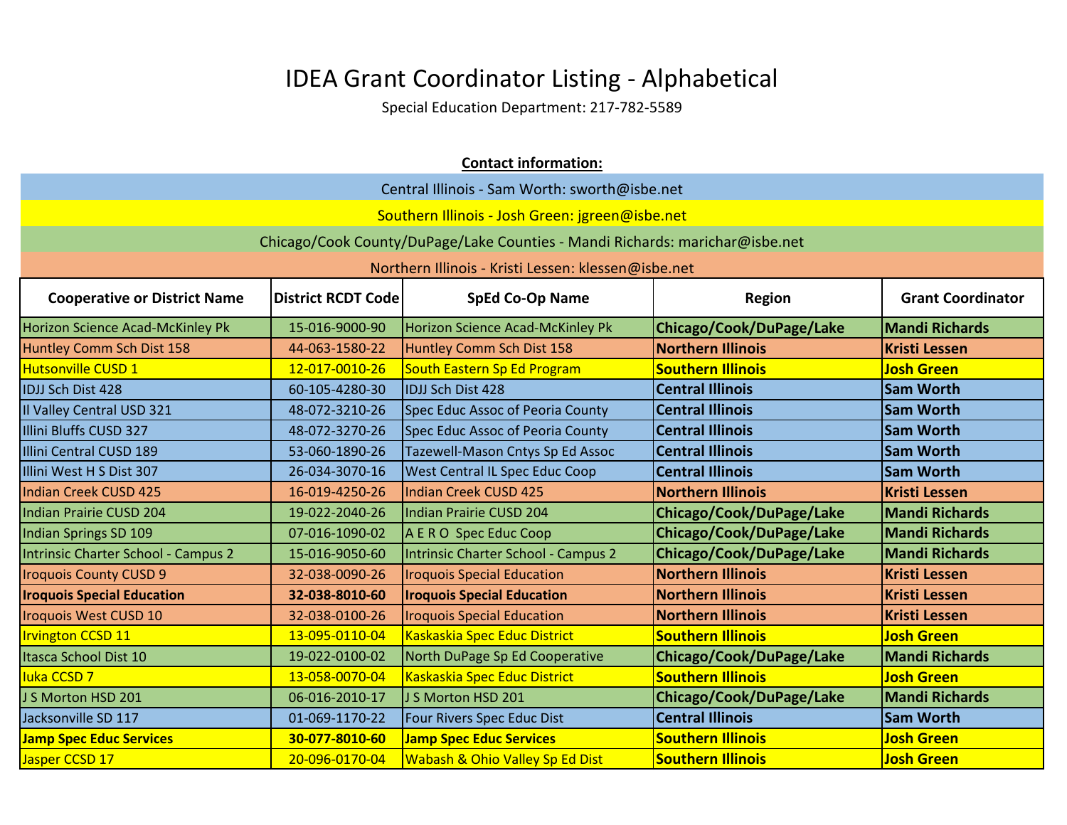# IDEA Grant Coordinator Listing - Alphabetical

Special Education Department: 217-782-5589

**Contact information:**

Central Illinois - Sam Worth: sworth@isbe.net

Southern Illinois - Josh Green: jgreen@isbe.net

Chicago/Cook County/DuPage/Lake Counties - Mandi Richards: marichar@isbe.net

Northern Illinois - Kristi Lessen: klessen@isbe.net

| Cooperative or District Name | District RCDT Code | SpEd Co-Op Name | Region | Grant Coordinator |
|---|---|---|---|---|
| Horizon Science Acad-McKinley Pk | 15-016-9000-90 | Horizon Science Acad-McKinley Pk | **Chicago/Cook/DuPage/Lake** | **Mandi Richards** |
| Huntley Comm Sch Dist 158 | 44-063-1580-22 | Huntley Comm Sch Dist 158 | **Northern Illinois** | **Kristi Lessen** |
| Hutsonville CUSD 1 | 12-017-0010-26 | South Eastern Sp Ed Program | **Southern Illinois** | **Josh Green** |
| IDJJ Sch Dist 428 | 60-105-4280-30 | IDJJ Sch Dist 428 | **Central Illinois** | **Sam Worth** |
| Il Valley Central USD 321 | 48-072-3210-26 | Spec Educ Assoc of Peoria County | **Central Illinois** | **Sam Worth** |
| Illini Bluffs CUSD 327 | 48-072-3270-26 | Spec Educ Assoc of Peoria County | **Central Illinois** | **Sam Worth** |
| Illini Central CUSD 189 | 53-060-1890-26 | Tazewell-Mason Cntys Sp Ed Assoc | **Central Illinois** | **Sam Worth** |
| Illini West H S Dist 307 | 26-034-3070-16 | West Central IL Spec Educ Coop | **Central Illinois** | **Sam Worth** |
| Indian Creek CUSD 425 | 16-019-4250-26 | Indian Creek CUSD 425 | **Northern Illinois** | **Kristi Lessen** |
| Indian Prairie CUSD 204 | 19-022-2040-26 | Indian Prairie CUSD 204 | **Chicago/Cook/DuPage/Lake** | **Mandi Richards** |
| Indian Springs SD 109 | 07-016-1090-02 | A E R O Spec Educ Coop | **Chicago/Cook/DuPage/Lake** | **Mandi Richards** |
| Intrinsic Charter School - Campus 2 | 15-016-9050-60 | Intrinsic Charter School - Campus 2 | **Chicago/Cook/DuPage/Lake** | **Mandi Richards** |
| Iroquois County CUSD 9 | 32-038-0090-26 | Iroquois Special Education | **Northern Illinois** | **Kristi Lessen** |
| **Iroquois Special Education** | **32-038-8010-60** | **Iroquois Special Education** | **Northern Illinois** | **Kristi Lessen** |
| Iroquois West CUSD 10 | 32-038-0100-26 | Iroquois Special Education | **Northern Illinois** | **Kristi Lessen** |
| Irvington CCSD 11 | 13-095-0110-04 | Kaskaskia Spec Educ District | **Southern Illinois** | **Josh Green** |
| Itasca School Dist 10 | 19-022-0100-02 | North DuPage Sp Ed Cooperative | **Chicago/Cook/DuPage/Lake** | **Mandi Richards** |
| Iuka CCSD 7 | 13-058-0070-04 | Kaskaskia Spec Educ District | **Southern Illinois** | **Josh Green** |
| J S Morton HSD 201 | 06-016-2010-17 | J S Morton HSD 201 | **Chicago/Cook/DuPage/Lake** | **Mandi Richards** |
| Jacksonville SD 117 | 01-069-1170-22 | Four Rivers Spec Educ Dist | **Central Illinois** | **Sam Worth** |
| **Jamp Spec Educ Services** | **30-077-8010-60** | **Jamp Spec Educ Services** | **Southern Illinois** | **Josh Green** |
| Jasper CCSD 17 | 20-096-0170-04 | Wabash & Ohio Valley Sp Ed Dist | **Southern Illinois** | **Josh Green** |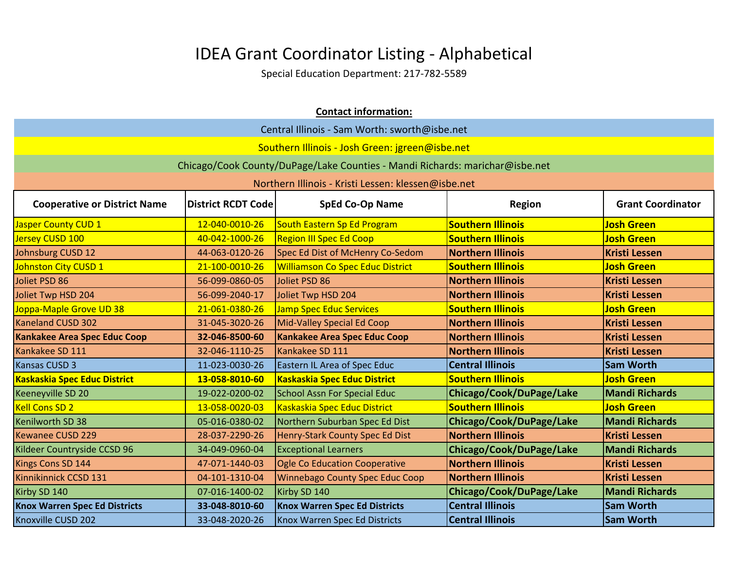# IDEA Grant Coordinator Listing - Alphabetical

Special Education Department: 217-782-5589

**Contact information:**

Central Illinois - Sam Worth: sworth@isbe.net

Southern Illinois - Josh Green: jgreen@isbe.net

Chicago/Cook County/DuPage/Lake Counties - Mandi Richards: marichar@isbe.net

Northern Illinois - Kristi Lessen: klessen@isbe.net

| Cooperative or District Name | District RCDT Code | SpEd Co-Op Name | Region | Grant Coordinator |
|---|---|---|---|---|
| Jasper County CUD 1 | 12-040-0010-26 | South Eastern Sp Ed Program | **Southern Illinois** | **Josh Green** |
| Jersey CUSD 100 | 40-042-1000-26 | Region III Spec Ed Coop | **Southern Illinois** | **Josh Green** |
| Johnsburg CUSD 12 | 44-063-0120-26 | Spec Ed Dist of McHenry Co-Sedom | **Northern Illinois** | **Kristi Lessen** |
| Johnston City CUSD 1 | 21-100-0010-26 | Williamson Co Spec Educ District | **Southern Illinois** | **Josh Green** |
| Joliet PSD 86 | 56-099-0860-05 | Joliet PSD 86 | **Northern Illinois** | **Kristi Lessen** |
| Joliet Twp HSD 204 | 56-099-2040-17 | Joliet Twp HSD 204 | **Northern Illinois** | **Kristi Lessen** |
| Joppa-Maple Grove UD 38 | 21-061-0380-26 | Jamp Spec Educ Services | **Southern Illinois** | **Josh Green** |
| Kaneland CUSD 302 | 31-045-3020-26 | Mid-Valley Special Ed Coop | **Northern Illinois** | **Kristi Lessen** |
| **Kankakee Area Spec Educ Coop** | **32-046-8500-60** | **Kankakee Area Spec Educ Coop** | **Northern Illinois** | **Kristi Lessen** |
| Kankakee SD 111 | 32-046-1110-25 | Kankakee SD 111 | **Northern Illinois** | **Kristi Lessen** |
| Kansas CUSD 3 | 11-023-0030-26 | Eastern IL Area of Spec Educ | **Central Illinois** | **Sam Worth** |
| **Kaskaskia Spec Educ District** | **13-058-8010-60** | **Kaskaskia Spec Educ District** | **Southern Illinois** | **Josh Green** |
| Keeneyville SD 20 | 19-022-0200-02 | School Assn For Special Educ | **Chicago/Cook/DuPage/Lake** | **Mandi Richards** |
| Kell Cons SD 2 | 13-058-0020-03 | Kaskaskia Spec Educ District | **Southern Illinois** | **Josh Green** |
| Kenilworth SD 38 | 05-016-0380-02 | Northern Suburban Spec Ed Dist | **Chicago/Cook/DuPage/Lake** | **Mandi Richards** |
| Kewanee CUSD 229 | 28-037-2290-26 | Henry-Stark County Spec Ed Dist | **Northern Illinois** | **Kristi Lessen** |
| Kildeer Countryside CCSD 96 | 34-049-0960-04 | Exceptional Learners | **Chicago/Cook/DuPage/Lake** | **Mandi Richards** |
| Kings Cons SD 144 | 47-071-1440-03 | Ogle Co Education Cooperative | **Northern Illinois** | **Kristi Lessen** |
| Kinnikinnick CCSD 131 | 04-101-1310-04 | Winnebago County Spec Educ Coop | **Northern Illinois** | **Kristi Lessen** |
| Kirby SD 140 | 07-016-1400-02 | Kirby SD 140 | **Chicago/Cook/DuPage/Lake** | **Mandi Richards** |
| **Knox Warren Spec Ed Districts** | **33-048-8010-60** | **Knox Warren Spec Ed Districts** | **Central Illinois** | **Sam Worth** |
| Knoxville CUSD 202 | 33-048-2020-26 | Knox Warren Spec Ed Districts | **Central Illinois** | **Sam Worth** |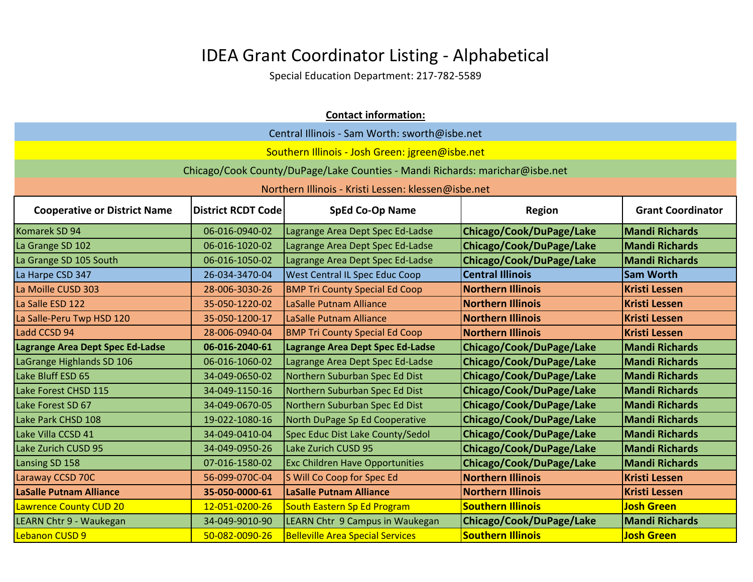# IDEA Grant Coordinator Listing - Alphabetical

Special Education Department: 217-782-5589

**Contact information:**

Central Illinois - Sam Worth: sworth@isbe.net

Southern Illinois - Josh Green: jgreen@isbe.net

Chicago/Cook County/DuPage/Lake Counties - Mandi Richards: marichar@isbe.net

Northern Illinois - Kristi Lessen: klessen@isbe.net

| Cooperative or District Name | District RCDT Code | SpEd Co-Op Name | Region | Grant Coordinator |
|---|---|---|---|---|
| Komarek SD 94 | 06-016-0940-02 | Lagrange Area Dept Spec Ed-Ladse | **Chicago/Cook/DuPage/Lake** | **Mandi Richards** |
| La Grange SD 102 | 06-016-1020-02 | Lagrange Area Dept Spec Ed-Ladse | **Chicago/Cook/DuPage/Lake** | **Mandi Richards** |
| La Grange SD 105 South | 06-016-1050-02 | Lagrange Area Dept Spec Ed-Ladse | **Chicago/Cook/DuPage/Lake** | **Mandi Richards** |
| La Harpe CSD 347 | 26-034-3470-04 | West Central IL Spec Educ Coop | **Central Illinois** | **Sam Worth** |
| La Moille CUSD 303 | 28-006-3030-26 | BMP Tri County Special Ed Coop | **Northern Illinois** | **Kristi Lessen** |
| La Salle ESD 122 | 35-050-1220-02 | LaSalle Putnam Alliance | **Northern Illinois** | **Kristi Lessen** |
| La Salle-Peru Twp HSD 120 | 35-050-1200-17 | LaSalle Putnam Alliance | **Northern Illinois** | **Kristi Lessen** |
| Ladd CCSD 94 | 28-006-0940-04 | BMP Tri County Special Ed Coop | **Northern Illinois** | **Kristi Lessen** |
| **Lagrange Area Dept Spec Ed-Ladse** | **06-016-2040-61** | **Lagrange Area Dept Spec Ed-Ladse** | **Chicago/Cook/DuPage/Lake** | **Mandi Richards** |
| LaGrange Highlands SD 106 | 06-016-1060-02 | Lagrange Area Dept Spec Ed-Ladse | **Chicago/Cook/DuPage/Lake** | **Mandi Richards** |
| Lake Bluff ESD 65 | 34-049-0650-02 | Northern Suburban Spec Ed Dist | **Chicago/Cook/DuPage/Lake** | **Mandi Richards** |
| Lake Forest CHSD 115 | 34-049-1150-16 | Northern Suburban Spec Ed Dist | **Chicago/Cook/DuPage/Lake** | **Mandi Richards** |
| Lake Forest SD 67 | 34-049-0670-05 | Northern Suburban Spec Ed Dist | **Chicago/Cook/DuPage/Lake** | **Mandi Richards** |
| Lake Park CHSD 108 | 19-022-1080-16 | North DuPage Sp Ed Cooperative | **Chicago/Cook/DuPage/Lake** | **Mandi Richards** |
| Lake Villa CCSD 41 | 34-049-0410-04 | Spec Educ Dist Lake County/Sedol | **Chicago/Cook/DuPage/Lake** | **Mandi Richards** |
| Lake Zurich CUSD 95 | 34-049-0950-26 | Lake Zurich CUSD 95 | **Chicago/Cook/DuPage/Lake** | **Mandi Richards** |
| Lansing SD 158 | 07-016-1580-02 | Exc Children Have Opportunities | **Chicago/Cook/DuPage/Lake** | **Mandi Richards** |
| Laraway CCSD 70C | 56-099-070C-04 | S Will Co Coop for Spec Ed | **Northern Illinois** | **Kristi Lessen** |
| **LaSalle Putnam Alliance** | **35-050-0000-61** | **LaSalle Putnam Alliance** | **Northern Illinois** | **Kristi Lessen** |
| Lawrence County CUD 20 | 12-051-0200-26 | South Eastern Sp Ed Program | **Southern Illinois** | **Josh Green** |
| LEARN Chtr 9 - Waukegan | 34-049-9010-90 | LEARN Chtr 9 Campus in Waukegan | **Chicago/Cook/DuPage/Lake** | **Mandi Richards** |
| Lebanon CUSD 9 | 50-082-0090-26 | Belleville Area Special Services | **Southern Illinois** | **Josh Green** |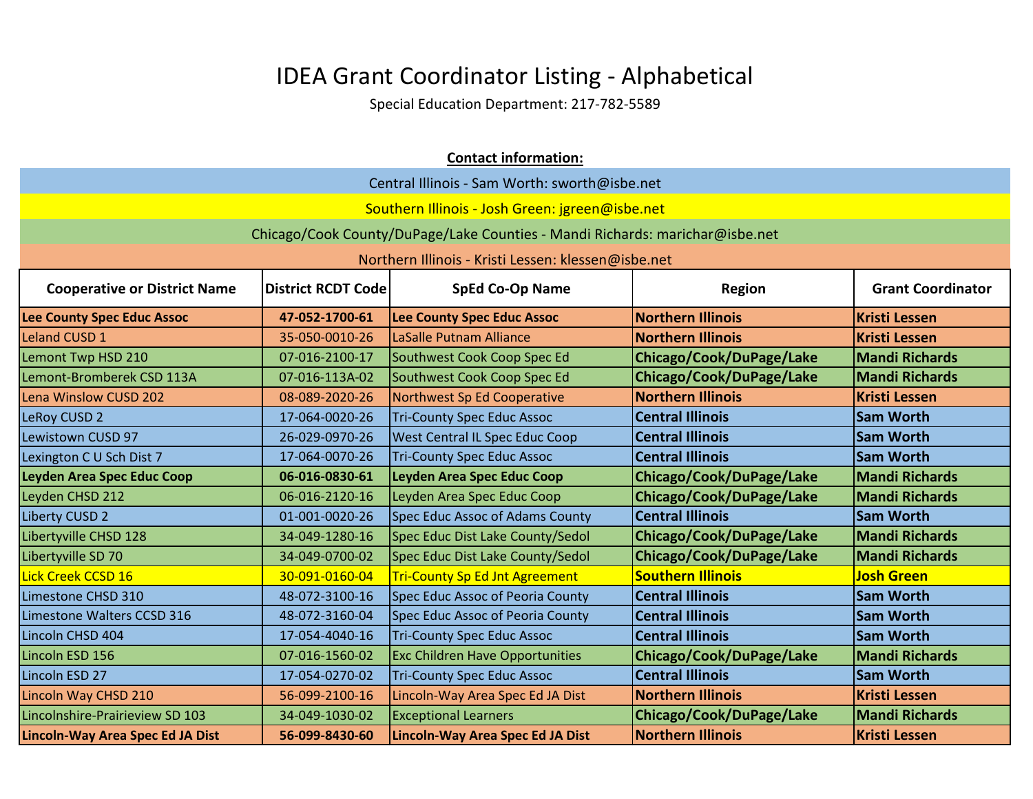# IDEA Grant Coordinator Listing - Alphabetical

Special Education Department: 217-782-5589

**Contact information:**

Central Illinois - Sam Worth: sworth@isbe.net

Southern Illinois - Josh Green: jgreen@isbe.net

Chicago/Cook County/DuPage/Lake Counties - Mandi Richards: marichar@isbe.net

Northern Illinois - Kristi Lessen: klessen@isbe.net

| Cooperative or District Name | District RCDT Code | SpEd Co-Op Name | Region | Grant Coordinator |
|---|---|---|---|---|
| **Lee County Spec Educ Assoc** | **47-052-1700-61** | **Lee County Spec Educ Assoc** | **Northern Illinois** | **Kristi Lessen** |
| Leland CUSD 1 | 35-050-0010-26 | LaSalle Putnam Alliance | **Northern Illinois** | **Kristi Lessen** |
| Lemont Twp HSD 210 | 07-016-2100-17 | Southwest Cook Coop Spec Ed | **Chicago/Cook/DuPage/Lake** | **Mandi Richards** |
| Lemont-Bromberek CSD 113A | 07-016-113A-02 | Southwest Cook Coop Spec Ed | **Chicago/Cook/DuPage/Lake** | **Mandi Richards** |
| Lena Winslow CUSD 202 | 08-089-2020-26 | Northwest Sp Ed Cooperative | **Northern Illinois** | **Kristi Lessen** |
| LeRoy CUSD 2 | 17-064-0020-26 | Tri-County Spec Educ Assoc | **Central Illinois** | **Sam Worth** |
| Lewistown CUSD 97 | 26-029-0970-26 | West Central IL Spec Educ Coop | **Central Illinois** | **Sam Worth** |
| Lexington C U Sch Dist 7 | 17-064-0070-26 | Tri-County Spec Educ Assoc | **Central Illinois** | **Sam Worth** |
| **Leyden Area Spec Educ Coop** | **06-016-0830-61** | **Leyden Area Spec Educ Coop** | **Chicago/Cook/DuPage/Lake** | **Mandi Richards** |
| Leyden CHSD 212 | 06-016-2120-16 | Leyden Area Spec Educ Coop | **Chicago/Cook/DuPage/Lake** | **Mandi Richards** |
| Liberty CUSD 2 | 01-001-0020-26 | Spec Educ Assoc of Adams County | **Central Illinois** | **Sam Worth** |
| Libertyville CHSD 128 | 34-049-1280-16 | Spec Educ Dist Lake County/Sedol | **Chicago/Cook/DuPage/Lake** | **Mandi Richards** |
| Libertyville SD 70 | 34-049-0700-02 | Spec Educ Dist Lake County/Sedol | **Chicago/Cook/DuPage/Lake** | **Mandi Richards** |
| Lick Creek CCSD 16 | 30-091-0160-04 | Tri-County Sp Ed Jnt Agreement | **Southern Illinois** | **Josh Green** |
| Limestone CHSD 310 | 48-072-3100-16 | Spec Educ Assoc of Peoria County | **Central Illinois** | **Sam Worth** |
| Limestone Walters CCSD 316 | 48-072-3160-04 | Spec Educ Assoc of Peoria County | **Central Illinois** | **Sam Worth** |
| Lincoln CHSD 404 | 17-054-4040-16 | Tri-County Spec Educ Assoc | **Central Illinois** | **Sam Worth** |
| Lincoln ESD 156 | 07-016-1560-02 | Exc Children Have Opportunities | **Chicago/Cook/DuPage/Lake** | **Mandi Richards** |
| Lincoln ESD 27 | 17-054-0270-02 | Tri-County Spec Educ Assoc | **Central Illinois** | **Sam Worth** |
| Lincoln Way CHSD 210 | 56-099-2100-16 | Lincoln-Way Area Spec Ed JA Dist | **Northern Illinois** | **Kristi Lessen** |
| Lincolnshire-Prairieview SD 103 | 34-049-1030-02 | Exceptional Learners | **Chicago/Cook/DuPage/Lake** | **Mandi Richards** |
| **Lincoln-Way Area Spec Ed JA Dist** | **56-099-8430-60** | **Lincoln-Way Area Spec Ed JA Dist** | **Northern Illinois** | **Kristi Lessen** |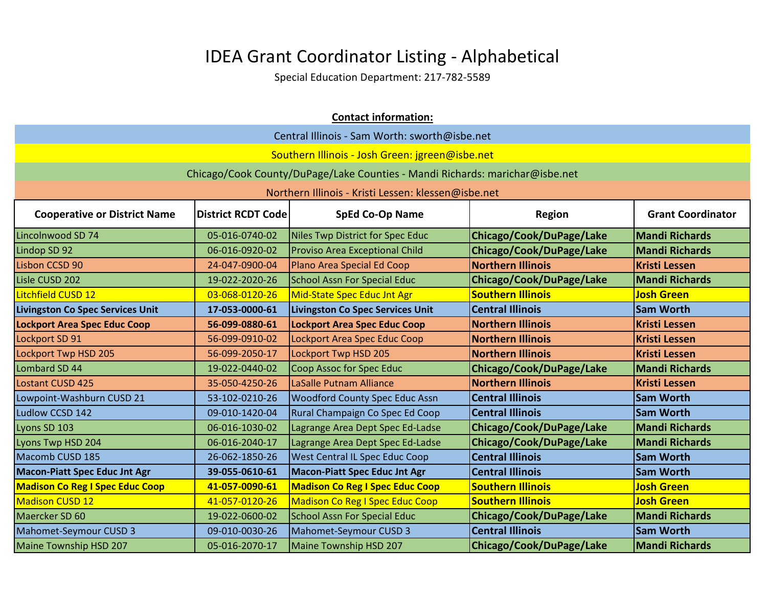# IDEA Grant Coordinator Listing - Alphabetical

Special Education Department: 217-782-5589

**Contact information:**

Central Illinois - Sam Worth: sworth@isbe.net

Southern Illinois - Josh Green: jgreen@isbe.net

Chicago/Cook County/DuPage/Lake Counties - Mandi Richards: marichar@isbe.net

Northern Illinois - Kristi Lessen: klessen@isbe.net

| Cooperative or District Name | District RCDT Code | SpEd Co-Op Name | Region | Grant Coordinator |
|---|---|---|---|---|
| Lincolnwood SD 74 | 05-016-0740-02 | Niles Twp District for Spec Educ | **Chicago/Cook/DuPage/Lake** | **Mandi Richards** |
| Lindop SD 92 | 06-016-0920-02 | Proviso Area Exceptional Child | **Chicago/Cook/DuPage/Lake** | **Mandi Richards** |
| Lisbon CCSD 90 | 24-047-0900-04 | Plano Area Special Ed Coop | **Northern Illinois** | **Kristi Lessen** |
| Lisle CUSD 202 | 19-022-2020-26 | School Assn For Special Educ | **Chicago/Cook/DuPage/Lake** | **Mandi Richards** |
| Litchfield CUSD 12 | 03-068-0120-26 | Mid-State Spec Educ Jnt Agr | **Southern Illinois** | **Josh Green** |
| **Livingston Co Spec Services Unit** | **17-053-0000-61** | **Livingston Co Spec Services Unit** | **Central Illinois** | **Sam Worth** |
| **Lockport Area Spec Educ Coop** | **56-099-0880-61** | **Lockport Area Spec Educ Coop** | **Northern Illinois** | **Kristi Lessen** |
| Lockport SD 91 | 56-099-0910-02 | Lockport Area Spec Educ Coop | **Northern Illinois** | **Kristi Lessen** |
| Lockport Twp HSD 205 | 56-099-2050-17 | Lockport Twp HSD 205 | **Northern Illinois** | **Kristi Lessen** |
| Lombard SD 44 | 19-022-0440-02 | Coop Assoc for Spec Educ | **Chicago/Cook/DuPage/Lake** | **Mandi Richards** |
| Lostant CUSD 425 | 35-050-4250-26 | LaSalle Putnam Alliance | **Northern Illinois** | **Kristi Lessen** |
| Lowpoint-Washburn CUSD 21 | 53-102-0210-26 | Woodford County Spec Educ Assn | **Central Illinois** | **Sam Worth** |
| Ludlow CCSD 142 | 09-010-1420-04 | Rural Champaign Co Spec Ed Coop | **Central Illinois** | **Sam Worth** |
| Lyons SD 103 | 06-016-1030-02 | Lagrange Area Dept Spec Ed-Ladse | **Chicago/Cook/DuPage/Lake** | **Mandi Richards** |
| Lyons Twp HSD 204 | 06-016-2040-17 | Lagrange Area Dept Spec Ed-Ladse | **Chicago/Cook/DuPage/Lake** | **Mandi Richards** |
| Macomb CUSD 185 | 26-062-1850-26 | West Central IL Spec Educ Coop | **Central Illinois** | **Sam Worth** |
| **Macon-Piatt Spec Educ Jnt Agr** | **39-055-0610-61** | **Macon-Piatt Spec Educ Jnt Agr** | **Central Illinois** | **Sam Worth** |
| **Madison Co Reg I Spec Educ Coop** | **41-057-0090-61** | **Madison Co Reg I Spec Educ Coop** | **Southern Illinois** | **Josh Green** |
| Madison CUSD 12 | 41-057-0120-26 | Madison Co Reg I Spec Educ Coop | **Southern Illinois** | **Josh Green** |
| Maercker SD 60 | 19-022-0600-02 | School Assn For Special Educ | **Chicago/Cook/DuPage/Lake** | **Mandi Richards** |
| Mahomet-Seymour CUSD 3 | 09-010-0030-26 | Mahomet-Seymour CUSD 3 | **Central Illinois** | **Sam Worth** |
| Maine Township HSD 207 | 05-016-2070-17 | Maine Township HSD 207 | **Chicago/Cook/DuPage/Lake** | **Mandi Richards** |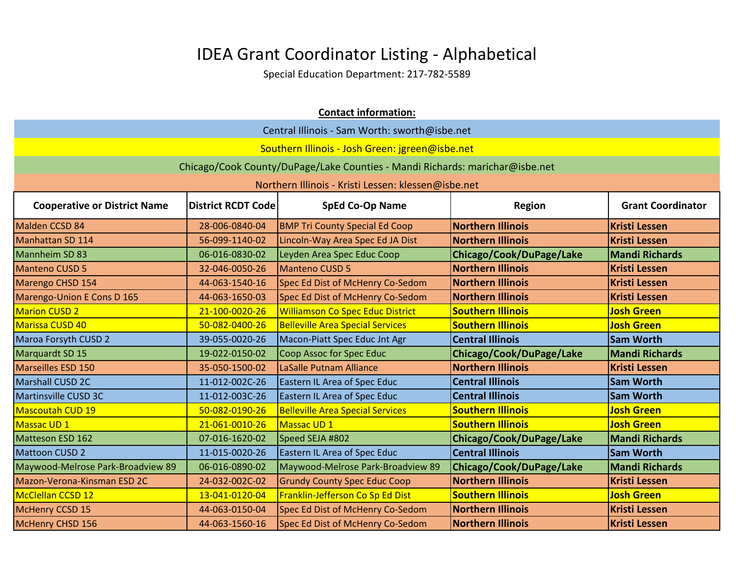# IDEA Grant Coordinator Listing - Alphabetical

Special Education Department: 217-782-5589

**Contact information:**

Central Illinois - Sam Worth: sworth@isbe.net

Southern Illinois - Josh Green: jgreen@isbe.net

Chicago/Cook County/DuPage/Lake Counties - Mandi Richards: marichar@isbe.net

Northern Illinois - Kristi Lessen: klessen@isbe.net

| Cooperative or District Name | District RCDT Code | SpEd Co-Op Name | Region | Grant Coordinator |
|---|---|---|---|---|
| Malden CCSD 84 | 28-006-0840-04 | BMP Tri County Special Ed Coop | **Northern Illinois** | **Kristi Lessen** |
| Manhattan SD 114 | 56-099-1140-02 | Lincoln-Way Area Spec Ed JA Dist | **Northern Illinois** | **Kristi Lessen** |
| Mannheim SD 83 | 06-016-0830-02 | Leyden Area Spec Educ Coop | **Chicago/Cook/DuPage/Lake** | **Mandi Richards** |
| Manteno CUSD 5 | 32-046-0050-26 | Manteno CUSD 5 | **Northern Illinois** | **Kristi Lessen** |
| Marengo CHSD 154 | 44-063-1540-16 | Spec Ed Dist of McHenry Co-Sedom | **Northern Illinois** | **Kristi Lessen** |
| Marengo-Union E Cons D 165 | 44-063-1650-03 | Spec Ed Dist of McHenry Co-Sedom | **Northern Illinois** | **Kristi Lessen** |
| Marion CUSD 2 | 21-100-0020-26 | Williamson Co Spec Educ District | **Southern Illinois** | **Josh Green** |
| Marissa CUSD 40 | 50-082-0400-26 | Belleville Area Special Services | **Southern Illinois** | **Josh Green** |
| Maroa Forsyth CUSD 2 | 39-055-0020-26 | Macon-Piatt Spec Educ Jnt Agr | **Central Illinois** | **Sam Worth** |
| Marquardt SD 15 | 19-022-0150-02 | Coop Assoc for Spec Educ | **Chicago/Cook/DuPage/Lake** | **Mandi Richards** |
| Marseilles ESD 150 | 35-050-1500-02 | LaSalle Putnam Alliance | **Northern Illinois** | **Kristi Lessen** |
| Marshall CUSD 2C | 11-012-002C-26 | Eastern IL Area of Spec Educ | **Central Illinois** | **Sam Worth** |
| Martinsville CUSD 3C | 11-012-003C-26 | Eastern IL Area of Spec Educ | **Central Illinois** | **Sam Worth** |
| Mascoutah CUD 19 | 50-082-0190-26 | Belleville Area Special Services | **Southern Illinois** | **Josh Green** |
| Massac UD 1 | 21-061-0010-26 | Massac UD 1 | **Southern Illinois** | **Josh Green** |
| Matteson ESD 162 | 07-016-1620-02 | Speed SEJA #802 | **Chicago/Cook/DuPage/Lake** | **Mandi Richards** |
| Mattoon CUSD 2 | 11-015-0020-26 | Eastern IL Area of Spec Educ | **Central Illinois** | **Sam Worth** |
| Maywood-Melrose Park-Broadview 89 | 06-016-0890-02 | Maywood-Melrose Park-Broadview 89 | **Chicago/Cook/DuPage/Lake** | **Mandi Richards** |
| Mazon-Verona-Kinsman ESD 2C | 24-032-002C-02 | Grundy County Spec Educ Coop | **Northern Illinois** | **Kristi Lessen** |
| McClellan CCSD 12 | 13-041-0120-04 | Franklin-Jefferson Co Sp Ed Dist | **Southern Illinois** | **Josh Green** |
| McHenry CCSD 15 | 44-063-0150-04 | Spec Ed Dist of McHenry Co-Sedom | **Northern Illinois** | **Kristi Lessen** |
| McHenry CHSD 156 | 44-063-1560-16 | Spec Ed Dist of McHenry Co-Sedom | **Northern Illinois** | **Kristi Lessen** |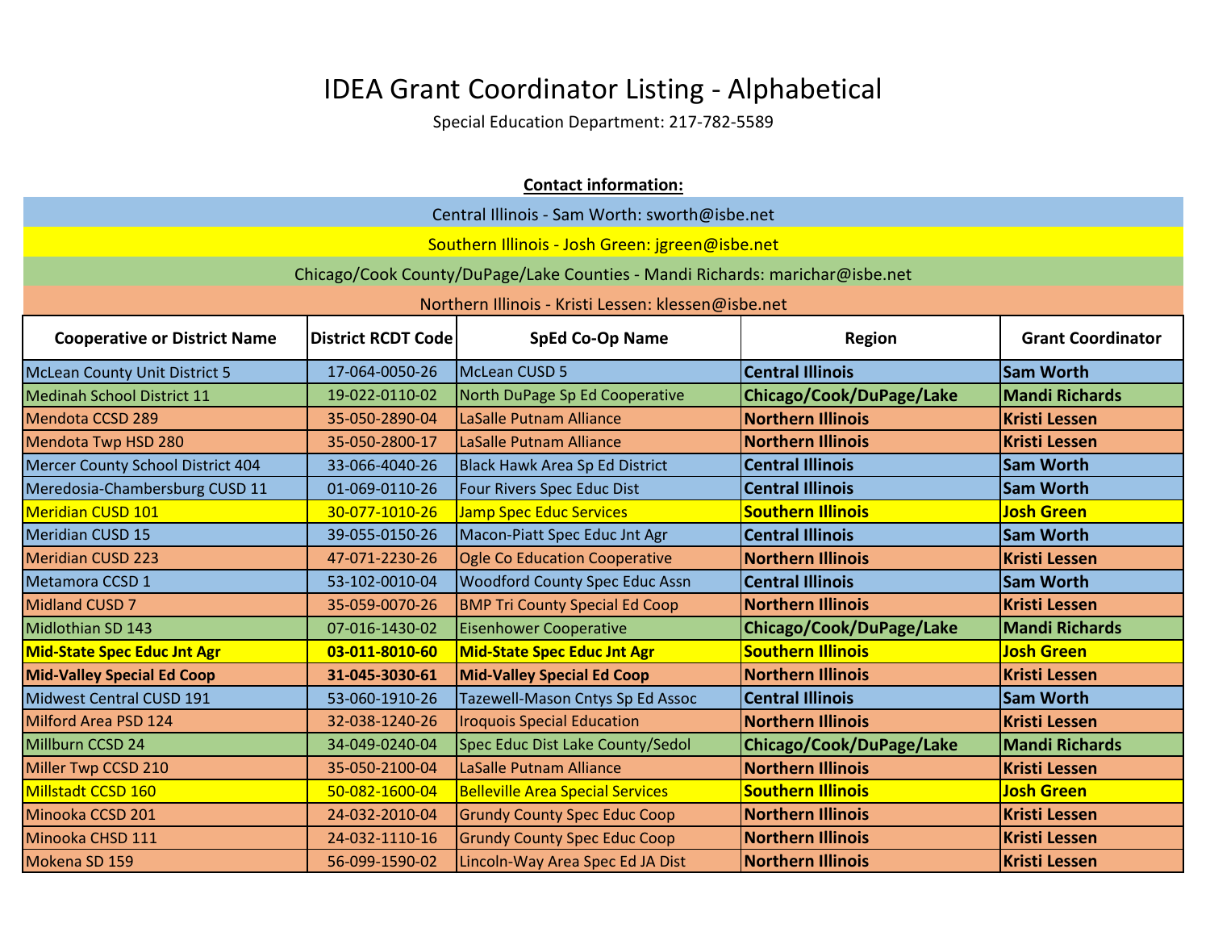# IDEA Grant Coordinator Listing - Alphabetical

Special Education Department: 217-782-5589

**Contact information:**

Central Illinois - Sam Worth: sworth@isbe.net

Southern Illinois - Josh Green: jgreen@isbe.net

Chicago/Cook County/DuPage/Lake Counties - Mandi Richards: marichar@isbe.net

Northern Illinois - Kristi Lessen: klessen@isbe.net

| Cooperative or District Name | District RCDT Code | SpEd Co-Op Name | Region | Grant Coordinator |
|---|---|---|---|---|
| McLean County Unit District 5 | 17-064-0050-26 | McLean CUSD 5 | **Central Illinois** | **Sam Worth** |
| Medinah School District 11 | 19-022-0110-02 | North DuPage Sp Ed Cooperative | **Chicago/Cook/DuPage/Lake** | **Mandi Richards** |
| Mendota CCSD 289 | 35-050-2890-04 | LaSalle Putnam Alliance | **Northern Illinois** | **Kristi Lessen** |
| Mendota Twp HSD 280 | 35-050-2800-17 | LaSalle Putnam Alliance | **Northern Illinois** | **Kristi Lessen** |
| Mercer County School District 404 | 33-066-4040-26 | Black Hawk Area Sp Ed District | **Central Illinois** | **Sam Worth** |
| Meredosia-Chambersburg CUSD 11 | 01-069-0110-26 | Four Rivers Spec Educ Dist | **Central Illinois** | **Sam Worth** |
| Meridian CUSD 101 | 30-077-1010-26 | Jamp Spec Educ Services | **Southern Illinois** | **Josh Green** |
| Meridian CUSD 15 | 39-055-0150-26 | Macon-Piatt Spec Educ Jnt Agr | **Central Illinois** | **Sam Worth** |
| Meridian CUSD 223 | 47-071-2230-26 | Ogle Co Education Cooperative | **Northern Illinois** | **Kristi Lessen** |
| Metamora CCSD 1 | 53-102-0010-04 | Woodford County Spec Educ Assn | **Central Illinois** | **Sam Worth** |
| Midland CUSD 7 | 35-059-0070-26 | BMP Tri County Special Ed Coop | **Northern Illinois** | **Kristi Lessen** |
| Midlothian SD 143 | 07-016-1430-02 | Eisenhower Cooperative | **Chicago/Cook/DuPage/Lake** | **Mandi Richards** |
| **Mid-State Spec Educ Jnt Agr** | **03-011-8010-60** | **Mid-State Spec Educ Jnt Agr** | **Southern Illinois** | **Josh Green** |
| **Mid-Valley Special Ed Coop** | **31-045-3030-61** | **Mid-Valley Special Ed Coop** | **Northern Illinois** | **Kristi Lessen** |
| Midwest Central CUSD 191 | 53-060-1910-26 | Tazewell-Mason Cntys Sp Ed Assoc | **Central Illinois** | **Sam Worth** |
| Milford Area PSD 124 | 32-038-1240-26 | Iroquois Special Education | **Northern Illinois** | **Kristi Lessen** |
| Millburn CCSD 24 | 34-049-0240-04 | Spec Educ Dist Lake County/Sedol | **Chicago/Cook/DuPage/Lake** | **Mandi Richards** |
| Miller Twp CCSD 210 | 35-050-2100-04 | LaSalle Putnam Alliance | **Northern Illinois** | **Kristi Lessen** |
| Millstadt CCSD 160 | 50-082-1600-04 | Belleville Area Special Services | **Southern Illinois** | **Josh Green** |
| Minooka CCSD 201 | 24-032-2010-04 | Grundy County Spec Educ Coop | **Northern Illinois** | **Kristi Lessen** |
| Minooka CHSD 111 | 24-032-1110-16 | Grundy County Spec Educ Coop | **Northern Illinois** | **Kristi Lessen** |
| Mokena SD 159 | 56-099-1590-02 | Lincoln-Way Area Spec Ed JA Dist | **Northern Illinois** | **Kristi Lessen** |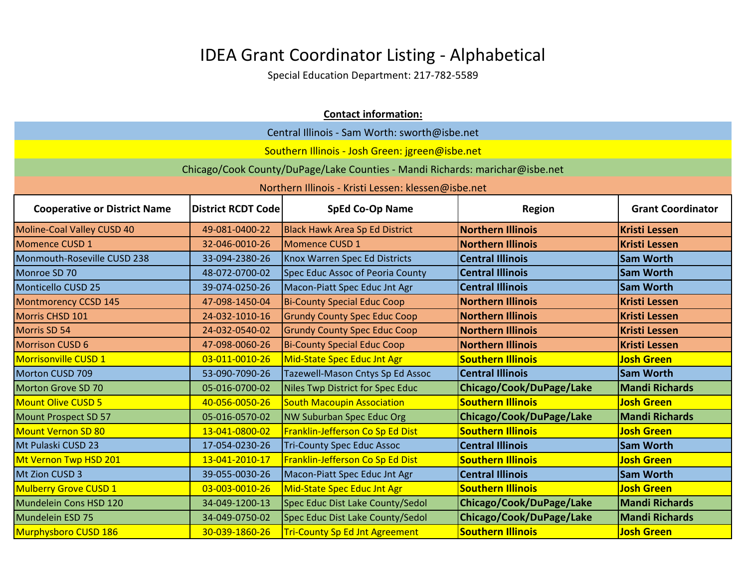# IDEA Grant Coordinator Listing - Alphabetical

Special Education Department: 217-782-5589

**Contact information:**

Central Illinois - Sam Worth: sworth@isbe.net

Southern Illinois - Josh Green: jgreen@isbe.net

Chicago/Cook County/DuPage/Lake Counties - Mandi Richards: marichar@isbe.net

Northern Illinois - Kristi Lessen: klessen@isbe.net

| Cooperative or District Name | District RCDT Code | SpEd Co-Op Name | Region | Grant Coordinator |
|---|---|---|---|---|
| Moline-Coal Valley CUSD 40 | 49-081-0400-22 | Black Hawk Area Sp Ed District | **Northern Illinois** | **Kristi Lessen** |
| Momence CUSD 1 | 32-046-0010-26 | Momence CUSD 1 | **Northern Illinois** | **Kristi Lessen** |
| Monmouth-Roseville CUSD 238 | 33-094-2380-26 | Knox Warren Spec Ed Districts | **Central Illinois** | **Sam Worth** |
| Monroe SD 70 | 48-072-0700-02 | Spec Educ Assoc of Peoria County | **Central Illinois** | **Sam Worth** |
| Monticello CUSD 25 | 39-074-0250-26 | Macon-Piatt Spec Educ Jnt Agr | **Central Illinois** | **Sam Worth** |
| Montmorency CCSD 145 | 47-098-1450-04 | Bi-County Special Educ Coop | **Northern Illinois** | **Kristi Lessen** |
| Morris CHSD 101 | 24-032-1010-16 | Grundy County Spec Educ Coop | **Northern Illinois** | **Kristi Lessen** |
| Morris SD 54 | 24-032-0540-02 | Grundy County Spec Educ Coop | **Northern Illinois** | **Kristi Lessen** |
| Morrison CUSD 6 | 47-098-0060-26 | Bi-County Special Educ Coop | **Northern Illinois** | **Kristi Lessen** |
| Morrisonville CUSD 1 | 03-011-0010-26 | Mid-State Spec Educ Jnt Agr | **Southern Illinois** | **Josh Green** |
| Morton CUSD 709 | 53-090-7090-26 | Tazewell-Mason Cntys Sp Ed Assoc | **Central Illinois** | **Sam Worth** |
| Morton Grove SD 70 | 05-016-0700-02 | Niles Twp District for Spec Educ | **Chicago/Cook/DuPage/Lake** | **Mandi Richards** |
| Mount Olive CUSD 5 | 40-056-0050-26 | South Macoupin Association | **Southern Illinois** | **Josh Green** |
| Mount Prospect SD 57 | 05-016-0570-02 | NW Suburban Spec Educ Org | **Chicago/Cook/DuPage/Lake** | **Mandi Richards** |
| Mount Vernon SD 80 | 13-041-0800-02 | Franklin-Jefferson Co Sp Ed Dist | **Southern Illinois** | **Josh Green** |
| Mt Pulaski CUSD 23 | 17-054-0230-26 | Tri-County Spec Educ Assoc | **Central Illinois** | **Sam Worth** |
| Mt Vernon Twp HSD 201 | 13-041-2010-17 | Franklin-Jefferson Co Sp Ed Dist | **Southern Illinois** | **Josh Green** |
| Mt Zion CUSD 3 | 39-055-0030-26 | Macon-Piatt Spec Educ Jnt Agr | **Central Illinois** | **Sam Worth** |
| Mulberry Grove CUSD 1 | 03-003-0010-26 | Mid-State Spec Educ Jnt Agr | **Southern Illinois** | **Josh Green** |
| Mundelein Cons HSD 120 | 34-049-1200-13 | Spec Educ Dist Lake County/Sedol | **Chicago/Cook/DuPage/Lake** | **Mandi Richards** |
| Mundelein ESD 75 | 34-049-0750-02 | Spec Educ Dist Lake County/Sedol | **Chicago/Cook/DuPage/Lake** | **Mandi Richards** |
| Murphysboro CUSD 186 | 30-039-1860-26 | Tri-County Sp Ed Jnt Agreement | **Southern Illinois** | **Josh Green** |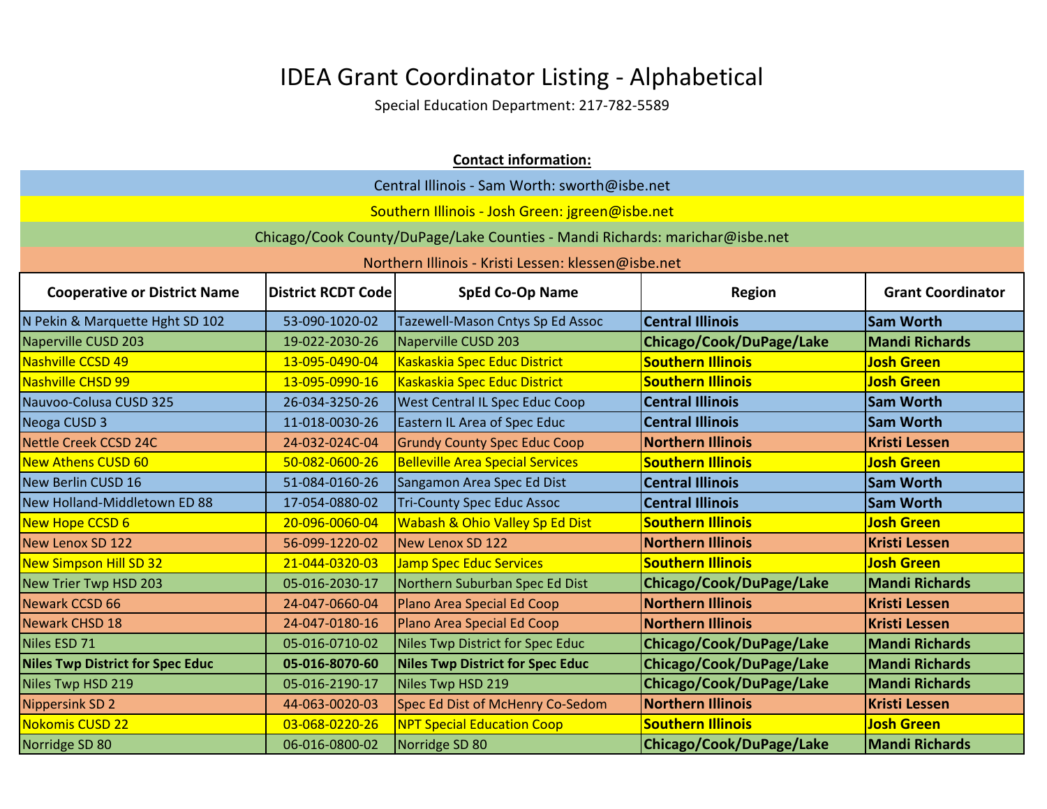# IDEA Grant Coordinator Listing - Alphabetical

Special Education Department: 217-782-5589

**Contact information:**

Central Illinois - Sam Worth: sworth@isbe.net

Southern Illinois - Josh Green: jgreen@isbe.net

Chicago/Cook County/DuPage/Lake Counties - Mandi Richards: marichar@isbe.net

Northern Illinois - Kristi Lessen: klessen@isbe.net

| Cooperative or District Name | District RCDT Code | SpEd Co-Op Name | Region | Grant Coordinator |
|---|---|---|---|---|
| N Pekin & Marquette Hght SD 102 | 53-090-1020-02 | Tazewell-Mason Cntys Sp Ed Assoc | **Central Illinois** | **Sam Worth** |
| Naperville CUSD 203 | 19-022-2030-26 | Naperville CUSD 203 | **Chicago/Cook/DuPage/Lake** | **Mandi Richards** |
| Nashville CCSD 49 | 13-095-0490-04 | Kaskaskia Spec Educ District | **Southern Illinois** | **Josh Green** |
| Nashville CHSD 99 | 13-095-0990-16 | Kaskaskia Spec Educ District | **Southern Illinois** | **Josh Green** |
| Nauvoo-Colusa CUSD 325 | 26-034-3250-26 | West Central IL Spec Educ Coop | **Central Illinois** | **Sam Worth** |
| Neoga CUSD 3 | 11-018-0030-26 | Eastern IL Area of Spec Educ | **Central Illinois** | **Sam Worth** |
| Nettle Creek CCSD 24C | 24-032-024C-04 | Grundy County Spec Educ Coop | **Northern Illinois** | **Kristi Lessen** |
| New Athens CUSD 60 | 50-082-0600-26 | Belleville Area Special Services | **Southern Illinois** | **Josh Green** |
| New Berlin CUSD 16 | 51-084-0160-26 | Sangamon Area Spec Ed Dist | **Central Illinois** | **Sam Worth** |
| New Holland-Middletown ED 88 | 17-054-0880-02 | Tri-County Spec Educ Assoc | **Central Illinois** | **Sam Worth** |
| New Hope CCSD 6 | 20-096-0060-04 | Wabash & Ohio Valley Sp Ed Dist | **Southern Illinois** | **Josh Green** |
| New Lenox SD 122 | 56-099-1220-02 | New Lenox SD 122 | **Northern Illinois** | **Kristi Lessen** |
| New Simpson Hill SD 32 | 21-044-0320-03 | Jamp Spec Educ Services | **Southern Illinois** | **Josh Green** |
| New Trier Twp HSD 203 | 05-016-2030-17 | Northern Suburban Spec Ed Dist | **Chicago/Cook/DuPage/Lake** | **Mandi Richards** |
| Newark CCSD 66 | 24-047-0660-04 | Plano Area Special Ed Coop | **Northern Illinois** | **Kristi Lessen** |
| Newark CHSD 18 | 24-047-0180-16 | Plano Area Special Ed Coop | **Northern Illinois** | **Kristi Lessen** |
| Niles ESD 71 | 05-016-0710-02 | Niles Twp District for Spec Educ | **Chicago/Cook/DuPage/Lake** | **Mandi Richards** |
| **Niles Twp District for Spec Educ** | **05-016-8070-60** | **Niles Twp District for Spec Educ** | **Chicago/Cook/DuPage/Lake** | **Mandi Richards** |
| Niles Twp HSD 219 | 05-016-2190-17 | Niles Twp HSD 219 | **Chicago/Cook/DuPage/Lake** | **Mandi Richards** |
| Nippersink SD 2 | 44-063-0020-03 | Spec Ed Dist of McHenry Co-Sedom | **Northern Illinois** | **Kristi Lessen** |
| Nokomis CUSD 22 | 03-068-0220-26 | NPT Special Education Coop | **Southern Illinois** | **Josh Green** |
| Norridge SD 80 | 06-016-0800-02 | Norridge SD 80 | **Chicago/Cook/DuPage/Lake** | **Mandi Richards** |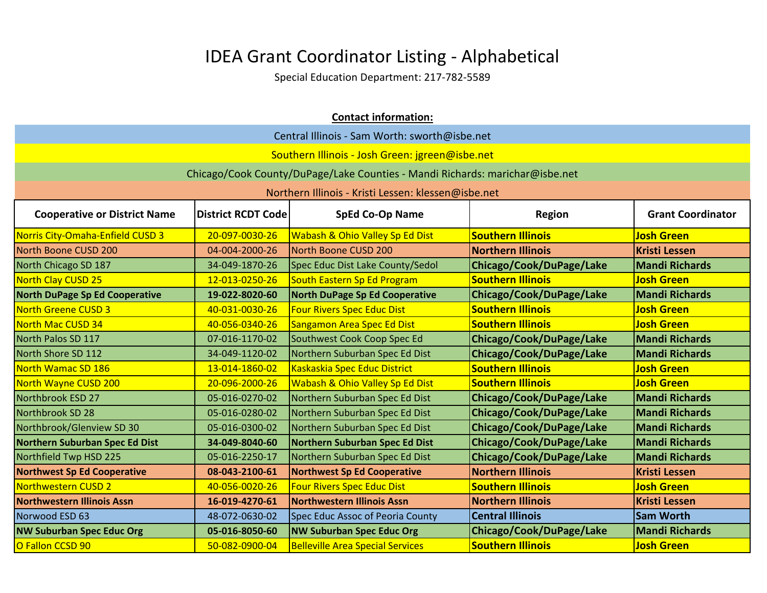# IDEA Grant Coordinator Listing - Alphabetical

Special Education Department: 217-782-5589

**Contact information:**

Central Illinois - Sam Worth: sworth@isbe.net

Southern Illinois - Josh Green: jgreen@isbe.net

Chicago/Cook County/DuPage/Lake Counties - Mandi Richards: marichar@isbe.net

Northern Illinois - Kristi Lessen: klessen@isbe.net

| Cooperative or District Name | District RCDT Code | SpEd Co-Op Name | Region | Grant Coordinator |
|---|---|---|---|---|
| Norris City-Omaha-Enfield CUSD 3 | 20-097-0030-26 | Wabash & Ohio Valley Sp Ed Dist | **Southern Illinois** | **Josh Green** |
| North Boone CUSD 200 | 04-004-2000-26 | North Boone CUSD 200 | **Northern Illinois** | **Kristi Lessen** |
| North Chicago SD 187 | 34-049-1870-26 | Spec Educ Dist Lake County/Sedol | **Chicago/Cook/DuPage/Lake** | **Mandi Richards** |
| North Clay CUSD 25 | 12-013-0250-26 | South Eastern Sp Ed Program | **Southern Illinois** | **Josh Green** |
| **North DuPage Sp Ed Cooperative** | **19-022-8020-60** | **North DuPage Sp Ed Cooperative** | **Chicago/Cook/DuPage/Lake** | **Mandi Richards** |
| North Greene CUSD 3 | 40-031-0030-26 | Four Rivers Spec Educ Dist | **Southern Illinois** | **Josh Green** |
| North Mac CUSD 34 | 40-056-0340-26 | Sangamon Area Spec Ed Dist | **Southern Illinois** | **Josh Green** |
| North Palos SD 117 | 07-016-1170-02 | Southwest Cook Coop Spec Ed | **Chicago/Cook/DuPage/Lake** | **Mandi Richards** |
| North Shore SD 112 | 34-049-1120-02 | Northern Suburban Spec Ed Dist | **Chicago/Cook/DuPage/Lake** | **Mandi Richards** |
| North Wamac SD 186 | 13-014-1860-02 | Kaskaskia Spec Educ District | **Southern Illinois** | **Josh Green** |
| North Wayne CUSD 200 | 20-096-2000-26 | Wabash & Ohio Valley Sp Ed Dist | **Southern Illinois** | **Josh Green** |
| Northbrook ESD 27 | 05-016-0270-02 | Northern Suburban Spec Ed Dist | **Chicago/Cook/DuPage/Lake** | **Mandi Richards** |
| Northbrook SD 28 | 05-016-0280-02 | Northern Suburban Spec Ed Dist | **Chicago/Cook/DuPage/Lake** | **Mandi Richards** |
| Northbrook/Glenview SD 30 | 05-016-0300-02 | Northern Suburban Spec Ed Dist | **Chicago/Cook/DuPage/Lake** | **Mandi Richards** |
| **Northern Suburban Spec Ed Dist** | **34-049-8040-60** | **Northern Suburban Spec Ed Dist** | **Chicago/Cook/DuPage/Lake** | **Mandi Richards** |
| Northfield Twp HSD 225 | 05-016-2250-17 | Northern Suburban Spec Ed Dist | **Chicago/Cook/DuPage/Lake** | **Mandi Richards** |
| **Northwest Sp Ed Cooperative** | **08-043-2100-61** | **Northwest Sp Ed Cooperative** | **Northern Illinois** | **Kristi Lessen** |
| Northwestern CUSD 2 | 40-056-0020-26 | Four Rivers Spec Educ Dist | **Southern Illinois** | **Josh Green** |
| **Northwestern Illinois Assn** | **16-019-4270-61** | **Northwestern Illinois Assn** | **Northern Illinois** | **Kristi Lessen** |
| Norwood ESD 63 | 48-072-0630-02 | Spec Educ Assoc of Peoria County | **Central Illinois** | **Sam Worth** |
| **NW Suburban Spec Educ Org** | **05-016-8050-60** | **NW Suburban Spec Educ Org** | **Chicago/Cook/DuPage/Lake** | **Mandi Richards** |
| O Fallon CCSD 90 | 50-082-0900-04 | Belleville Area Special Services | **Southern Illinois** | **Josh Green** |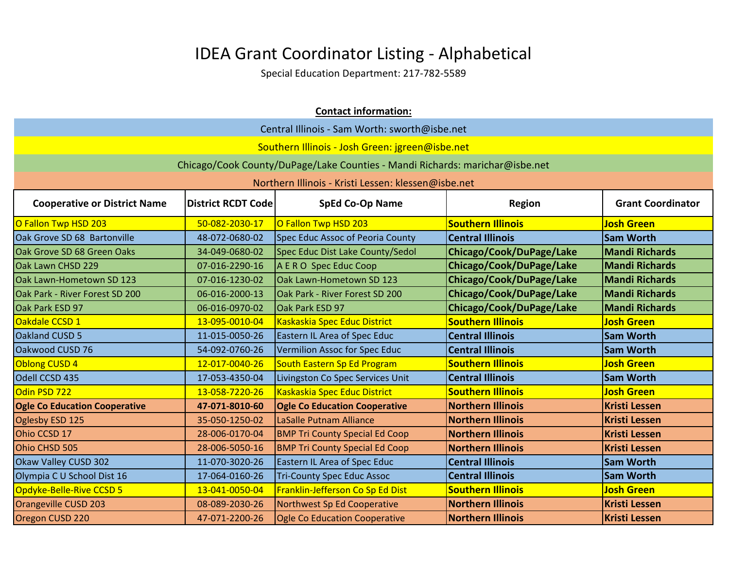# IDEA Grant Coordinator Listing - Alphabetical

Special Education Department: 217-782-5589

**Contact information:**

Central Illinois - Sam Worth: sworth@isbe.net

Southern Illinois - Josh Green: jgreen@isbe.net

Chicago/Cook County/DuPage/Lake Counties - Mandi Richards: marichar@isbe.net

Northern Illinois - Kristi Lessen: klessen@isbe.net

| Cooperative or District Name | District RCDT Code | SpEd Co-Op Name | Region | Grant Coordinator |
|---|---|---|---|---|
| O Fallon Twp HSD 203 | 50-082-2030-17 | O Fallon Twp HSD 203 | **Southern Illinois** | **Josh Green** |
| Oak Grove SD 68 Bartonville | 48-072-0680-02 | Spec Educ Assoc of Peoria County | **Central Illinois** | **Sam Worth** |
| Oak Grove SD 68 Green Oaks | 34-049-0680-02 | Spec Educ Dist Lake County/Sedol | **Chicago/Cook/DuPage/Lake** | **Mandi Richards** |
| Oak Lawn CHSD 229 | 07-016-2290-16 | A E R O Spec Educ Coop | **Chicago/Cook/DuPage/Lake** | **Mandi Richards** |
| Oak Lawn-Hometown SD 123 | 07-016-1230-02 | Oak Lawn-Hometown SD 123 | **Chicago/Cook/DuPage/Lake** | **Mandi Richards** |
| Oak Park - River Forest SD 200 | 06-016-2000-13 | Oak Park - River Forest SD 200 | **Chicago/Cook/DuPage/Lake** | **Mandi Richards** |
| Oak Park ESD 97 | 06-016-0970-02 | Oak Park ESD 97 | **Chicago/Cook/DuPage/Lake** | **Mandi Richards** |
| Oakdale CCSD 1 | 13-095-0010-04 | Kaskaskia Spec Educ District | **Southern Illinois** | **Josh Green** |
| Oakland CUSD 5 | 11-015-0050-26 | Eastern IL Area of Spec Educ | **Central Illinois** | **Sam Worth** |
| Oakwood CUSD 76 | 54-092-0760-26 | Vermilion Assoc for Spec Educ | **Central Illinois** | **Sam Worth** |
| Oblong CUSD 4 | 12-017-0040-26 | South Eastern Sp Ed Program | **Southern Illinois** | **Josh Green** |
| Odell CCSD 435 | 17-053-4350-04 | Livingston Co Spec Services Unit | **Central Illinois** | **Sam Worth** |
| Odin PSD 722 | 13-058-7220-26 | Kaskaskia Spec Educ District | **Southern Illinois** | **Josh Green** |
| **Ogle Co Education Cooperative** | **47-071-8010-60** | **Ogle Co Education Cooperative** | **Northern Illinois** | **Kristi Lessen** |
| Oglesby ESD 125 | 35-050-1250-02 | LaSalle Putnam Alliance | **Northern Illinois** | **Kristi Lessen** |
| Ohio CCSD 17 | 28-006-0170-04 | BMP Tri County Special Ed Coop | **Northern Illinois** | **Kristi Lessen** |
| Ohio CHSD 505 | 28-006-5050-16 | BMP Tri County Special Ed Coop | **Northern Illinois** | **Kristi Lessen** |
| Okaw Valley CUSD 302 | 11-070-3020-26 | Eastern IL Area of Spec Educ | **Central Illinois** | **Sam Worth** |
| Olympia C U School Dist 16 | 17-064-0160-26 | Tri-County Spec Educ Assoc | **Central Illinois** | **Sam Worth** |
| Opdyke-Belle-Rive CCSD 5 | 13-041-0050-04 | Franklin-Jefferson Co Sp Ed Dist | **Southern Illinois** | **Josh Green** |
| Orangeville CUSD 203 | 08-089-2030-26 | Northwest Sp Ed Cooperative | **Northern Illinois** | **Kristi Lessen** |
| Oregon CUSD 220 | 47-071-2200-26 | Ogle Co Education Cooperative | **Northern Illinois** | **Kristi Lessen** |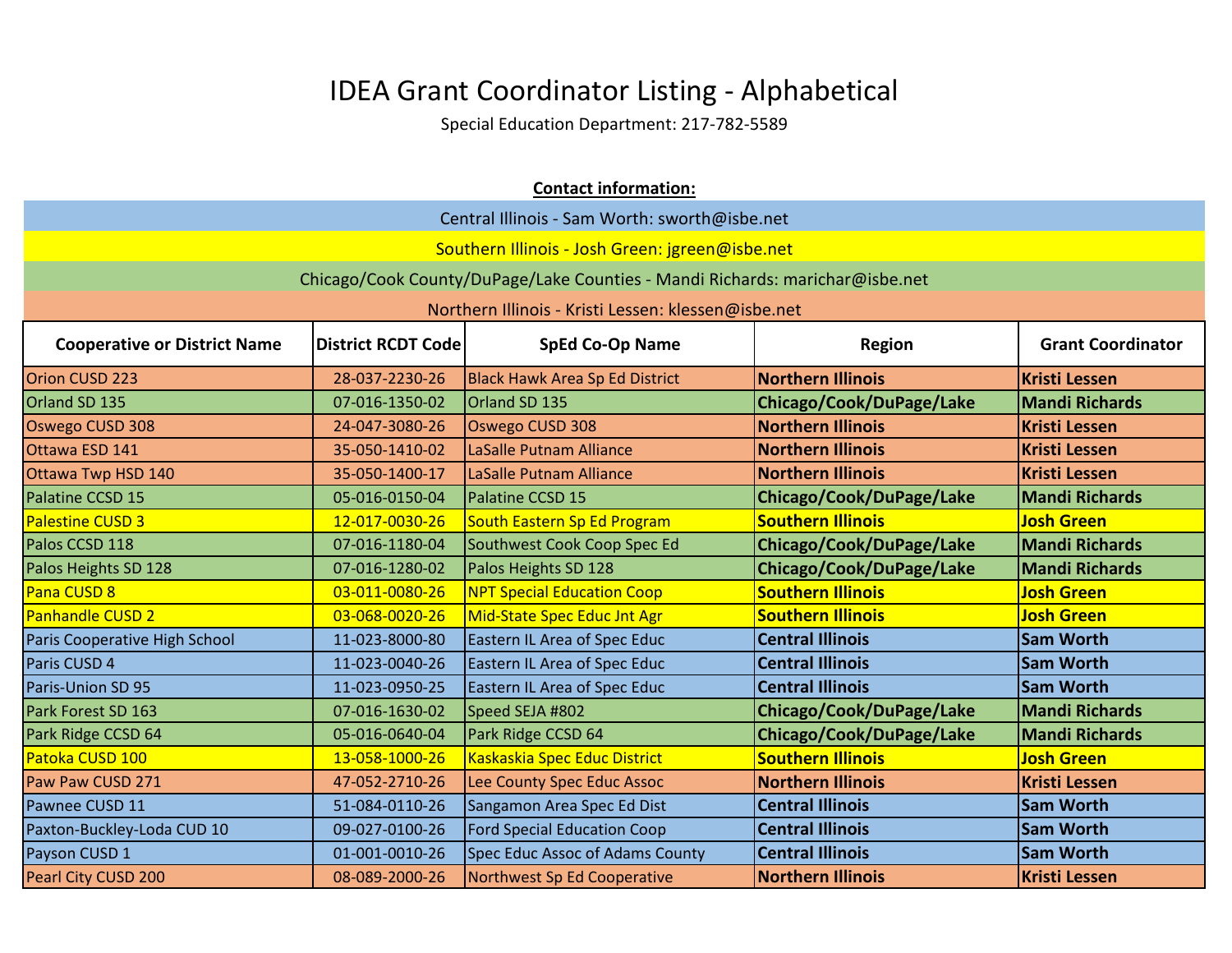# IDEA Grant Coordinator Listing - Alphabetical

Special Education Department: 217-782-5589

**Contact information:**

Central Illinois - Sam Worth: sworth@isbe.net

Southern Illinois - Josh Green: jgreen@isbe.net

Chicago/Cook County/DuPage/Lake Counties - Mandi Richards: marichar@isbe.net

Northern Illinois - Kristi Lessen: klessen@isbe.net

| Cooperative or District Name | District RCDT Code | SpEd Co-Op Name | Region | Grant Coordinator |
|---|---|---|---|---|
| Orion CUSD 223 | 28-037-2230-26 | Black Hawk Area Sp Ed District | **Northern Illinois** | **Kristi Lessen** |
| Orland SD 135 | 07-016-1350-02 | Orland SD 135 | **Chicago/Cook/DuPage/Lake** | **Mandi Richards** |
| Oswego CUSD 308 | 24-047-3080-26 | Oswego CUSD 308 | **Northern Illinois** | **Kristi Lessen** |
| Ottawa ESD 141 | 35-050-1410-02 | LaSalle Putnam Alliance | **Northern Illinois** | **Kristi Lessen** |
| Ottawa Twp HSD 140 | 35-050-1400-17 | LaSalle Putnam Alliance | **Northern Illinois** | **Kristi Lessen** |
| Palatine CCSD 15 | 05-016-0150-04 | Palatine CCSD 15 | **Chicago/Cook/DuPage/Lake** | **Mandi Richards** |
| Palestine CUSD 3 | 12-017-0030-26 | South Eastern Sp Ed Program | **Southern Illinois** | **Josh Green** |
| Palos CCSD 118 | 07-016-1180-04 | Southwest Cook Coop Spec Ed | **Chicago/Cook/DuPage/Lake** | **Mandi Richards** |
| Palos Heights SD 128 | 07-016-1280-02 | Palos Heights SD 128 | **Chicago/Cook/DuPage/Lake** | **Mandi Richards** |
| Pana CUSD 8 | 03-011-0080-26 | NPT Special Education Coop | **Southern Illinois** | **Josh Green** |
| Panhandle CUSD 2 | 03-068-0020-26 | Mid-State Spec Educ Jnt Agr | **Southern Illinois** | **Josh Green** |
| Paris Cooperative High School | 11-023-8000-80 | Eastern IL Area of Spec Educ | **Central Illinois** | **Sam Worth** |
| Paris CUSD 4 | 11-023-0040-26 | Eastern IL Area of Spec Educ | **Central Illinois** | **Sam Worth** |
| Paris-Union SD 95 | 11-023-0950-25 | Eastern IL Area of Spec Educ | **Central Illinois** | **Sam Worth** |
| Park Forest SD 163 | 07-016-1630-02 | Speed SEJA #802 | **Chicago/Cook/DuPage/Lake** | **Mandi Richards** |
| Park Ridge CCSD 64 | 05-016-0640-04 | Park Ridge CCSD 64 | **Chicago/Cook/DuPage/Lake** | **Mandi Richards** |
| Patoka CUSD 100 | 13-058-1000-26 | Kaskaskia Spec Educ District | **Southern Illinois** | **Josh Green** |
| Paw Paw CUSD 271 | 47-052-2710-26 | Lee County Spec Educ Assoc | **Northern Illinois** | **Kristi Lessen** |
| Pawnee CUSD 11 | 51-084-0110-26 | Sangamon Area Spec Ed Dist | **Central Illinois** | **Sam Worth** |
| Paxton-Buckley-Loda CUD 10 | 09-027-0100-26 | Ford Special Education Coop | **Central Illinois** | **Sam Worth** |
| Payson CUSD 1 | 01-001-0010-26 | Spec Educ Assoc of Adams County | **Central Illinois** | **Sam Worth** |
| Pearl City CUSD 200 | 08-089-2000-26 | Northwest Sp Ed Cooperative | **Northern Illinois** | **Kristi Lessen** |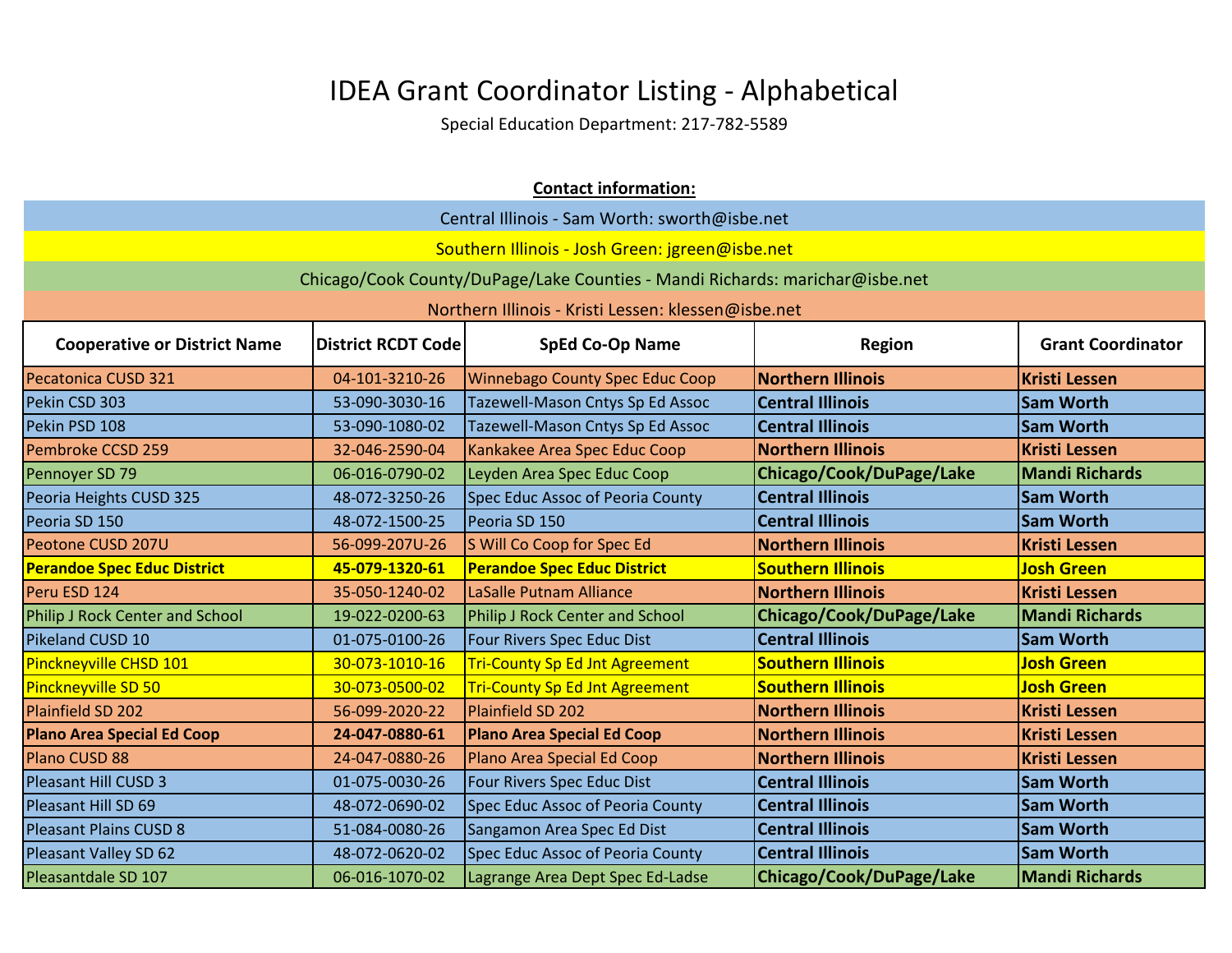# IDEA Grant Coordinator Listing - Alphabetical

Special Education Department: 217-782-5589

**Contact information:**

Central Illinois - Sam Worth: sworth@isbe.net

Southern Illinois - Josh Green: jgreen@isbe.net

Chicago/Cook County/DuPage/Lake Counties - Mandi Richards: marichar@isbe.net

Northern Illinois - Kristi Lessen: klessen@isbe.net

| Cooperative or District Name | District RCDT Code | SpEd Co-Op Name | Region | Grant Coordinator |
|---|---|---|---|---|
| Pecatonica CUSD 321 | 04-101-3210-26 | Winnebago County Spec Educ Coop | **Northern Illinois** | **Kristi Lessen** |
| Pekin CSD 303 | 53-090-3030-16 | Tazewell-Mason Cntys Sp Ed Assoc | **Central Illinois** | **Sam Worth** |
| Pekin PSD 108 | 53-090-1080-02 | Tazewell-Mason Cntys Sp Ed Assoc | **Central Illinois** | **Sam Worth** |
| Pembroke CCSD 259 | 32-046-2590-04 | Kankakee Area Spec Educ Coop | **Northern Illinois** | **Kristi Lessen** |
| Pennoyer SD 79 | 06-016-0790-02 | Leyden Area Spec Educ Coop | **Chicago/Cook/DuPage/Lake** | **Mandi Richards** |
| Peoria Heights CUSD 325 | 48-072-3250-26 | Spec Educ Assoc of Peoria County | **Central Illinois** | **Sam Worth** |
| Peoria SD 150 | 48-072-1500-25 | Peoria SD 150 | **Central Illinois** | **Sam Worth** |
| Peotone CUSD 207U | 56-099-207U-26 | S Will Co Coop for Spec Ed | **Northern Illinois** | **Kristi Lessen** |
| **Perandoe Spec Educ District** | **45-079-1320-61** | **Perandoe Spec Educ District** | **Southern Illinois** | **Josh Green** |
| Peru ESD 124 | 35-050-1240-02 | LaSalle Putnam Alliance | **Northern Illinois** | **Kristi Lessen** |
| Philip J Rock Center and School | 19-022-0200-63 | Philip J Rock Center and School | **Chicago/Cook/DuPage/Lake** | **Mandi Richards** |
| Pikeland CUSD 10 | 01-075-0100-26 | Four Rivers Spec Educ Dist | **Central Illinois** | **Sam Worth** |
| Pinckneyville CHSD 101 | 30-073-1010-16 | Tri-County Sp Ed Jnt Agreement | **Southern Illinois** | **Josh Green** |
| Pinckneyville SD 50 | 30-073-0500-02 | Tri-County Sp Ed Jnt Agreement | **Southern Illinois** | **Josh Green** |
| Plainfield SD 202 | 56-099-2020-22 | Plainfield SD 202 | **Northern Illinois** | **Kristi Lessen** |
| **Plano Area Special Ed Coop** | **24-047-0880-61** | **Plano Area Special Ed Coop** | **Northern Illinois** | **Kristi Lessen** |
| Plano CUSD 88 | 24-047-0880-26 | Plano Area Special Ed Coop | **Northern Illinois** | **Kristi Lessen** |
| Pleasant Hill CUSD 3 | 01-075-0030-26 | Four Rivers Spec Educ Dist | **Central Illinois** | **Sam Worth** |
| Pleasant Hill SD 69 | 48-072-0690-02 | Spec Educ Assoc of Peoria County | **Central Illinois** | **Sam Worth** |
| Pleasant Plains CUSD 8 | 51-084-0080-26 | Sangamon Area Spec Ed Dist | **Central Illinois** | **Sam Worth** |
| Pleasant Valley SD 62 | 48-072-0620-02 | Spec Educ Assoc of Peoria County | **Central Illinois** | **Sam Worth** |
| Pleasantdale SD 107 | 06-016-1070-02 | Lagrange Area Dept Spec Ed-Ladse | **Chicago/Cook/DuPage/Lake** | **Mandi Richards** |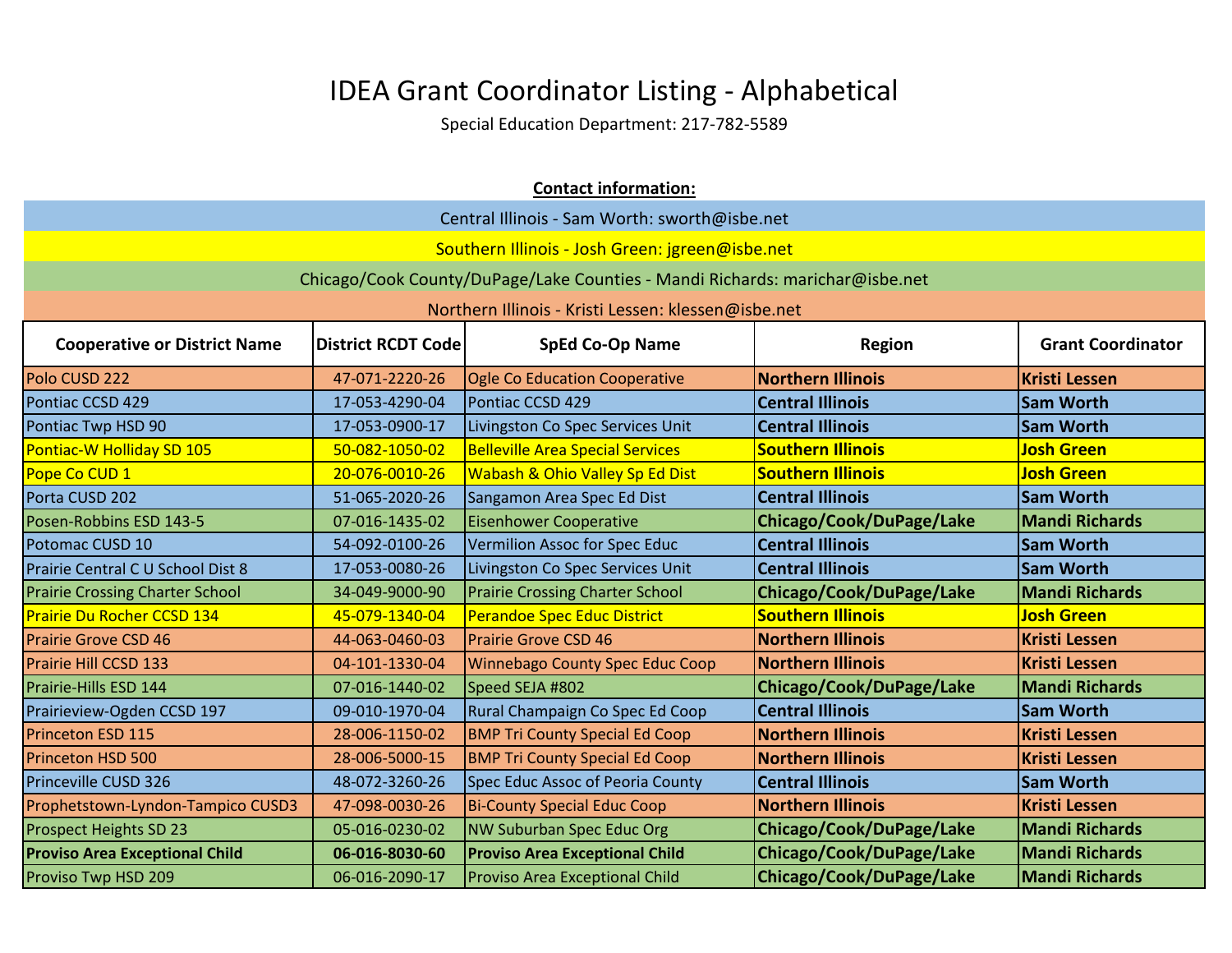# IDEA Grant Coordinator Listing - Alphabetical

Special Education Department: 217-782-5589

**Contact information:**

Central Illinois - Sam Worth: sworth@isbe.net

Southern Illinois - Josh Green: jgreen@isbe.net

Chicago/Cook County/DuPage/Lake Counties - Mandi Richards: marichar@isbe.net

Northern Illinois - Kristi Lessen: klessen@isbe.net

| Cooperative or District Name | District RCDT Code | SpEd Co-Op Name | Region | Grant Coordinator |
|---|---|---|---|---|
| Polo CUSD 222 | 47-071-2220-26 | Ogle Co Education Cooperative | **Northern Illinois** | **Kristi Lessen** |
| Pontiac CCSD 429 | 17-053-4290-04 | Pontiac CCSD 429 | **Central Illinois** | **Sam Worth** |
| Pontiac Twp HSD 90 | 17-053-0900-17 | Livingston Co Spec Services Unit | **Central Illinois** | **Sam Worth** |
| Pontiac-W Holliday SD 105 | 50-082-1050-02 | Belleville Area Special Services | **Southern Illinois** | **Josh Green** |
| Pope Co CUD 1 | 20-076-0010-26 | Wabash & Ohio Valley Sp Ed Dist | **Southern Illinois** | **Josh Green** |
| Porta CUSD 202 | 51-065-2020-26 | Sangamon Area Spec Ed Dist | **Central Illinois** | **Sam Worth** |
| Posen-Robbins ESD 143-5 | 07-016-1435-02 | Eisenhower Cooperative | **Chicago/Cook/DuPage/Lake** | **Mandi Richards** |
| Potomac CUSD 10 | 54-092-0100-26 | Vermilion Assoc for Spec Educ | **Central Illinois** | **Sam Worth** |
| Prairie Central C U School Dist 8 | 17-053-0080-26 | Livingston Co Spec Services Unit | **Central Illinois** | **Sam Worth** |
| Prairie Crossing Charter School | 34-049-9000-90 | Prairie Crossing Charter School | **Chicago/Cook/DuPage/Lake** | **Mandi Richards** |
| Prairie Du Rocher CCSD 134 | 45-079-1340-04 | Perandoe Spec Educ District | **Southern Illinois** | **Josh Green** |
| Prairie Grove CSD 46 | 44-063-0460-03 | Prairie Grove CSD 46 | **Northern Illinois** | **Kristi Lessen** |
| Prairie Hill CCSD 133 | 04-101-1330-04 | Winnebago County Spec Educ Coop | **Northern Illinois** | **Kristi Lessen** |
| Prairie-Hills ESD 144 | 07-016-1440-02 | Speed SEJA #802 | **Chicago/Cook/DuPage/Lake** | **Mandi Richards** |
| Prairieview-Ogden CCSD 197 | 09-010-1970-04 | Rural Champaign Co Spec Ed Coop | **Central Illinois** | **Sam Worth** |
| Princeton ESD 115 | 28-006-1150-02 | BMP Tri County Special Ed Coop | **Northern Illinois** | **Kristi Lessen** |
| Princeton HSD 500 | 28-006-5000-15 | BMP Tri County Special Ed Coop | **Northern Illinois** | **Kristi Lessen** |
| Princeville CUSD 326 | 48-072-3260-26 | Spec Educ Assoc of Peoria County | **Central Illinois** | **Sam Worth** |
| Prophetstown-Lyndon-Tampico CUSD3 | 47-098-0030-26 | Bi-County Special Educ Coop | **Northern Illinois** | **Kristi Lessen** |
| Prospect Heights SD 23 | 05-016-0230-02 | NW Suburban Spec Educ Org | **Chicago/Cook/DuPage/Lake** | **Mandi Richards** |
| **Proviso Area Exceptional Child** | **06-016-8030-60** | **Proviso Area Exceptional Child** | **Chicago/Cook/DuPage/Lake** | **Mandi Richards** |
| Proviso Twp HSD 209 | 06-016-2090-17 | Proviso Area Exceptional Child | **Chicago/Cook/DuPage/Lake** | **Mandi Richards** |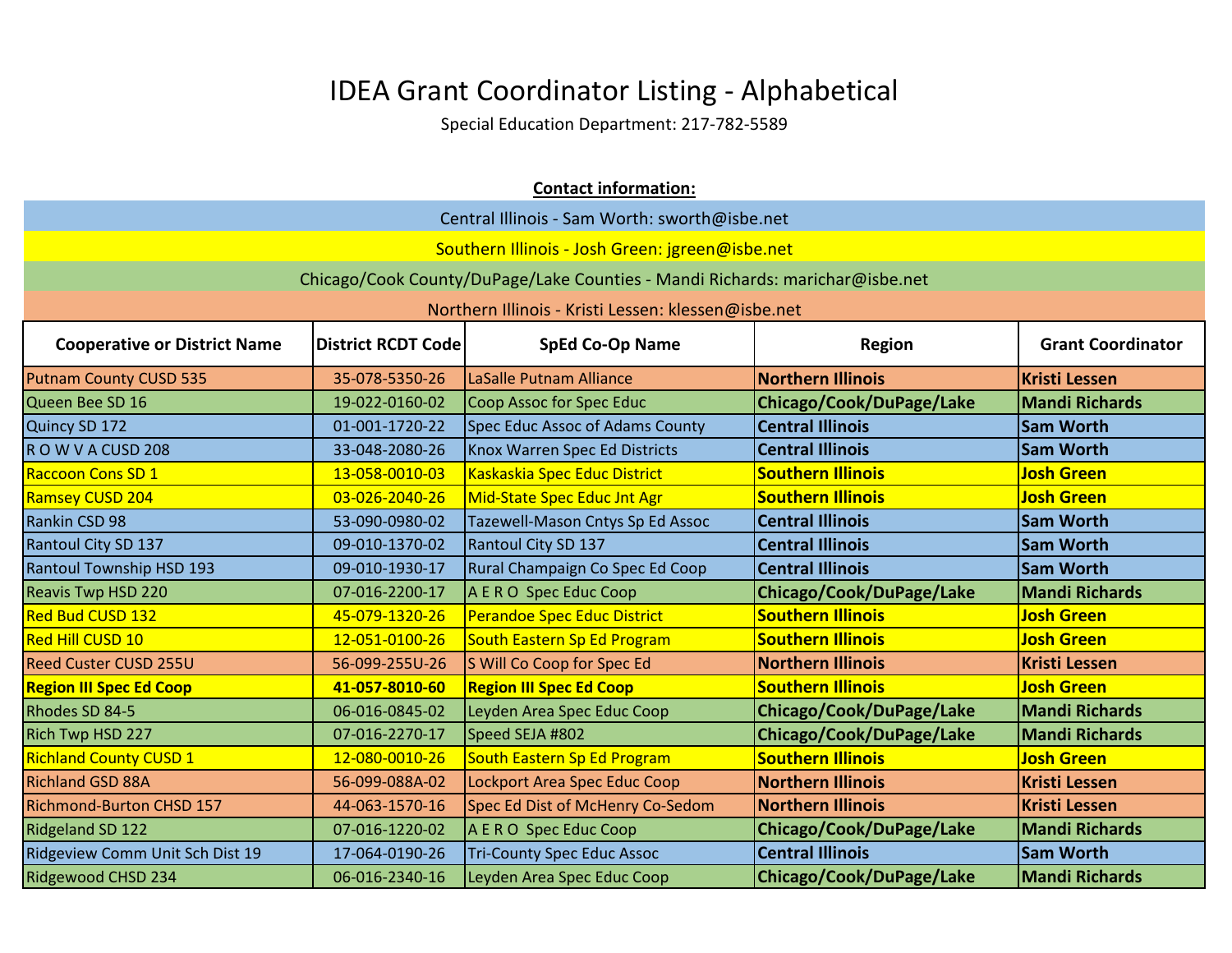# IDEA Grant Coordinator Listing - Alphabetical

Special Education Department: 217-782-5589

**Contact information:**

Central Illinois - Sam Worth: sworth@isbe.net

Southern Illinois - Josh Green: jgreen@isbe.net

Chicago/Cook County/DuPage/Lake Counties - Mandi Richards: marichar@isbe.net

Northern Illinois - Kristi Lessen: klessen@isbe.net

| Cooperative or District Name | District RCDT Code | SpEd Co-Op Name | Region | Grant Coordinator |
|---|---|---|---|---|
| Putnam County CUSD 535 | 35-078-5350-26 | LaSalle Putnam Alliance | **Northern Illinois** | **Kristi Lessen** |
| Queen Bee SD 16 | 19-022-0160-02 | Coop Assoc for Spec Educ | **Chicago/Cook/DuPage/Lake** | **Mandi Richards** |
| Quincy SD 172 | 01-001-1720-22 | Spec Educ Assoc of Adams County | **Central Illinois** | **Sam Worth** |
| R O W V A CUSD 208 | 33-048-2080-26 | Knox Warren Spec Ed Districts | **Central Illinois** | **Sam Worth** |
| Raccoon Cons SD 1 | 13-058-0010-03 | Kaskaskia Spec Educ District | **Southern Illinois** | **Josh Green** |
| Ramsey CUSD 204 | 03-026-2040-26 | Mid-State Spec Educ Jnt Agr | **Southern Illinois** | **Josh Green** |
| Rankin CSD 98 | 53-090-0980-02 | Tazewell-Mason Cntys Sp Ed Assoc | **Central Illinois** | **Sam Worth** |
| Rantoul City SD 137 | 09-010-1370-02 | Rantoul City SD 137 | **Central Illinois** | **Sam Worth** |
| Rantoul Township HSD 193 | 09-010-1930-17 | Rural Champaign Co Spec Ed Coop | **Central Illinois** | **Sam Worth** |
| Reavis Twp HSD 220 | 07-016-2200-17 | A E R O Spec Educ Coop | **Chicago/Cook/DuPage/Lake** | **Mandi Richards** |
| Red Bud CUSD 132 | 45-079-1320-26 | Perandoe Spec Educ District | **Southern Illinois** | **Josh Green** |
| Red Hill CUSD 10 | 12-051-0100-26 | South Eastern Sp Ed Program | **Southern Illinois** | **Josh Green** |
| Reed Custer CUSD 255U | 56-099-255U-26 | S Will Co Coop for Spec Ed | **Northern Illinois** | **Kristi Lessen** |
| **Region III Spec Ed Coop** | **41-057-8010-60** | **Region III Spec Ed Coop** | **Southern Illinois** | **Josh Green** |
| Rhodes SD 84-5 | 06-016-0845-02 | Leyden Area Spec Educ Coop | **Chicago/Cook/DuPage/Lake** | **Mandi Richards** |
| Rich Twp HSD 227 | 07-016-2270-17 | Speed SEJA #802 | **Chicago/Cook/DuPage/Lake** | **Mandi Richards** |
| Richland County CUSD 1 | 12-080-0010-26 | South Eastern Sp Ed Program | **Southern Illinois** | **Josh Green** |
| Richland GSD 88A | 56-099-088A-02 | Lockport Area Spec Educ Coop | **Northern Illinois** | **Kristi Lessen** |
| Richmond-Burton CHSD 157 | 44-063-1570-16 | Spec Ed Dist of McHenry Co-Sedom | **Northern Illinois** | **Kristi Lessen** |
| Ridgeland SD 122 | 07-016-1220-02 | A E R O Spec Educ Coop | **Chicago/Cook/DuPage/Lake** | **Mandi Richards** |
| Ridgeview Comm Unit Sch Dist 19 | 17-064-0190-26 | Tri-County Spec Educ Assoc | **Central Illinois** | **Sam Worth** |
| Ridgewood CHSD 234 | 06-016-2340-16 | Leyden Area Spec Educ Coop | **Chicago/Cook/DuPage/Lake** | **Mandi Richards** |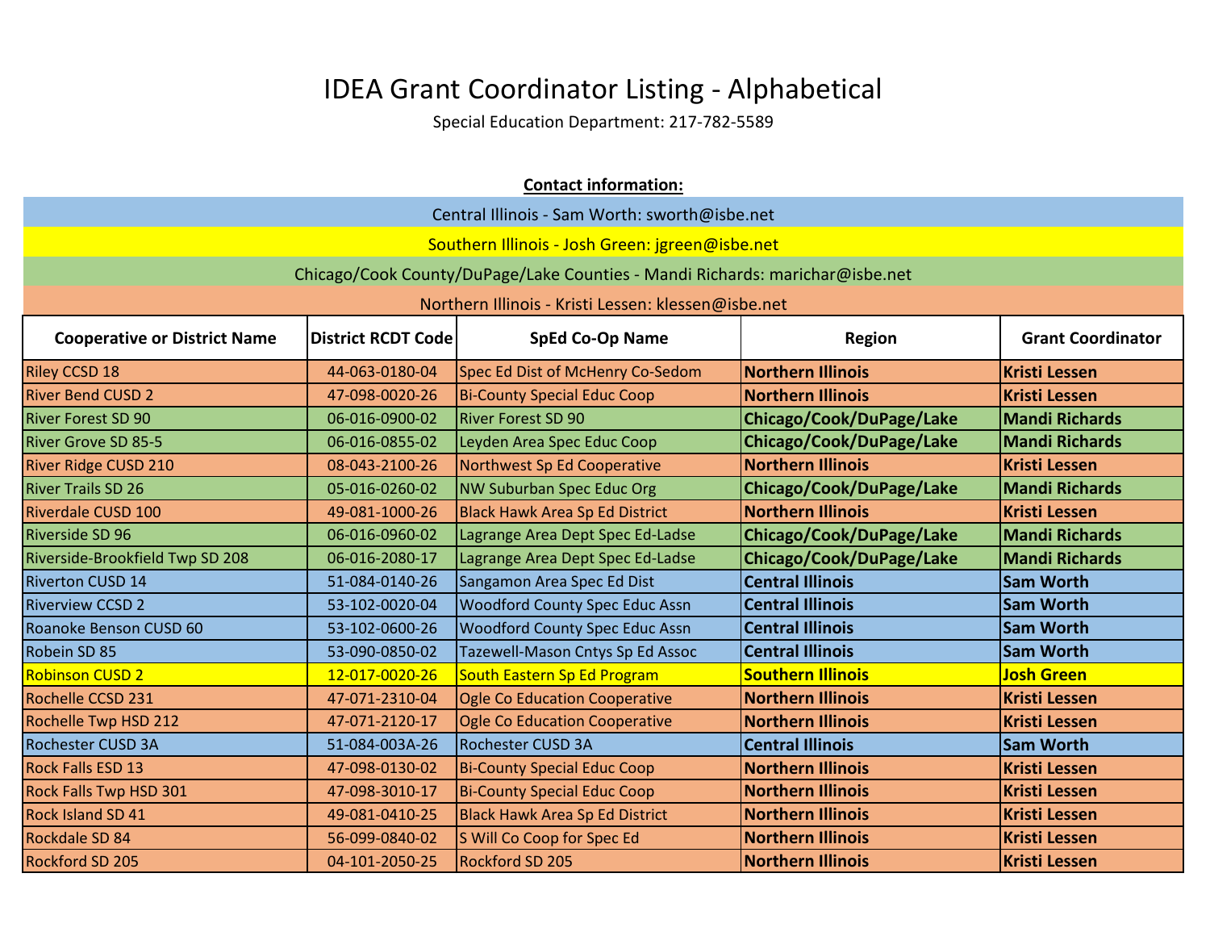# IDEA Grant Coordinator Listing - Alphabetical

Special Education Department: 217-782-5589

**Contact information:**

Central Illinois - Sam Worth: sworth@isbe.net

Southern Illinois - Josh Green: jgreen@isbe.net

Chicago/Cook County/DuPage/Lake Counties - Mandi Richards: marichar@isbe.net

Northern Illinois - Kristi Lessen: klessen@isbe.net

| Cooperative or District Name | District RCDT Code | SpEd Co-Op Name | Region | Grant Coordinator |
|---|---|---|---|---|
| Riley CCSD 18 | 44-063-0180-04 | Spec Ed Dist of McHenry Co-Sedom | **Northern Illinois** | **Kristi Lessen** |
| River Bend CUSD 2 | 47-098-0020-26 | Bi-County Special Educ Coop | **Northern Illinois** | **Kristi Lessen** |
| River Forest SD 90 | 06-016-0900-02 | River Forest SD 90 | **Chicago/Cook/DuPage/Lake** | **Mandi Richards** |
| River Grove SD 85-5 | 06-016-0855-02 | Leyden Area Spec Educ Coop | **Chicago/Cook/DuPage/Lake** | **Mandi Richards** |
| River Ridge CUSD 210 | 08-043-2100-26 | Northwest Sp Ed Cooperative | **Northern Illinois** | **Kristi Lessen** |
| River Trails SD 26 | 05-016-0260-02 | NW Suburban Spec Educ Org | **Chicago/Cook/DuPage/Lake** | **Mandi Richards** |
| Riverdale CUSD 100 | 49-081-1000-26 | Black Hawk Area Sp Ed District | **Northern Illinois** | **Kristi Lessen** |
| Riverside SD 96 | 06-016-0960-02 | Lagrange Area Dept Spec Ed-Ladse | **Chicago/Cook/DuPage/Lake** | **Mandi Richards** |
| Riverside-Brookfield Twp SD 208 | 06-016-2080-17 | Lagrange Area Dept Spec Ed-Ladse | **Chicago/Cook/DuPage/Lake** | **Mandi Richards** |
| Riverton CUSD 14 | 51-084-0140-26 | Sangamon Area Spec Ed Dist | **Central Illinois** | **Sam Worth** |
| Riverview CCSD 2 | 53-102-0020-04 | Woodford County Spec Educ Assn | **Central Illinois** | **Sam Worth** |
| Roanoke Benson CUSD 60 | 53-102-0600-26 | Woodford County Spec Educ Assn | **Central Illinois** | **Sam Worth** |
| Robein SD 85 | 53-090-0850-02 | Tazewell-Mason Cntys Sp Ed Assoc | **Central Illinois** | **Sam Worth** |
| Robinson CUSD 2 | 12-017-0020-26 | South Eastern Sp Ed Program | **Southern Illinois** | **Josh Green** |
| Rochelle CCSD 231 | 47-071-2310-04 | Ogle Co Education Cooperative | **Northern Illinois** | **Kristi Lessen** |
| Rochelle Twp HSD 212 | 47-071-2120-17 | Ogle Co Education Cooperative | **Northern Illinois** | **Kristi Lessen** |
| Rochester CUSD 3A | 51-084-003A-26 | Rochester CUSD 3A | **Central Illinois** | **Sam Worth** |
| Rock Falls ESD 13 | 47-098-0130-02 | Bi-County Special Educ Coop | **Northern Illinois** | **Kristi Lessen** |
| Rock Falls Twp HSD 301 | 47-098-3010-17 | Bi-County Special Educ Coop | **Northern Illinois** | **Kristi Lessen** |
| Rock Island SD 41 | 49-081-0410-25 | Black Hawk Area Sp Ed District | **Northern Illinois** | **Kristi Lessen** |
| Rockdale SD 84 | 56-099-0840-02 | S Will Co Coop for Spec Ed | **Northern Illinois** | **Kristi Lessen** |
| Rockford SD 205 | 04-101-2050-25 | Rockford SD 205 | **Northern Illinois** | **Kristi Lessen** |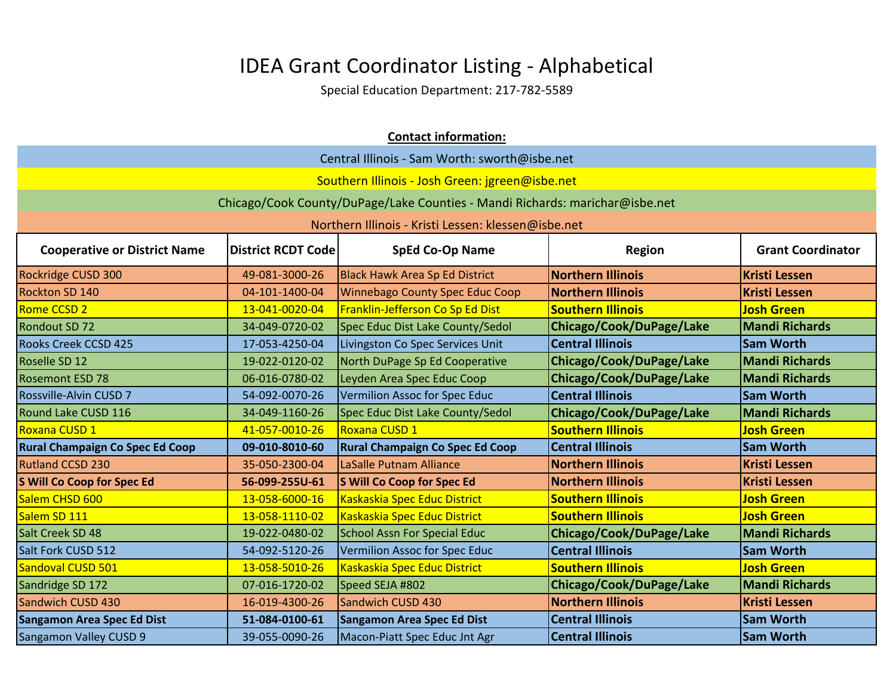# IDEA Grant Coordinator Listing - Alphabetical

Special Education Department: 217-782-5589

**Contact information:**

Central Illinois - Sam Worth: sworth@isbe.net

Southern Illinois - Josh Green: jgreen@isbe.net

Chicago/Cook County/DuPage/Lake Counties - Mandi Richards: marichar@isbe.net

Northern Illinois - Kristi Lessen: klessen@isbe.net

| Cooperative or District Name | District RCDT Code | SpEd Co-Op Name | Region | Grant Coordinator |
|---|---|---|---|---|
| Rockridge CUSD 300 | 49-081-3000-26 | Black Hawk Area Sp Ed District | **Northern Illinois** | **Kristi Lessen** |
| Rockton SD 140 | 04-101-1400-04 | Winnebago County Spec Educ Coop | **Northern Illinois** | **Kristi Lessen** |
| Rome CCSD 2 | 13-041-0020-04 | Franklin-Jefferson Co Sp Ed Dist | **Southern Illinois** | **Josh Green** |
| Rondout SD 72 | 34-049-0720-02 | Spec Educ Dist Lake County/Sedol | **Chicago/Cook/DuPage/Lake** | **Mandi Richards** |
| Rooks Creek CCSD 425 | 17-053-4250-04 | Livingston Co Spec Services Unit | **Central Illinois** | **Sam Worth** |
| Roselle SD 12 | 19-022-0120-02 | North DuPage Sp Ed Cooperative | **Chicago/Cook/DuPage/Lake** | **Mandi Richards** |
| Rosemont ESD 78 | 06-016-0780-02 | Leyden Area Spec Educ Coop | **Chicago/Cook/DuPage/Lake** | **Mandi Richards** |
| Rossville-Alvin CUSD 7 | 54-092-0070-26 | Vermilion Assoc for Spec Educ | **Central Illinois** | **Sam Worth** |
| Round Lake CUSD 116 | 34-049-1160-26 | Spec Educ Dist Lake County/Sedol | **Chicago/Cook/DuPage/Lake** | **Mandi Richards** |
| Roxana CUSD 1 | 41-057-0010-26 | Roxana CUSD 1 | **Southern Illinois** | **Josh Green** |
| **Rural Champaign Co Spec Ed Coop** | **09-010-8010-60** | **Rural Champaign Co Spec Ed Coop** | **Central Illinois** | **Sam Worth** |
| Rutland CCSD 230 | 35-050-2300-04 | LaSalle Putnam Alliance | **Northern Illinois** | **Kristi Lessen** |
| **S Will Co Coop for Spec Ed** | **56-099-255U-61** | **S Will Co Coop for Spec Ed** | **Northern Illinois** | **Kristi Lessen** |
| Salem CHSD 600 | 13-058-6000-16 | Kaskaskia Spec Educ District | **Southern Illinois** | **Josh Green** |
| Salem SD 111 | 13-058-1110-02 | Kaskaskia Spec Educ District | **Southern Illinois** | **Josh Green** |
| Salt Creek SD 48 | 19-022-0480-02 | School Assn For Special Educ | **Chicago/Cook/DuPage/Lake** | **Mandi Richards** |
| Salt Fork CUSD 512 | 54-092-5120-26 | Vermilion Assoc for Spec Educ | **Central Illinois** | **Sam Worth** |
| Sandoval CUSD 501 | 13-058-5010-26 | Kaskaskia Spec Educ District | **Southern Illinois** | **Josh Green** |
| Sandridge SD 172 | 07-016-1720-02 | Speed SEJA #802 | **Chicago/Cook/DuPage/Lake** | **Mandi Richards** |
| Sandwich CUSD 430 | 16-019-4300-26 | Sandwich CUSD 430 | **Northern Illinois** | **Kristi Lessen** |
| **Sangamon Area Spec Ed Dist** | **51-084-0100-61** | **Sangamon Area Spec Ed Dist** | **Central Illinois** | **Sam Worth** |
| Sangamon Valley CUSD 9 | 39-055-0090-26 | Macon-Piatt Spec Educ Jnt Agr | **Central Illinois** | **Sam Worth** |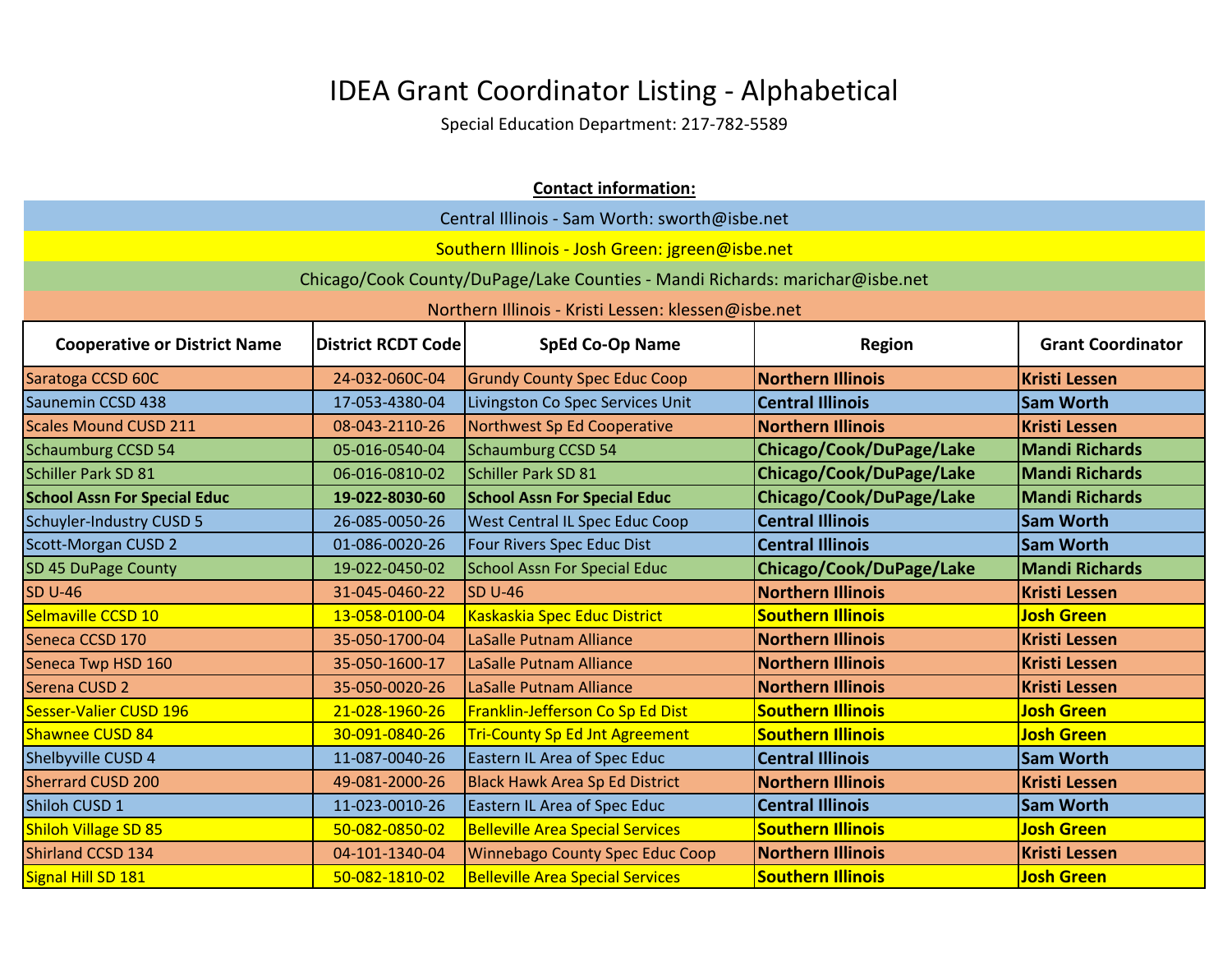# IDEA Grant Coordinator Listing - Alphabetical

Special Education Department: 217-782-5589

**Contact information:**

Central Illinois - Sam Worth: sworth@isbe.net

Southern Illinois - Josh Green: jgreen@isbe.net

Chicago/Cook County/DuPage/Lake Counties - Mandi Richards: marichar@isbe.net

Northern Illinois - Kristi Lessen: klessen@isbe.net

| Cooperative or District Name | District RCDT Code | SpEd Co-Op Name | Region | Grant Coordinator |
|---|---|---|---|---|
| Saratoga CCSD 60C | 24-032-060C-04 | Grundy County Spec Educ Coop | **Northern Illinois** | **Kristi Lessen** |
| Saunemin CCSD 438 | 17-053-4380-04 | Livingston Co Spec Services Unit | **Central Illinois** | **Sam Worth** |
| Scales Mound CUSD 211 | 08-043-2110-26 | Northwest Sp Ed Cooperative | **Northern Illinois** | **Kristi Lessen** |
| Schaumburg CCSD 54 | 05-016-0540-04 | Schaumburg CCSD 54 | **Chicago/Cook/DuPage/Lake** | **Mandi Richards** |
| Schiller Park SD 81 | 06-016-0810-02 | Schiller Park SD 81 | **Chicago/Cook/DuPage/Lake** | **Mandi Richards** |
| **School Assn For Special Educ** | **19-022-8030-60** | **School Assn For Special Educ** | **Chicago/Cook/DuPage/Lake** | **Mandi Richards** |
| Schuyler-Industry CUSD 5 | 26-085-0050-26 | West Central IL Spec Educ Coop | **Central Illinois** | **Sam Worth** |
| Scott-Morgan CUSD 2 | 01-086-0020-26 | Four Rivers Spec Educ Dist | **Central Illinois** | **Sam Worth** |
| SD 45 DuPage County | 19-022-0450-02 | School Assn For Special Educ | **Chicago/Cook/DuPage/Lake** | **Mandi Richards** |
| SD U-46 | 31-045-0460-22 | SD U-46 | **Northern Illinois** | **Kristi Lessen** |
| Selmaville CCSD 10 | 13-058-0100-04 | Kaskaskia Spec Educ District | **Southern Illinois** | **Josh Green** |
| Seneca CCSD 170 | 35-050-1700-04 | LaSalle Putnam Alliance | **Northern Illinois** | **Kristi Lessen** |
| Seneca Twp HSD 160 | 35-050-1600-17 | LaSalle Putnam Alliance | **Northern Illinois** | **Kristi Lessen** |
| Serena CUSD 2 | 35-050-0020-26 | LaSalle Putnam Alliance | **Northern Illinois** | **Kristi Lessen** |
| Sesser-Valier CUSD 196 | 21-028-1960-26 | Franklin-Jefferson Co Sp Ed Dist | **Southern Illinois** | **Josh Green** |
| Shawnee CUSD 84 | 30-091-0840-26 | Tri-County Sp Ed Jnt Agreement | **Southern Illinois** | **Josh Green** |
| Shelbyville CUSD 4 | 11-087-0040-26 | Eastern IL Area of Spec Educ | **Central Illinois** | **Sam Worth** |
| Sherrard CUSD 200 | 49-081-2000-26 | Black Hawk Area Sp Ed District | **Northern Illinois** | **Kristi Lessen** |
| Shiloh CUSD 1 | 11-023-0010-26 | Eastern IL Area of Spec Educ | **Central Illinois** | **Sam Worth** |
| Shiloh Village SD 85 | 50-082-0850-02 | Belleville Area Special Services | **Southern Illinois** | **Josh Green** |
| Shirland CCSD 134 | 04-101-1340-04 | Winnebago County Spec Educ Coop | **Northern Illinois** | **Kristi Lessen** |
| Signal Hill SD 181 | 50-082-1810-02 | Belleville Area Special Services | **Southern Illinois** | **Josh Green** |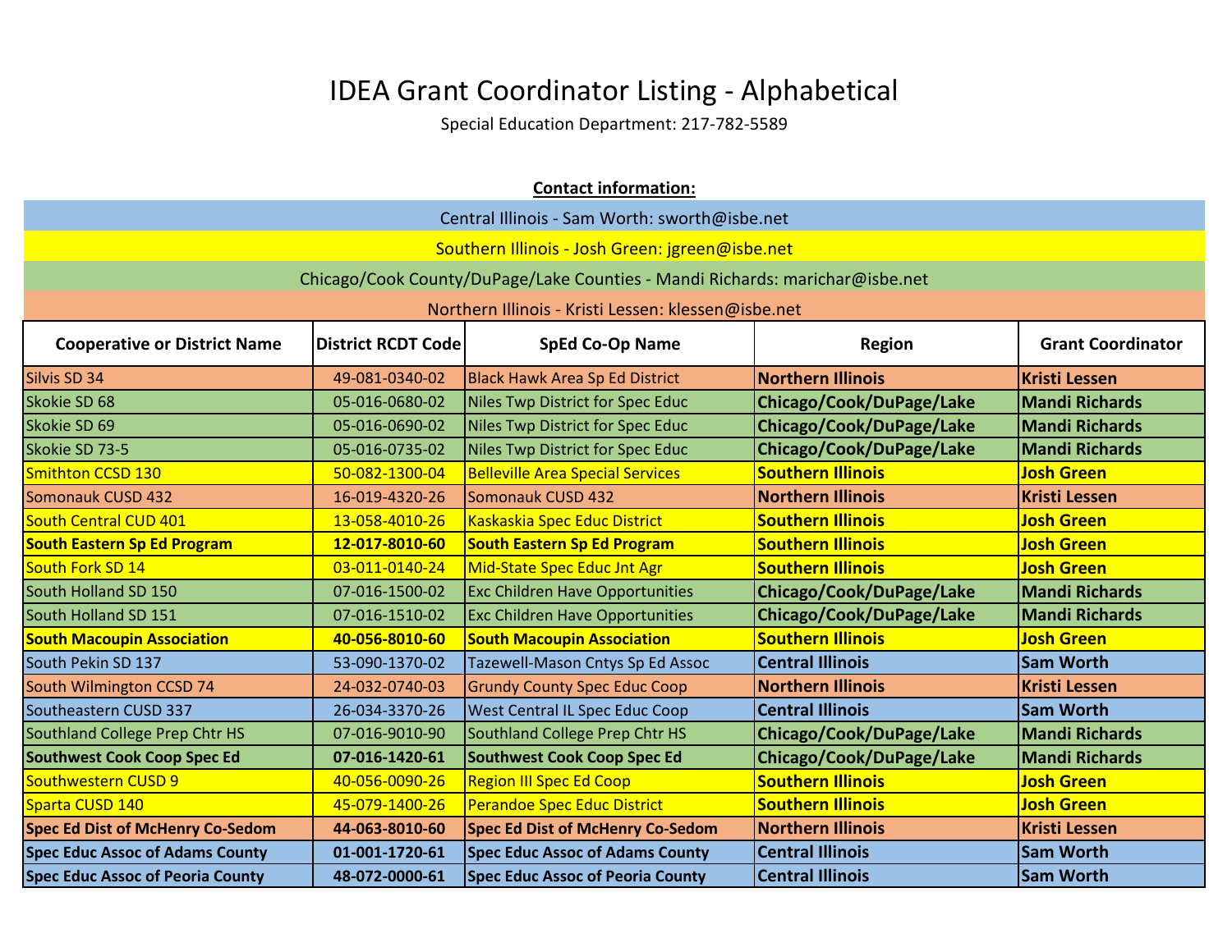# IDEA Grant Coordinator Listing - Alphabetical

Special Education Department: 217-782-5589

**Contact information:**

Central Illinois - Sam Worth: sworth@isbe.net

Southern Illinois - Josh Green: jgreen@isbe.net

Chicago/Cook County/DuPage/Lake Counties - Mandi Richards: marichar@isbe.net

Northern Illinois - Kristi Lessen: klessen@isbe.net

| Cooperative or District Name | District RCDT Code | SpEd Co-Op Name | Region | Grant Coordinator |
|---|---|---|---|---|
| Silvis SD 34 | 49-081-0340-02 | Black Hawk Area Sp Ed District | **Northern Illinois** | **Kristi Lessen** |
| Skokie SD 68 | 05-016-0680-02 | Niles Twp District for Spec Educ | **Chicago/Cook/DuPage/Lake** | **Mandi Richards** |
| Skokie SD 69 | 05-016-0690-02 | Niles Twp District for Spec Educ | **Chicago/Cook/DuPage/Lake** | **Mandi Richards** |
| Skokie SD 73-5 | 05-016-0735-02 | Niles Twp District for Spec Educ | **Chicago/Cook/DuPage/Lake** | **Mandi Richards** |
| Smithton CCSD 130 | 50-082-1300-04 | Belleville Area Special Services | **Southern Illinois** | **Josh Green** |
| Somonauk CUSD 432 | 16-019-4320-26 | Somonauk CUSD 432 | **Northern Illinois** | **Kristi Lessen** |
| South Central CUD 401 | 13-058-4010-26 | Kaskaskia Spec Educ District | **Southern Illinois** | **Josh Green** |
| **South Eastern Sp Ed Program** | **12-017-8010-60** | **South Eastern Sp Ed Program** | **Southern Illinois** | **Josh Green** |
| South Fork SD 14 | 03-011-0140-24 | Mid-State Spec Educ Jnt Agr | **Southern Illinois** | **Josh Green** |
| South Holland SD 150 | 07-016-1500-02 | Exc Children Have Opportunities | **Chicago/Cook/DuPage/Lake** | **Mandi Richards** |
| South Holland SD 151 | 07-016-1510-02 | Exc Children Have Opportunities | **Chicago/Cook/DuPage/Lake** | **Mandi Richards** |
| **South Macoupin Association** | **40-056-8010-60** | **South Macoupin Association** | **Southern Illinois** | **Josh Green** |
| South Pekin SD 137 | 53-090-1370-02 | Tazewell-Mason Cntys Sp Ed Assoc | **Central Illinois** | **Sam Worth** |
| South Wilmington CCSD 74 | 24-032-0740-03 | Grundy County Spec Educ Coop | **Northern Illinois** | **Kristi Lessen** |
| Southeastern CUSD 337 | 26-034-3370-26 | West Central IL Spec Educ Coop | **Central Illinois** | **Sam Worth** |
| Southland College Prep Chtr HS | 07-016-9010-90 | Southland College Prep Chtr HS | **Chicago/Cook/DuPage/Lake** | **Mandi Richards** |
| **Southwest Cook Coop Spec Ed** | **07-016-1420-61** | **Southwest Cook Coop Spec Ed** | **Chicago/Cook/DuPage/Lake** | **Mandi Richards** |
| Southwestern CUSD 9 | 40-056-0090-26 | Region III Spec Ed Coop | **Southern Illinois** | **Josh Green** |
| Sparta CUSD 140 | 45-079-1400-26 | Perandoe Spec Educ District | **Southern Illinois** | **Josh Green** |
| **Spec Ed Dist of McHenry Co-Sedom** | **44-063-8010-60** | **Spec Ed Dist of McHenry Co-Sedom** | **Northern Illinois** | **Kristi Lessen** |
| **Spec Educ Assoc of Adams County** | **01-001-1720-61** | **Spec Educ Assoc of Adams County** | **Central Illinois** | **Sam Worth** |
| **Spec Educ Assoc of Peoria County** | **48-072-0000-61** | **Spec Educ Assoc of Peoria County** | **Central Illinois** | **Sam Worth** |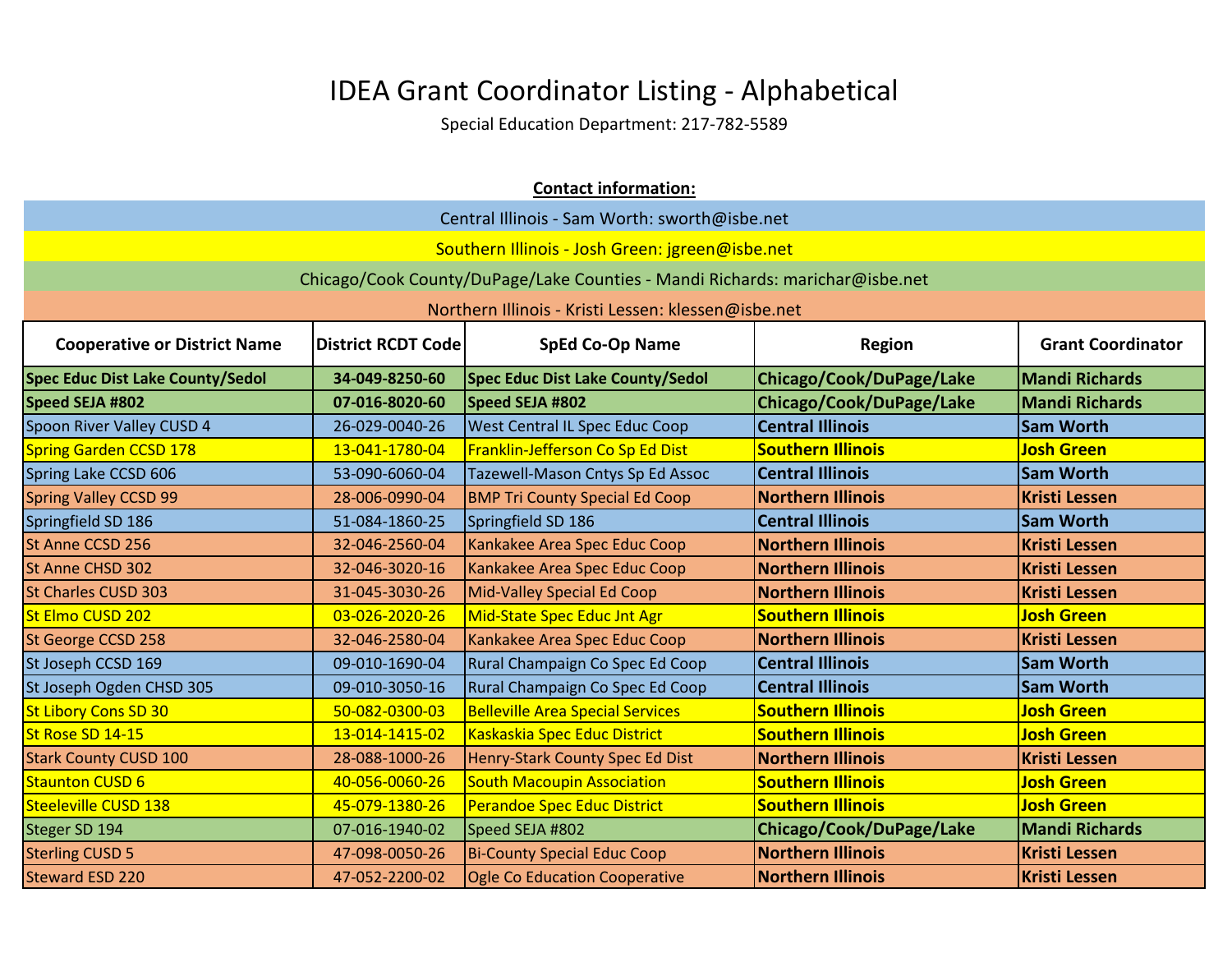# IDEA Grant Coordinator Listing - Alphabetical

Special Education Department: 217-782-5589

**Contact information:**

Central Illinois - Sam Worth: sworth@isbe.net

Southern Illinois - Josh Green: jgreen@isbe.net

Chicago/Cook County/DuPage/Lake Counties - Mandi Richards: marichar@isbe.net

Northern Illinois - Kristi Lessen: klessen@isbe.net

| Cooperative or District Name | District RCDT Code | SpEd Co-Op Name | Region | Grant Coordinator |
|---|---|---|---|---|
| **Spec Educ Dist Lake County/Sedol** | **34-049-8250-60** | **Spec Educ Dist Lake County/Sedol** | **Chicago/Cook/DuPage/Lake** | **Mandi Richards** |
| **Speed SEJA #802** | **07-016-8020-60** | **Speed SEJA #802** | **Chicago/Cook/DuPage/Lake** | **Mandi Richards** |
| Spoon River Valley CUSD 4 | 26-029-0040-26 | West Central IL Spec Educ Coop | **Central Illinois** | **Sam Worth** |
| Spring Garden CCSD 178 | 13-041-1780-04 | Franklin-Jefferson Co Sp Ed Dist | **Southern Illinois** | **Josh Green** |
| Spring Lake CCSD 606 | 53-090-6060-04 | Tazewell-Mason Cntys Sp Ed Assoc | **Central Illinois** | **Sam Worth** |
| Spring Valley CCSD 99 | 28-006-0990-04 | BMP Tri County Special Ed Coop | **Northern Illinois** | **Kristi Lessen** |
| Springfield SD 186 | 51-084-1860-25 | Springfield SD 186 | **Central Illinois** | **Sam Worth** |
| St Anne CCSD 256 | 32-046-2560-04 | Kankakee Area Spec Educ Coop | **Northern Illinois** | **Kristi Lessen** |
| St Anne CHSD 302 | 32-046-3020-16 | Kankakee Area Spec Educ Coop | **Northern Illinois** | **Kristi Lessen** |
| St Charles CUSD 303 | 31-045-3030-26 | Mid-Valley Special Ed Coop | **Northern Illinois** | **Kristi Lessen** |
| St Elmo CUSD 202 | 03-026-2020-26 | Mid-State Spec Educ Jnt Agr | **Southern Illinois** | **Josh Green** |
| St George CCSD 258 | 32-046-2580-04 | Kankakee Area Spec Educ Coop | **Northern Illinois** | **Kristi Lessen** |
| St Joseph CCSD 169 | 09-010-1690-04 | Rural Champaign Co Spec Ed Coop | **Central Illinois** | **Sam Worth** |
| St Joseph Ogden CHSD 305 | 09-010-3050-16 | Rural Champaign Co Spec Ed Coop | **Central Illinois** | **Sam Worth** |
| St Libory Cons SD 30 | 50-082-0300-03 | Belleville Area Special Services | **Southern Illinois** | **Josh Green** |
| St Rose SD 14-15 | 13-014-1415-02 | Kaskaskia Spec Educ District | **Southern Illinois** | **Josh Green** |
| Stark County CUSD 100 | 28-088-1000-26 | Henry-Stark County Spec Ed Dist | **Northern Illinois** | **Kristi Lessen** |
| Staunton CUSD 6 | 40-056-0060-26 | South Macoupin Association | **Southern Illinois** | **Josh Green** |
| Steeleville CUSD 138 | 45-079-1380-26 | Perandoe Spec Educ District | **Southern Illinois** | **Josh Green** |
| Steger SD 194 | 07-016-1940-02 | Speed SEJA #802 | **Chicago/Cook/DuPage/Lake** | **Mandi Richards** |
| Sterling CUSD 5 | 47-098-0050-26 | Bi-County Special Educ Coop | **Northern Illinois** | **Kristi Lessen** |
| Steward ESD 220 | 47-052-2200-02 | Ogle Co Education Cooperative | **Northern Illinois** | **Kristi Lessen** |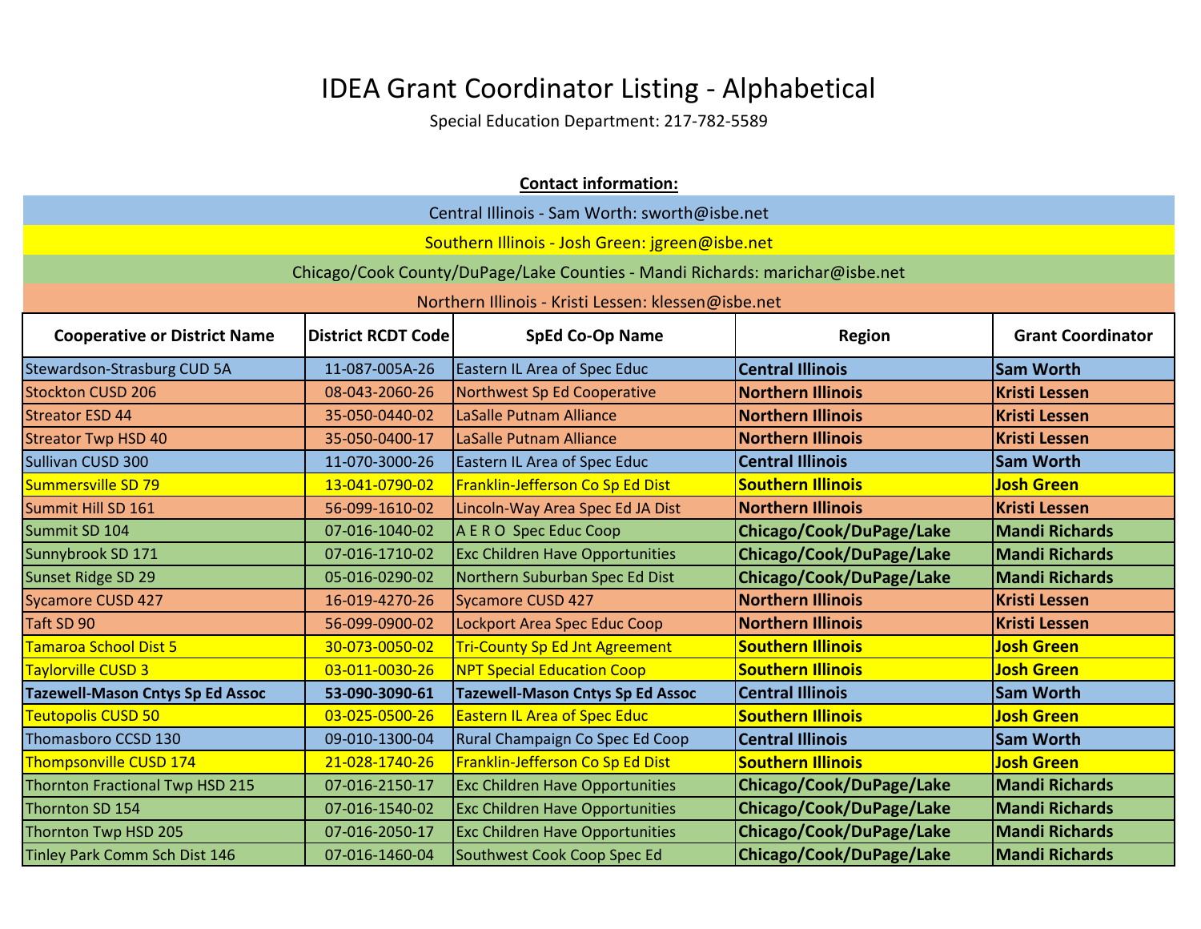# IDEA Grant Coordinator Listing - Alphabetical

Special Education Department: 217-782-5589

**Contact information:**

Central Illinois - Sam Worth: sworth@isbe.net

Southern Illinois - Josh Green: jgreen@isbe.net

Chicago/Cook County/DuPage/Lake Counties - Mandi Richards: marichar@isbe.net

Northern Illinois - Kristi Lessen: klessen@isbe.net

| Cooperative or District Name | District RCDT Code | SpEd Co-Op Name | Region | Grant Coordinator |
|---|---|---|---|---|
| Stewardson-Strasburg CUD 5A | 11-087-005A-26 | Eastern IL Area of Spec Educ | **Central Illinois** | **Sam Worth** |
| Stockton CUSD 206 | 08-043-2060-26 | Northwest Sp Ed Cooperative | **Northern Illinois** | **Kristi Lessen** |
| Streator ESD 44 | 35-050-0440-02 | LaSalle Putnam Alliance | **Northern Illinois** | **Kristi Lessen** |
| Streator Twp HSD 40 | 35-050-0400-17 | LaSalle Putnam Alliance | **Northern Illinois** | **Kristi Lessen** |
| Sullivan CUSD 300 | 11-070-3000-26 | Eastern IL Area of Spec Educ | **Central Illinois** | **Sam Worth** |
| Summersville SD 79 | 13-041-0790-02 | Franklin-Jefferson Co Sp Ed Dist | **Southern Illinois** | **Josh Green** |
| Summit Hill SD 161 | 56-099-1610-02 | Lincoln-Way Area Spec Ed JA Dist | **Northern Illinois** | **Kristi Lessen** |
| Summit SD 104 | 07-016-1040-02 | A E R O Spec Educ Coop | **Chicago/Cook/DuPage/Lake** | **Mandi Richards** |
| Sunnybrook SD 171 | 07-016-1710-02 | Exc Children Have Opportunities | **Chicago/Cook/DuPage/Lake** | **Mandi Richards** |
| Sunset Ridge SD 29 | 05-016-0290-02 | Northern Suburban Spec Ed Dist | **Chicago/Cook/DuPage/Lake** | **Mandi Richards** |
| Sycamore CUSD 427 | 16-019-4270-26 | Sycamore CUSD 427 | **Northern Illinois** | **Kristi Lessen** |
| Taft SD 90 | 56-099-0900-02 | Lockport Area Spec Educ Coop | **Northern Illinois** | **Kristi Lessen** |
| Tamaroa School Dist 5 | 30-073-0050-02 | Tri-County Sp Ed Jnt Agreement | **Southern Illinois** | **Josh Green** |
| Taylorville CUSD 3 | 03-011-0030-26 | NPT Special Education Coop | **Southern Illinois** | **Josh Green** |
| **Tazewell-Mason Cntys Sp Ed Assoc** | **53-090-3090-61** | **Tazewell-Mason Cntys Sp Ed Assoc** | **Central Illinois** | **Sam Worth** |
| Teutopolis CUSD 50 | 03-025-0500-26 | Eastern IL Area of Spec Educ | **Southern Illinois** | **Josh Green** |
| Thomasboro CCSD 130 | 09-010-1300-04 | Rural Champaign Co Spec Ed Coop | **Central Illinois** | **Sam Worth** |
| Thompsonville CUSD 174 | 21-028-1740-26 | Franklin-Jefferson Co Sp Ed Dist | **Southern Illinois** | **Josh Green** |
| Thornton Fractional Twp HSD 215 | 07-016-2150-17 | Exc Children Have Opportunities | **Chicago/Cook/DuPage/Lake** | **Mandi Richards** |
| Thornton SD 154 | 07-016-1540-02 | Exc Children Have Opportunities | **Chicago/Cook/DuPage/Lake** | **Mandi Richards** |
| Thornton Twp HSD 205 | 07-016-2050-17 | Exc Children Have Opportunities | **Chicago/Cook/DuPage/Lake** | **Mandi Richards** |
| Tinley Park Comm Sch Dist 146 | 07-016-1460-04 | Southwest Cook Coop Spec Ed | **Chicago/Cook/DuPage/Lake** | **Mandi Richards** |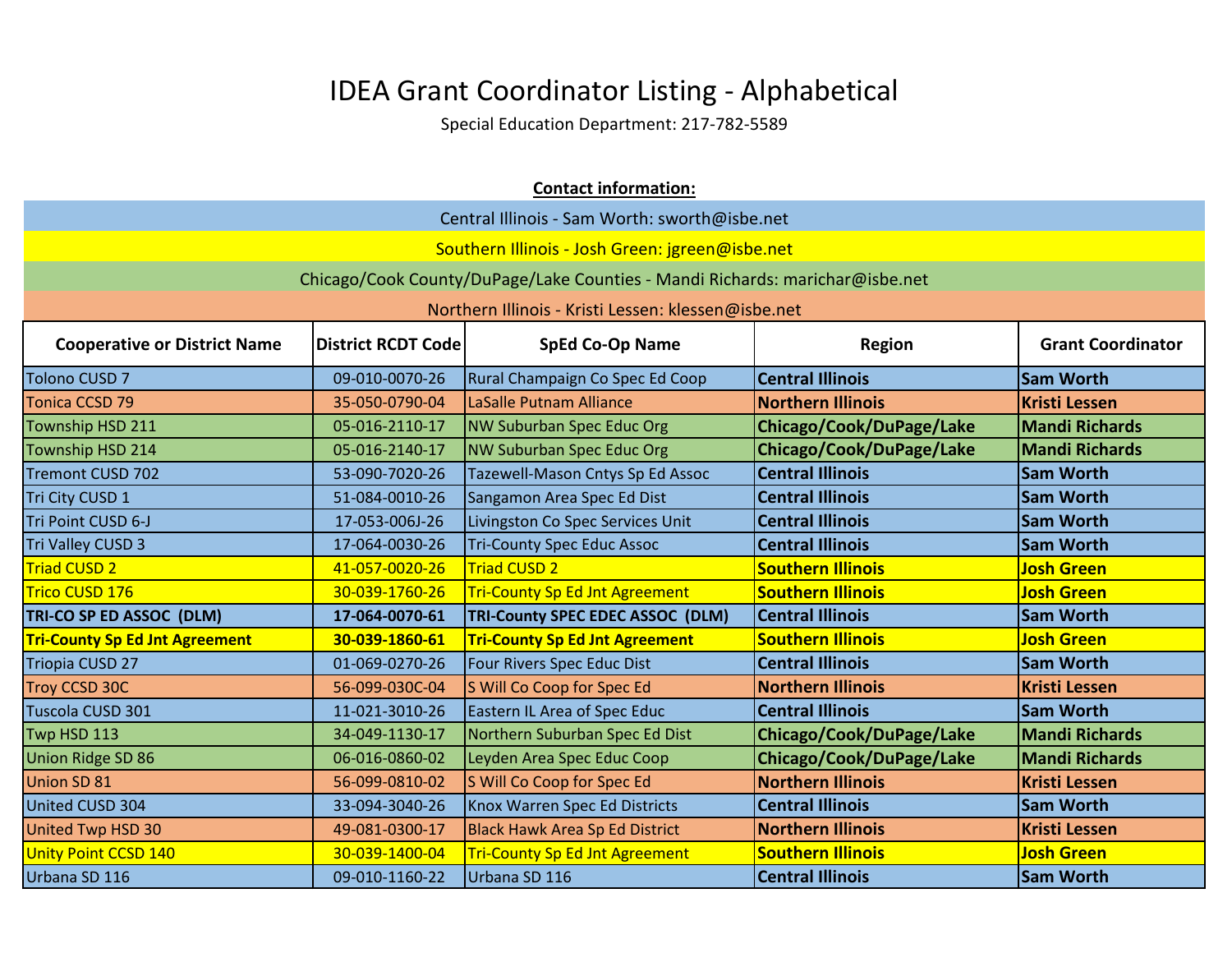# IDEA Grant Coordinator Listing - Alphabetical

Special Education Department: 217-782-5589

**Contact information:**

Central Illinois - Sam Worth: sworth@isbe.net

Southern Illinois - Josh Green: jgreen@isbe.net

Chicago/Cook County/DuPage/Lake Counties - Mandi Richards: marichar@isbe.net

Northern Illinois - Kristi Lessen: klessen@isbe.net

| Cooperative or District Name | District RCDT Code | SpEd Co-Op Name | Region | Grant Coordinator |
|---|---|---|---|---|
| Tolono CUSD 7 | 09-010-0070-26 | Rural Champaign Co Spec Ed Coop | **Central Illinois** | **Sam Worth** |
| Tonica CCSD 79 | 35-050-0790-04 | LaSalle Putnam Alliance | **Northern Illinois** | **Kristi Lessen** |
| Township HSD 211 | 05-016-2110-17 | NW Suburban Spec Educ Org | **Chicago/Cook/DuPage/Lake** | **Mandi Richards** |
| Township HSD 214 | 05-016-2140-17 | NW Suburban Spec Educ Org | **Chicago/Cook/DuPage/Lake** | **Mandi Richards** |
| Tremont CUSD 702 | 53-090-7020-26 | Tazewell-Mason Cntys Sp Ed Assoc | **Central Illinois** | **Sam Worth** |
| Tri City CUSD 1 | 51-084-0010-26 | Sangamon Area Spec Ed Dist | **Central Illinois** | **Sam Worth** |
| Tri Point CUSD 6-J | 17-053-006J-26 | Livingston Co Spec Services Unit | **Central Illinois** | **Sam Worth** |
| Tri Valley CUSD 3 | 17-064-0030-26 | Tri-County Spec Educ Assoc | **Central Illinois** | **Sam Worth** |
| Triad CUSD 2 | 41-057-0020-26 | Triad CUSD 2 | **Southern Illinois** | **Josh Green** |
| Trico CUSD 176 | 30-039-1760-26 | Tri-County Sp Ed Jnt Agreement | **Southern Illinois** | **Josh Green** |
| **TRI-CO SP ED ASSOC (DLM)** | **17-064-0070-61** | **TRI-County SPEC EDEC ASSOC (DLM)** | **Central Illinois** | **Sam Worth** |
| **Tri-County Sp Ed Jnt Agreement** | **30-039-1860-61** | **Tri-County Sp Ed Jnt Agreement** | **Southern Illinois** | **Josh Green** |
| Triopia CUSD 27 | 01-069-0270-26 | Four Rivers Spec Educ Dist | **Central Illinois** | **Sam Worth** |
| Troy CCSD 30C | 56-099-030C-04 | S Will Co Coop for Spec Ed | **Northern Illinois** | **Kristi Lessen** |
| Tuscola CUSD 301 | 11-021-3010-26 | Eastern IL Area of Spec Educ | **Central Illinois** | **Sam Worth** |
| Twp HSD 113 | 34-049-1130-17 | Northern Suburban Spec Ed Dist | **Chicago/Cook/DuPage/Lake** | **Mandi Richards** |
| Union Ridge SD 86 | 06-016-0860-02 | Leyden Area Spec Educ Coop | **Chicago/Cook/DuPage/Lake** | **Mandi Richards** |
| Union SD 81 | 56-099-0810-02 | S Will Co Coop for Spec Ed | **Northern Illinois** | **Kristi Lessen** |
| United CUSD 304 | 33-094-3040-26 | Knox Warren Spec Ed Districts | **Central Illinois** | **Sam Worth** |
| United Twp HSD 30 | 49-081-0300-17 | Black Hawk Area Sp Ed District | **Northern Illinois** | **Kristi Lessen** |
| Unity Point CCSD 140 | 30-039-1400-04 | Tri-County Sp Ed Jnt Agreement | **Southern Illinois** | **Josh Green** |
| Urbana SD 116 | 09-010-1160-22 | Urbana SD 116 | **Central Illinois** | **Sam Worth** |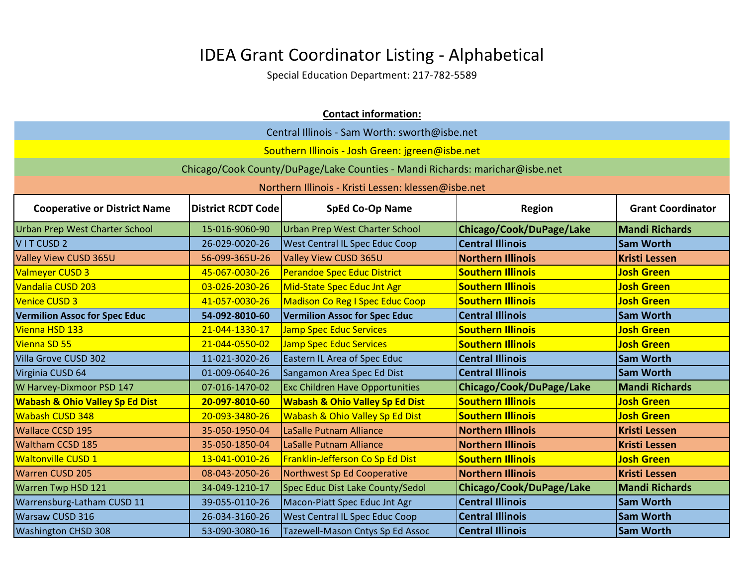# IDEA Grant Coordinator Listing - Alphabetical

Special Education Department: 217-782-5589

**Contact information:**

Central Illinois - Sam Worth: sworth@isbe.net

Southern Illinois - Josh Green: jgreen@isbe.net

Chicago/Cook County/DuPage/Lake Counties - Mandi Richards: marichar@isbe.net

Northern Illinois - Kristi Lessen: klessen@isbe.net

| Cooperative or District Name | District RCDT Code | SpEd Co-Op Name | Region | Grant Coordinator |
|---|---|---|---|---|
| Urban Prep West Charter School | 15-016-9060-90 | Urban Prep West Charter School | **Chicago/Cook/DuPage/Lake** | **Mandi Richards** |
| V I T CUSD 2 | 26-029-0020-26 | West Central IL Spec Educ Coop | **Central Illinois** | **Sam Worth** |
| Valley View CUSD 365U | 56-099-365U-26 | Valley View CUSD 365U | **Northern Illinois** | **Kristi Lessen** |
| Valmeyer CUSD 3 | 45-067-0030-26 | Perandoe Spec Educ District | **Southern Illinois** | **Josh Green** |
| Vandalia CUSD 203 | 03-026-2030-26 | Mid-State Spec Educ Jnt Agr | **Southern Illinois** | **Josh Green** |
| Venice CUSD 3 | 41-057-0030-26 | Madison Co Reg I Spec Educ Coop | **Southern Illinois** | **Josh Green** |
| **Vermilion Assoc for Spec Educ** | **54-092-8010-60** | **Vermilion Assoc for Spec Educ** | **Central Illinois** | **Sam Worth** |
| Vienna HSD 133 | 21-044-1330-17 | Jamp Spec Educ Services | **Southern Illinois** | **Josh Green** |
| Vienna SD 55 | 21-044-0550-02 | Jamp Spec Educ Services | **Southern Illinois** | **Josh Green** |
| Villa Grove CUSD 302 | 11-021-3020-26 | Eastern IL Area of Spec Educ | **Central Illinois** | **Sam Worth** |
| Virginia CUSD 64 | 01-009-0640-26 | Sangamon Area Spec Ed Dist | **Central Illinois** | **Sam Worth** |
| W Harvey-Dixmoor PSD 147 | 07-016-1470-02 | Exc Children Have Opportunities | **Chicago/Cook/DuPage/Lake** | **Mandi Richards** |
| **Wabash & Ohio Valley Sp Ed Dist** | **20-097-8010-60** | **Wabash & Ohio Valley Sp Ed Dist** | **Southern Illinois** | **Josh Green** |
| Wabash CUSD 348 | 20-093-3480-26 | Wabash & Ohio Valley Sp Ed Dist | **Southern Illinois** | **Josh Green** |
| Wallace CCSD 195 | 35-050-1950-04 | LaSalle Putnam Alliance | **Northern Illinois** | **Kristi Lessen** |
| Waltham CCSD 185 | 35-050-1850-04 | LaSalle Putnam Alliance | **Northern Illinois** | **Kristi Lessen** |
| Waltonville CUSD 1 | 13-041-0010-26 | Franklin-Jefferson Co Sp Ed Dist | **Southern Illinois** | **Josh Green** |
| Warren CUSD 205 | 08-043-2050-26 | Northwest Sp Ed Cooperative | **Northern Illinois** | **Kristi Lessen** |
| Warren Twp HSD 121 | 34-049-1210-17 | Spec Educ Dist Lake County/Sedol | **Chicago/Cook/DuPage/Lake** | **Mandi Richards** |
| Warrensburg-Latham CUSD 11 | 39-055-0110-26 | Macon-Piatt Spec Educ Jnt Agr | **Central Illinois** | **Sam Worth** |
| Warsaw CUSD 316 | 26-034-3160-26 | West Central IL Spec Educ Coop | **Central Illinois** | **Sam Worth** |
| Washington CHSD 308 | 53-090-3080-16 | Tazewell-Mason Cntys Sp Ed Assoc | **Central Illinois** | **Sam Worth** |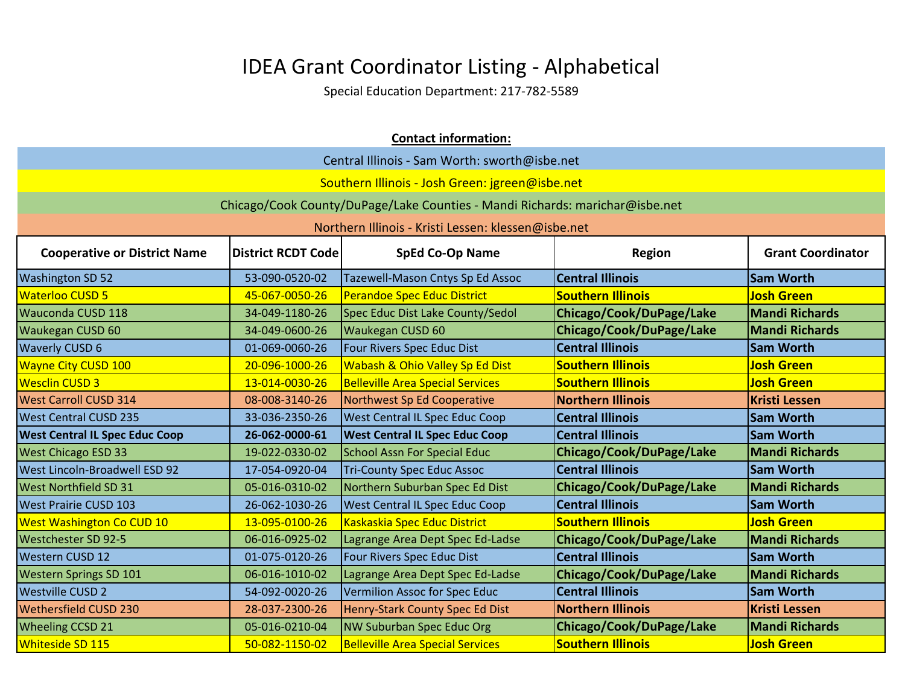# IDEA Grant Coordinator Listing - Alphabetical

Special Education Department: 217-782-5589

**Contact information:**

Central Illinois - Sam Worth: sworth@isbe.net

Southern Illinois - Josh Green: jgreen@isbe.net

Chicago/Cook County/DuPage/Lake Counties - Mandi Richards: marichar@isbe.net

Northern Illinois - Kristi Lessen: klessen@isbe.net

| Cooperative or District Name | District RCDT Code | SpEd Co-Op Name | Region | Grant Coordinator |
|---|---|---|---|---|
| Washington SD 52 | 53-090-0520-02 | Tazewell-Mason Cntys Sp Ed Assoc | **Central Illinois** | **Sam Worth** |
| Waterloo CUSD 5 | 45-067-0050-26 | Perandoe Spec Educ District | **Southern Illinois** | **Josh Green** |
| Wauconda CUSD 118 | 34-049-1180-26 | Spec Educ Dist Lake County/Sedol | **Chicago/Cook/DuPage/Lake** | **Mandi Richards** |
| Waukegan CUSD 60 | 34-049-0600-26 | Waukegan CUSD 60 | **Chicago/Cook/DuPage/Lake** | **Mandi Richards** |
| Waverly CUSD 6 | 01-069-0060-26 | Four Rivers Spec Educ Dist | **Central Illinois** | **Sam Worth** |
| Wayne City CUSD 100 | 20-096-1000-26 | Wabash & Ohio Valley Sp Ed Dist | **Southern Illinois** | **Josh Green** |
| Wesclin CUSD 3 | 13-014-0030-26 | Belleville Area Special Services | **Southern Illinois** | **Josh Green** |
| West Carroll CUSD 314 | 08-008-3140-26 | Northwest Sp Ed Cooperative | **Northern Illinois** | **Kristi Lessen** |
| West Central CUSD 235 | 33-036-2350-26 | West Central IL Spec Educ Coop | **Central Illinois** | **Sam Worth** |
| **West Central IL Spec Educ Coop** | **26-062-0000-61** | **West Central IL Spec Educ Coop** | **Central Illinois** | **Sam Worth** |
| West Chicago ESD 33 | 19-022-0330-02 | School Assn For Special Educ | **Chicago/Cook/DuPage/Lake** | **Mandi Richards** |
| West Lincoln-Broadwell ESD 92 | 17-054-0920-04 | Tri-County Spec Educ Assoc | **Central Illinois** | **Sam Worth** |
| West Northfield SD 31 | 05-016-0310-02 | Northern Suburban Spec Ed Dist | **Chicago/Cook/DuPage/Lake** | **Mandi Richards** |
| West Prairie CUSD 103 | 26-062-1030-26 | West Central IL Spec Educ Coop | **Central Illinois** | **Sam Worth** |
| West Washington Co CUD 10 | 13-095-0100-26 | Kaskaskia Spec Educ District | **Southern Illinois** | **Josh Green** |
| Westchester SD 92-5 | 06-016-0925-02 | Lagrange Area Dept Spec Ed-Ladse | **Chicago/Cook/DuPage/Lake** | **Mandi Richards** |
| Western CUSD 12 | 01-075-0120-26 | Four Rivers Spec Educ Dist | **Central Illinois** | **Sam Worth** |
| Western Springs SD 101 | 06-016-1010-02 | Lagrange Area Dept Spec Ed-Ladse | **Chicago/Cook/DuPage/Lake** | **Mandi Richards** |
| Westville CUSD 2 | 54-092-0020-26 | Vermilion Assoc for Spec Educ | **Central Illinois** | **Sam Worth** |
| Wethersfield CUSD 230 | 28-037-2300-26 | Henry-Stark County Spec Ed Dist | **Northern Illinois** | **Kristi Lessen** |
| Wheeling CCSD 21 | 05-016-0210-04 | NW Suburban Spec Educ Org | **Chicago/Cook/DuPage/Lake** | **Mandi Richards** |
| Whiteside SD 115 | 50-082-1150-02 | Belleville Area Special Services | **Southern Illinois** | **Josh Green** |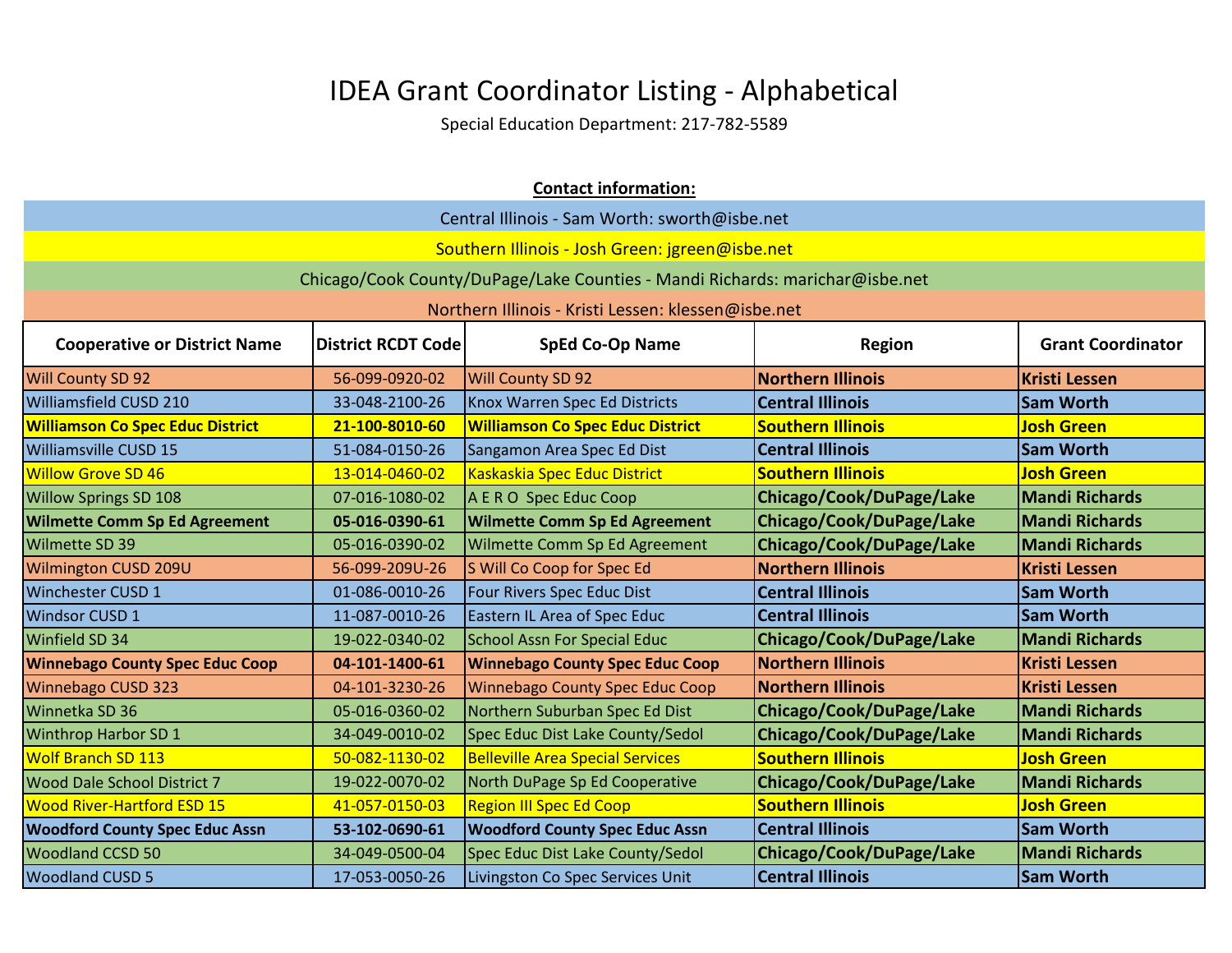# IDEA Grant Coordinator Listing - Alphabetical

Special Education Department: 217-782-5589

**Contact information:**

Central Illinois - Sam Worth: sworth@isbe.net

Southern Illinois - Josh Green: jgreen@isbe.net

Chicago/Cook County/DuPage/Lake Counties - Mandi Richards: marichar@isbe.net

Northern Illinois - Kristi Lessen: klessen@isbe.net

| Cooperative or District Name | District RCDT Code | SpEd Co-Op Name | Region | Grant Coordinator |
|---|---|---|---|---|
| Will County SD 92 | 56-099-0920-02 | Will County SD 92 | **Northern Illinois** | **Kristi Lessen** |
| Williamsfield CUSD 210 | 33-048-2100-26 | Knox Warren Spec Ed Districts | **Central Illinois** | **Sam Worth** |
| **Williamson Co Spec Educ District** | **21-100-8010-60** | **Williamson Co Spec Educ District** | **Southern Illinois** | **Josh Green** |
| Williamsville CUSD 15 | 51-084-0150-26 | Sangamon Area Spec Ed Dist | **Central Illinois** | **Sam Worth** |
| Willow Grove SD 46 | 13-014-0460-02 | Kaskaskia Spec Educ District | **Southern Illinois** | **Josh Green** |
| Willow Springs SD 108 | 07-016-1080-02 | A E R O Spec Educ Coop | **Chicago/Cook/DuPage/Lake** | **Mandi Richards** |
| **Wilmette Comm Sp Ed Agreement** | **05-016-0390-61** | **Wilmette Comm Sp Ed Agreement** | **Chicago/Cook/DuPage/Lake** | **Mandi Richards** |
| Wilmette SD 39 | 05-016-0390-02 | Wilmette Comm Sp Ed Agreement | **Chicago/Cook/DuPage/Lake** | **Mandi Richards** |
| Wilmington CUSD 209U | 56-099-209U-26 | S Will Co Coop for Spec Ed | **Northern Illinois** | **Kristi Lessen** |
| Winchester CUSD 1 | 01-086-0010-26 | Four Rivers Spec Educ Dist | **Central Illinois** | **Sam Worth** |
| Windsor CUSD 1 | 11-087-0010-26 | Eastern IL Area of Spec Educ | **Central Illinois** | **Sam Worth** |
| Winfield SD 34 | 19-022-0340-02 | School Assn For Special Educ | **Chicago/Cook/DuPage/Lake** | **Mandi Richards** |
| **Winnebago County Spec Educ Coop** | **04-101-1400-61** | **Winnebago County Spec Educ Coop** | **Northern Illinois** | **Kristi Lessen** |
| Winnebago CUSD 323 | 04-101-3230-26 | Winnebago County Spec Educ Coop | **Northern Illinois** | **Kristi Lessen** |
| Winnetka SD 36 | 05-016-0360-02 | Northern Suburban Spec Ed Dist | **Chicago/Cook/DuPage/Lake** | **Mandi Richards** |
| Winthrop Harbor SD 1 | 34-049-0010-02 | Spec Educ Dist Lake County/Sedol | **Chicago/Cook/DuPage/Lake** | **Mandi Richards** |
| Wolf Branch SD 113 | 50-082-1130-02 | Belleville Area Special Services | **Southern Illinois** | **Josh Green** |
| Wood Dale School District 7 | 19-022-0070-02 | North DuPage Sp Ed Cooperative | **Chicago/Cook/DuPage/Lake** | **Mandi Richards** |
| Wood River-Hartford ESD 15 | 41-057-0150-03 | Region III Spec Ed Coop | **Southern Illinois** | **Josh Green** |
| **Woodford County Spec Educ Assn** | **53-102-0690-61** | **Woodford County Spec Educ Assn** | **Central Illinois** | **Sam Worth** |
| Woodland CCSD 50 | 34-049-0500-04 | Spec Educ Dist Lake County/Sedol | **Chicago/Cook/DuPage/Lake** | **Mandi Richards** |
| Woodland CUSD 5 | 17-053-0050-26 | Livingston Co Spec Services Unit | **Central Illinois** | **Sam Worth** |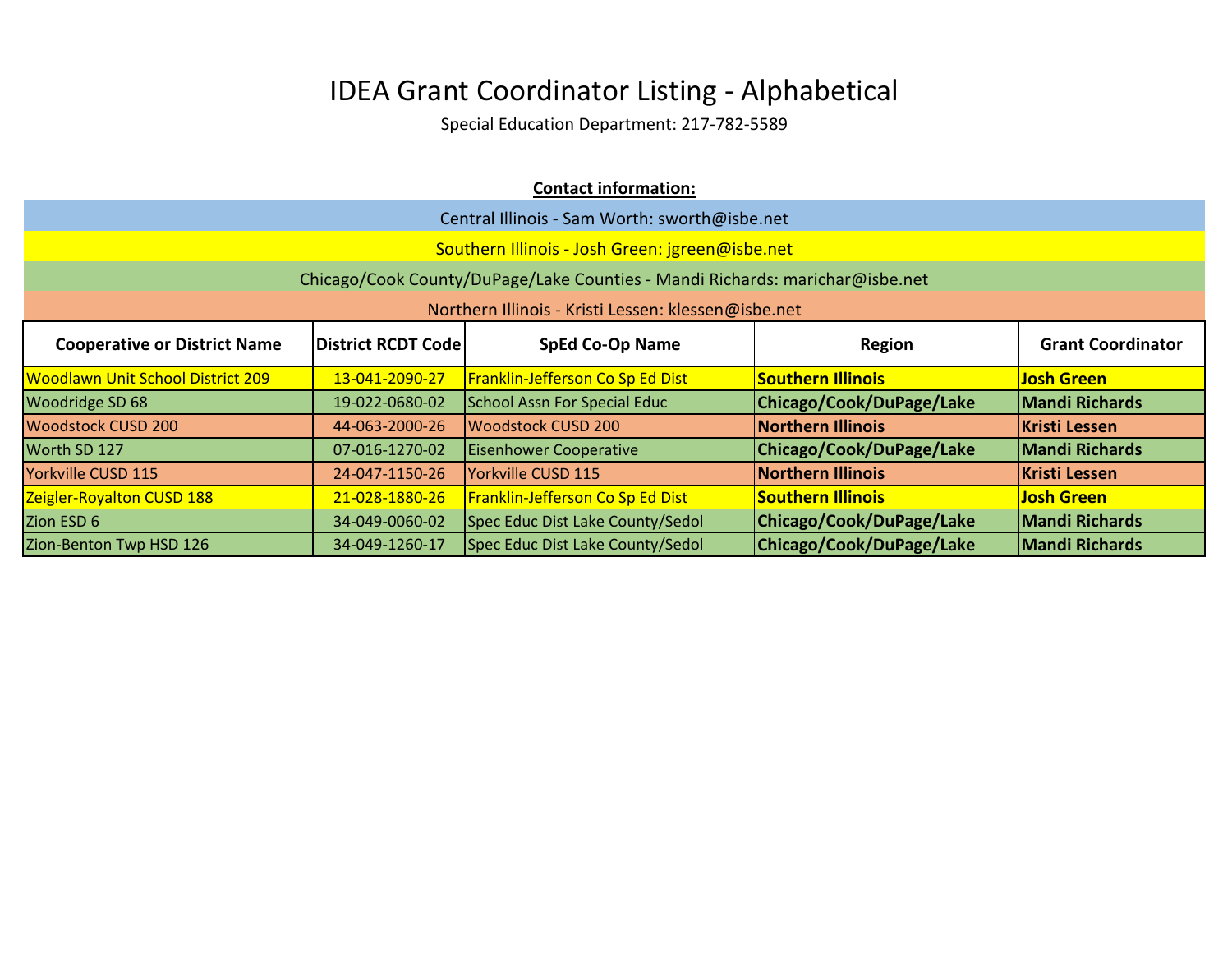# IDEA Grant Coordinator Listing - Alphabetical

Special Education Department: 217-782-5589

**Contact information:**

Central Illinois - Sam Worth: sworth@isbe.net

Southern Illinois - Josh Green: jgreen@isbe.net

Chicago/Cook County/DuPage/Lake Counties - Mandi Richards: marichar@isbe.net

Northern Illinois - Kristi Lessen: klessen@isbe.net

| Cooperative or District Name | District RCDT Code | SpEd Co-Op Name | Region | Grant Coordinator |
|---|---|---|---|---|
| Woodlawn Unit School District 209 | 13-041-2090-27 | Franklin-Jefferson Co Sp Ed Dist | **Southern Illinois** | **Josh Green** |
| Woodridge SD 68 | 19-022-0680-02 | School Assn For Special Educ | **Chicago/Cook/DuPage/Lake** | **Mandi Richards** |
| Woodstock CUSD 200 | 44-063-2000-26 | Woodstock CUSD 200 | **Northern Illinois** | **Kristi Lessen** |
| Worth SD 127 | 07-016-1270-02 | Eisenhower Cooperative | **Chicago/Cook/DuPage/Lake** | **Mandi Richards** |
| Yorkville CUSD 115 | 24-047-1150-26 | Yorkville CUSD 115 | **Northern Illinois** | **Kristi Lessen** |
| Zeigler-Royalton CUSD 188 | 21-028-1880-26 | Franklin-Jefferson Co Sp Ed Dist | **Southern Illinois** | **Josh Green** |
| Zion ESD 6 | 34-049-0060-02 | Spec Educ Dist Lake County/Sedol | **Chicago/Cook/DuPage/Lake** | **Mandi Richards** |
| Zion-Benton Twp HSD 126 | 34-049-1260-17 | Spec Educ Dist Lake County/Sedol | **Chicago/Cook/DuPage/Lake** | **Mandi Richards** |